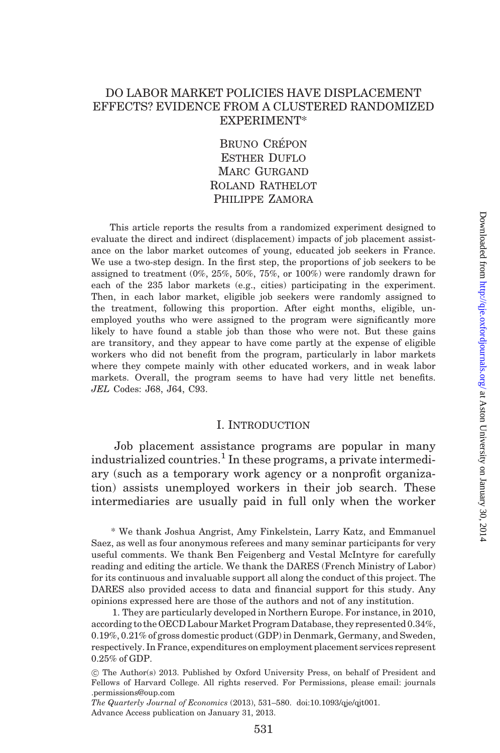# DO LABOR MARKET POLICIES HAVE DISPLACEMENT EFFECTS? EVIDENCE FROM A CLUSTERED RANDOMIZED EXPERIMENT*

Bruno Crépon
Esther Duflo
Marc Gurgand
Roland Rathelot
Philippe Zamora

This article reports the results from a randomized experiment designed to evaluate the direct and indirect (displacement) impacts of job placement assistance on the labor market outcomes of young, educated job seekers in France. We use a two-step design. In the first step, the proportions of job seekers to be assigned to treatment (0%, 25%, 50%, 75%, or 100%) were randomly drawn for each of the 235 labor markets (e.g., cities) participating in the experiment. Then, in each labor market, eligible job seekers were randomly assigned to the treatment, following this proportion. After eight months, eligible, unemployed youths who were assigned to the program were significantly more likely to have found a stable job than those who were not. But these gains are transitory, and they appear to have come partly at the expense of eligible workers who did not benefit from the program, particularly in labor markets where they compete mainly with other educated workers, and in weak labor markets. Overall, the program seems to have had very little net benefits. *JEL* Codes: J68, J64, C93.

## I. Introduction

Job placement assistance programs are popular in many industrialized countries.[1] In these programs, a private intermediary (such as a temporary work agency or a nonprofit organization) assists unemployed workers in their job search. These intermediaries are usually paid in full only when the worker

\* We thank Joshua Angrist, Amy Finkelstein, Larry Katz, and Emmanuel Saez, as well as four anonymous referees and many seminar participants for very useful comments. We thank Ben Feigenberg and Vestal McIntyre for carefully reading and editing the article. We thank the DARES (French Ministry of Labor) for its continuous and invaluable support all along the conduct of this project. The DARES also provided access to data and financial support for this study. Any opinions expressed here are those of the authors and not of any institution.

1. They are particularly developed in Northern Europe. For instance, in 2010, according to the OECD Labour Market Program Database, they represented 0.34%, 0.19%, 0.21% of gross domestic product (GDP) in Denmark, Germany, and Sweden, respectively. In France, expenditures on employment placement services represent 0.25% of GDP.

© The Author(s) 2013. Published by Oxford University Press, on behalf of President and Fellows of Harvard College. All rights reserved. For Permissions, please email: journals.permissions@oup.com

*The Quarterly Journal of Economics* (2013), 531–580. doi:10.1093/qje/qjt001.
Advance Access publication on January 31, 2013.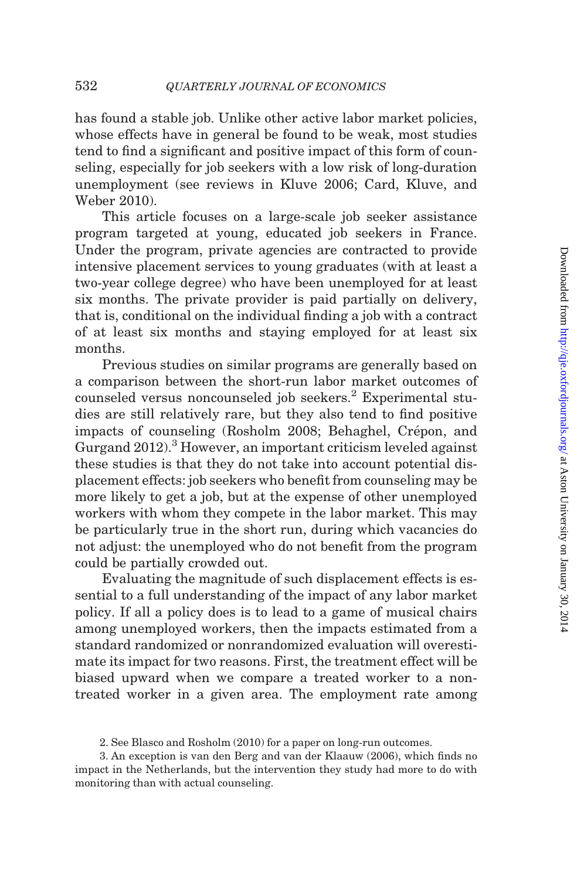has found a stable job. Unlike other active labor market policies, whose effects have in general be found to be weak, most studies tend to find a significant and positive impact of this form of counseling, especially for job seekers with a low risk of long-duration unemployment (see reviews in Kluve 2006; Card, Kluve, and Weber 2010).

This article focuses on a large-scale job seeker assistance program targeted at young, educated job seekers in France. Under the program, private agencies are contracted to provide intensive placement services to young graduates (with at least a two-year college degree) who have been unemployed for at least six months. The private provider is paid partially on delivery, that is, conditional on the individual finding a job with a contract of at least six months and staying employed for at least six months.

Previous studies on similar programs are generally based on a comparison between the short-run labor market outcomes of counseled versus noncounseled job seekers.[2] Experimental studies are still relatively rare, but they also tend to find positive impacts of counseling (Rosholm 2008; Behaghel, Crépon, and Gurgand 2012).[3] However, an important criticism leveled against these studies is that they do not take into account potential displacement effects: job seekers who benefit from counseling may be more likely to get a job, but at the expense of other unemployed workers with whom they compete in the labor market. This may be particularly true in the short run, during which vacancies do not adjust: the unemployed who do not benefit from the program could be partially crowded out.

Evaluating the magnitude of such displacement effects is essential to a full understanding of the impact of any labor market policy. If all a policy does is to lead to a game of musical chairs among unemployed workers, then the impacts estimated from a standard randomized or nonrandomized evaluation will overestimate its impact for two reasons. First, the treatment effect will be biased upward when we compare a treated worker to a nontreated worker in a given area. The employment rate among

2. See Blasco and Rosholm (2010) for a paper on long-run outcomes.

3. An exception is van den Berg and van der Klaauw (2006), which finds no impact in the Netherlands, but the intervention they study had more to do with monitoring than with actual counseling.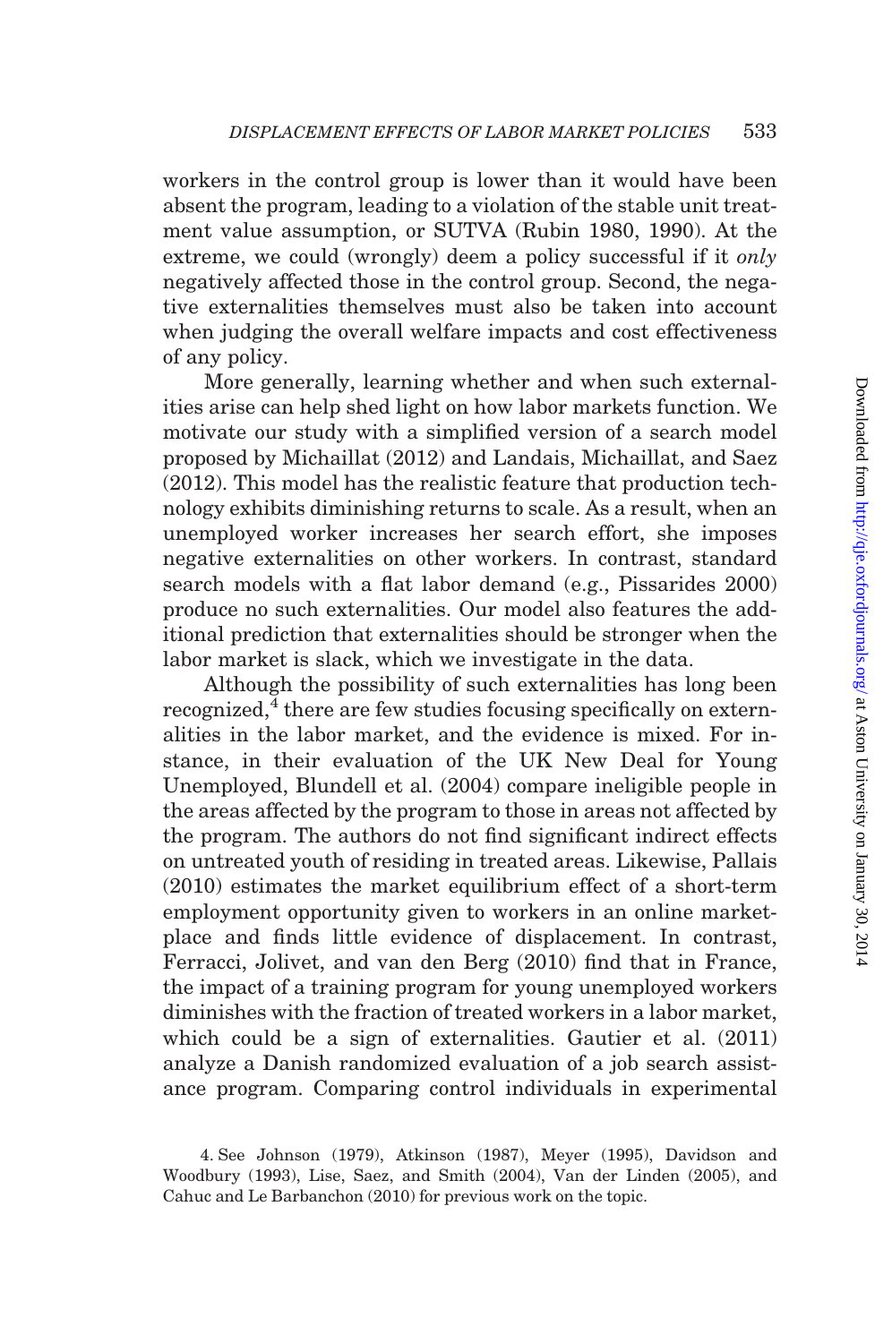workers in the control group is lower than it would have been absent the program, leading to a violation of the stable unit treatment value assumption, or SUTVA (Rubin 1980, 1990). At the extreme, we could (wrongly) deem a policy successful if it *only* negatively affected those in the control group. Second, the negative externalities themselves must also be taken into account when judging the overall welfare impacts and cost effectiveness of any policy.

More generally, learning whether and when such externalities arise can help shed light on how labor markets function. We motivate our study with a simplified version of a search model proposed by Michaillat (2012) and Landais, Michaillat, and Saez (2012). This model has the realistic feature that production technology exhibits diminishing returns to scale. As a result, when an unemployed worker increases her search effort, she imposes negative externalities on other workers. In contrast, standard search models with a flat labor demand (e.g., Pissarides 2000) produce no such externalities. Our model also features the additional prediction that externalities should be stronger when the labor market is slack, which we investigate in the data.

Although the possibility of such externalities has long been recognized,[4] there are few studies focusing specifically on externalities in the labor market, and the evidence is mixed. For instance, in their evaluation of the UK New Deal for Young Unemployed, Blundell et al. (2004) compare ineligible people in the areas affected by the program to those in areas not affected by the program. The authors do not find significant indirect effects on untreated youth of residing in treated areas. Likewise, Pallais (2010) estimates the market equilibrium effect of a short-term employment opportunity given to workers in an online marketplace and finds little evidence of displacement. In contrast, Ferracci, Jolivet, and van den Berg (2010) find that in France, the impact of a training program for young unemployed workers diminishes with the fraction of treated workers in a labor market, which could be a sign of externalities. Gautier et al. (2011) analyze a Danish randomized evaluation of a job search assistance program. Comparing control individuals in experimental

4. See Johnson (1979), Atkinson (1987), Meyer (1995), Davidson and Woodbury (1993), Lise, Saez, and Smith (2004), Van der Linden (2005), and Cahuc and Le Barbanchon (2010) for previous work on the topic.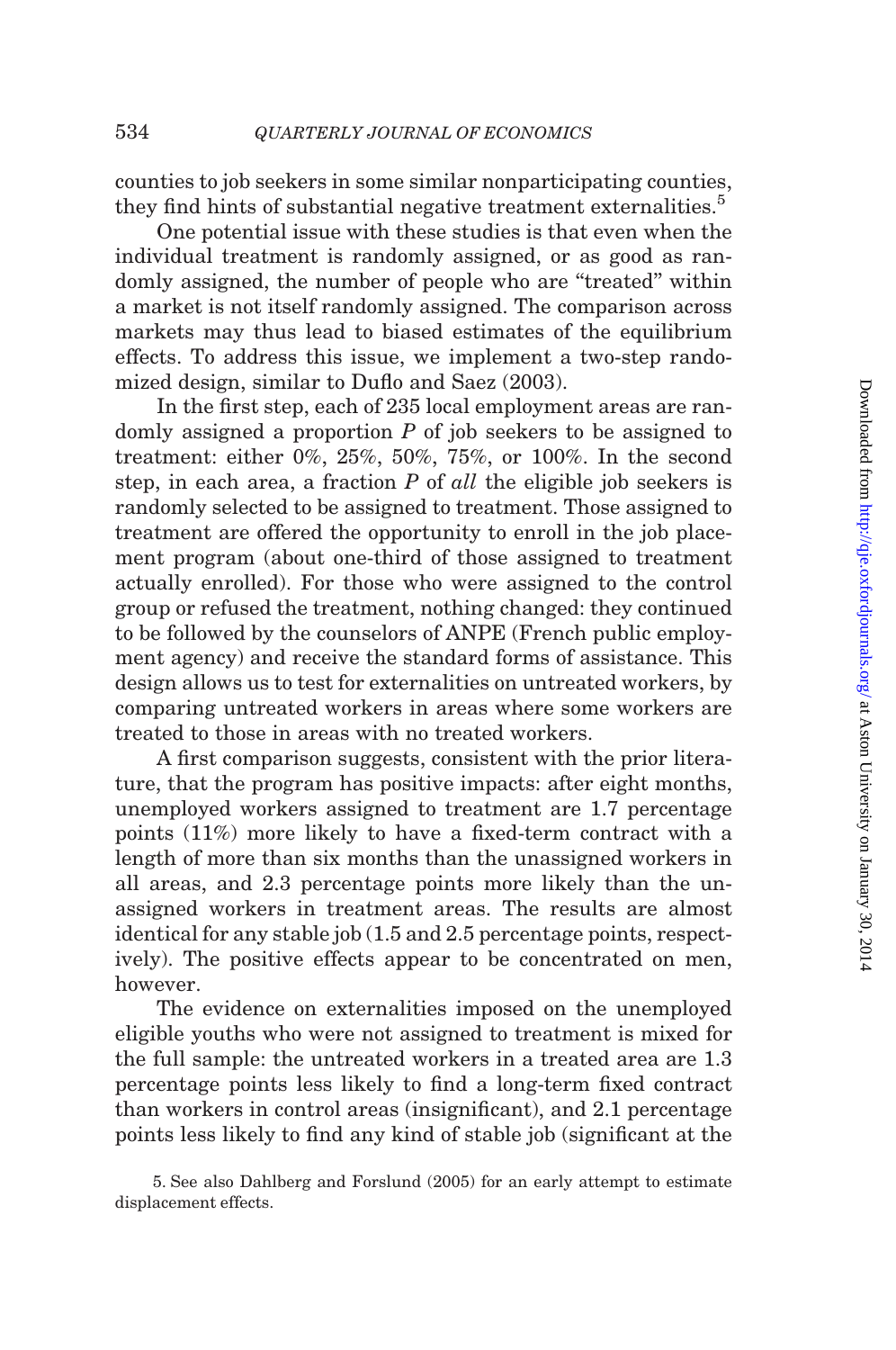counties to job seekers in some similar nonparticipating counties, they find hints of substantial negative treatment externalities.[5]

One potential issue with these studies is that even when the individual treatment is randomly assigned, or as good as randomly assigned, the number of people who are "treated" within a market is not itself randomly assigned. The comparison across markets may thus lead to biased estimates of the equilibrium effects. To address this issue, we implement a two-step randomized design, similar to Duflo and Saez (2003).

In the first step, each of 235 local employment areas are randomly assigned a proportion $P$ of job seekers to be assigned to treatment: either 0%, 25%, 50%, 75%, or 100%. In the second step, in each area, a fraction $P$ of *all* the eligible job seekers is randomly selected to be assigned to treatment. Those assigned to treatment are offered the opportunity to enroll in the job placement program (about one-third of those assigned to treatment actually enrolled). For those who were assigned to the control group or refused the treatment, nothing changed: they continued to be followed by the counselors of ANPE (French public employment agency) and receive the standard forms of assistance. This design allows us to test for externalities on untreated workers, by comparing untreated workers in areas where some workers are treated to those in areas with no treated workers.

A first comparison suggests, consistent with the prior literature, that the program has positive impacts: after eight months, unemployed workers assigned to treatment are 1.7 percentage points (11%) more likely to have a fixed-term contract with a length of more than six months than the unassigned workers in all areas, and 2.3 percentage points more likely than the unassigned workers in treatment areas. The results are almost identical for any stable job (1.5 and 2.5 percentage points, respectively). The positive effects appear to be concentrated on men, however.

The evidence on externalities imposed on the unemployed eligible youths who were not assigned to treatment is mixed for the full sample: the untreated workers in a treated area are 1.3 percentage points less likely to find a long-term fixed contract than workers in control areas (insignificant), and 2.1 percentage points less likely to find any kind of stable job (significant at the

5. See also Dahlberg and Forslund (2005) for an early attempt to estimate displacement effects.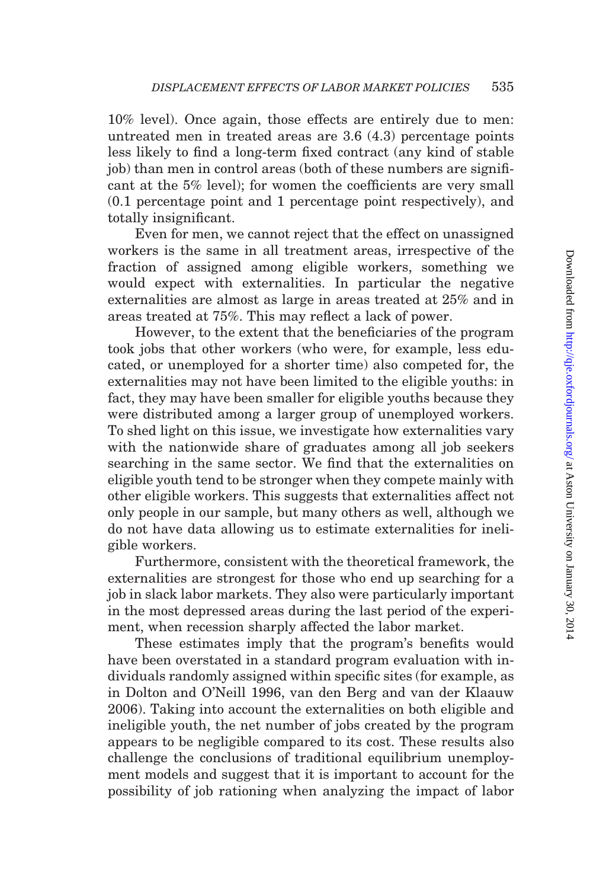10% level). Once again, those effects are entirely due to men: untreated men in treated areas are 3.6 (4.3) percentage points less likely to find a long-term fixed contract (any kind of stable job) than men in control areas (both of these numbers are significant at the 5% level); for women the coefficients are very small (0.1 percentage point and 1 percentage point respectively), and totally insignificant.

Even for men, we cannot reject that the effect on unassigned workers is the same in all treatment areas, irrespective of the fraction of assigned among eligible workers, something we would expect with externalities. In particular the negative externalities are almost as large in areas treated at 25% and in areas treated at 75%. This may reflect a lack of power.

However, to the extent that the beneficiaries of the program took jobs that other workers (who were, for example, less educated, or unemployed for a shorter time) also competed for, the externalities may not have been limited to the eligible youths: in fact, they may have been smaller for eligible youths because they were distributed among a larger group of unemployed workers. To shed light on this issue, we investigate how externalities vary with the nationwide share of graduates among all job seekers searching in the same sector. We find that the externalities on eligible youth tend to be stronger when they compete mainly with other eligible workers. This suggests that externalities affect not only people in our sample, but many others as well, although we do not have data allowing us to estimate externalities for ineligible workers.

Furthermore, consistent with the theoretical framework, the externalities are strongest for those who end up searching for a job in slack labor markets. They also were particularly important in the most depressed areas during the last period of the experiment, when recession sharply affected the labor market.

These estimates imply that the program's benefits would have been overstated in a standard program evaluation with individuals randomly assigned within specific sites (for example, as in Dolton and O'Neill 1996, van den Berg and van der Klaauw 2006). Taking into account the externalities on both eligible and ineligible youth, the net number of jobs created by the program appears to be negligible compared to its cost. These results also challenge the conclusions of traditional equilibrium unemployment models and suggest that it is important to account for the possibility of job rationing when analyzing the impact of labor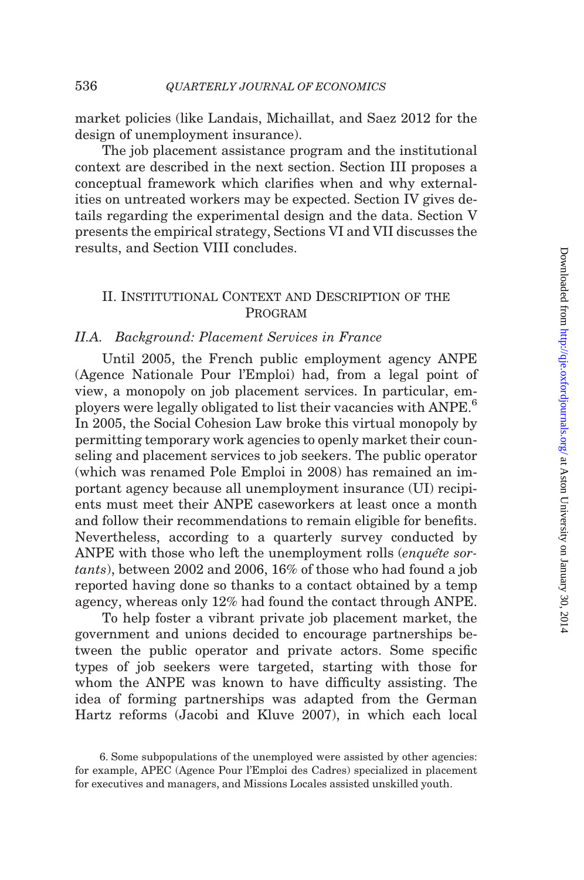market policies (like Landais, Michaillat, and Saez 2012 for the design of unemployment insurance).

The job placement assistance program and the institutional context are described in the next section. Section III proposes a conceptual framework which clarifies when and why externalities on untreated workers may be expected. Section IV gives details regarding the experimental design and the data. Section V presents the empirical strategy, Sections VI and VII discusses the results, and Section VIII concludes.

## II. Institutional Context and Description of the Program

### II.A. Background: Placement Services in France

Until 2005, the French public employment agency ANPE (Agence Nationale Pour l'Emploi) had, from a legal point of view, a monopoly on job placement services. In particular, employers were legally obligated to list their vacancies with ANPE.[6] In 2005, the Social Cohesion Law broke this virtual monopoly by permitting temporary work agencies to openly market their counseling and placement services to job seekers. The public operator (which was renamed Pole Emploi in 2008) has remained an important agency because all unemployment insurance (UI) recipients must meet their ANPE caseworkers at least once a month and follow their recommendations to remain eligible for benefits. Nevertheless, according to a quarterly survey conducted by ANPE with those who left the unemployment rolls (*enquête sortants*), between 2002 and 2006, 16% of those who had found a job reported having done so thanks to a contact obtained by a temp agency, whereas only 12% had found the contact through ANPE.

To help foster a vibrant private job placement market, the government and unions decided to encourage partnerships between the public operator and private actors. Some specific types of job seekers were targeted, starting with those for whom the ANPE was known to have difficulty assisting. The idea of forming partnerships was adapted from the German Hartz reforms (Jacobi and Kluve 2007), in which each local

6. Some subpopulations of the unemployed were assisted by other agencies: for example, APEC (Agence Pour l'Emploi des Cadres) specialized in placement for executives and managers, and Missions Locales assisted unskilled youth.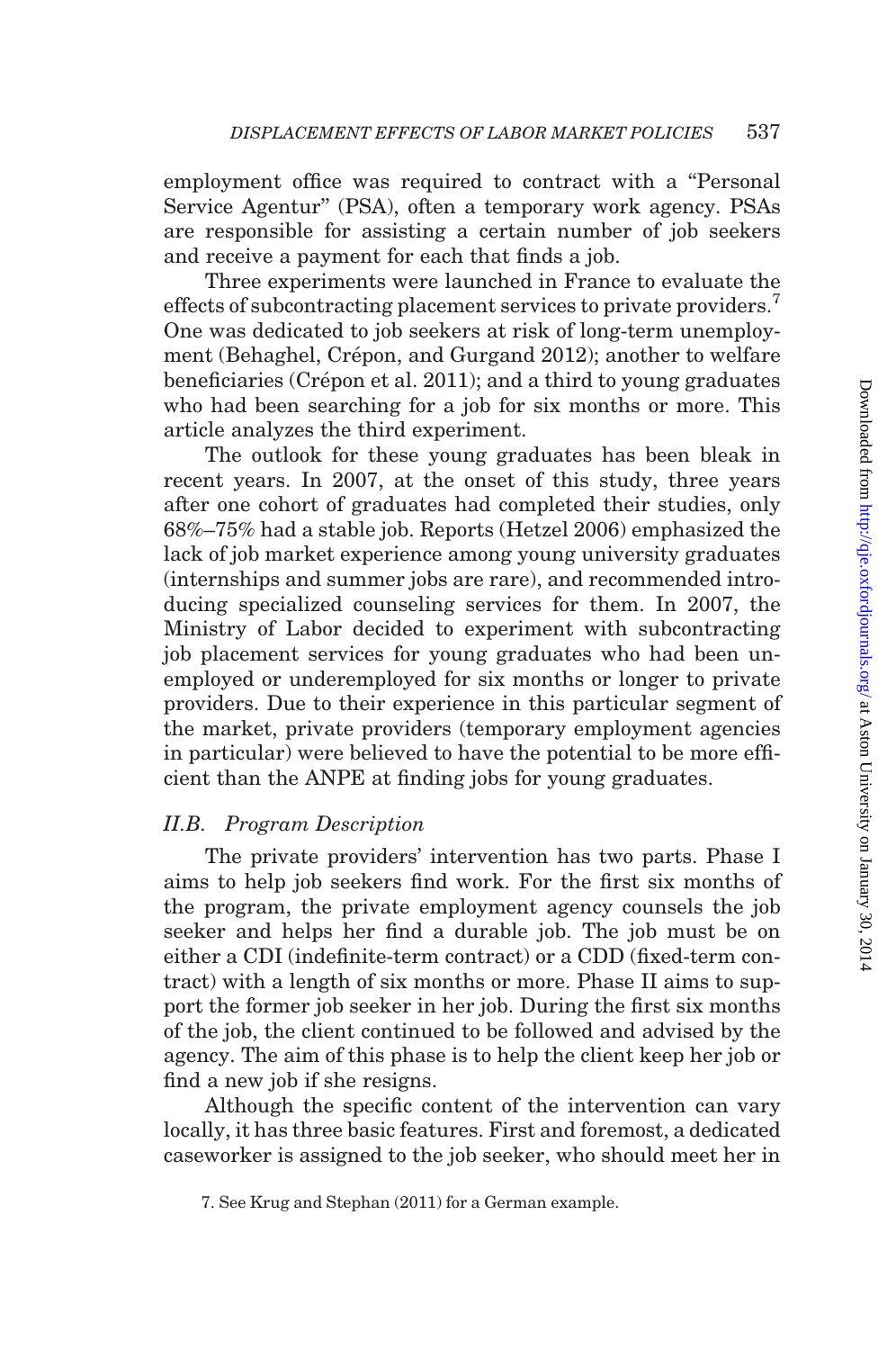employment office was required to contract with a "Personal Service Agentur" (PSA), often a temporary work agency. PSAs are responsible for assisting a certain number of job seekers and receive a payment for each that finds a job.

Three experiments were launched in France to evaluate the effects of subcontracting placement services to private providers.[7] One was dedicated to job seekers at risk of long-term unemployment (Behaghel, Crépon, and Gurgand 2012); another to welfare beneficiaries (Crépon et al. 2011); and a third to young graduates who had been searching for a job for six months or more. This article analyzes the third experiment.

The outlook for these young graduates has been bleak in recent years. In 2007, at the onset of this study, three years after one cohort of graduates had completed their studies, only 68%–75% had a stable job. Reports (Hetzel 2006) emphasized the lack of job market experience among young university graduates (internships and summer jobs are rare), and recommended introducing specialized counseling services for them. In 2007, the Ministry of Labor decided to experiment with subcontracting job placement services for young graduates who had been unemployed or underemployed for six months or longer to private providers. Due to their experience in this particular segment of the market, private providers (temporary employment agencies in particular) were believed to have the potential to be more efficient than the ANPE at finding jobs for young graduates.

### *II.B. Program Description*

The private providers' intervention has two parts. Phase I aims to help job seekers find work. For the first six months of the program, the private employment agency counsels the job seeker and helps her find a durable job. The job must be on either a CDI (indefinite-term contract) or a CDD (fixed-term contract) with a length of six months or more. Phase II aims to support the former job seeker in her job. During the first six months of the job, the client continued to be followed and advised by the agency. The aim of this phase is to help the client keep her job or find a new job if she resigns.

Although the specific content of the intervention can vary locally, it has three basic features. First and foremost, a dedicated caseworker is assigned to the job seeker, who should meet her in

7. See Krug and Stephan (2011) for a German example.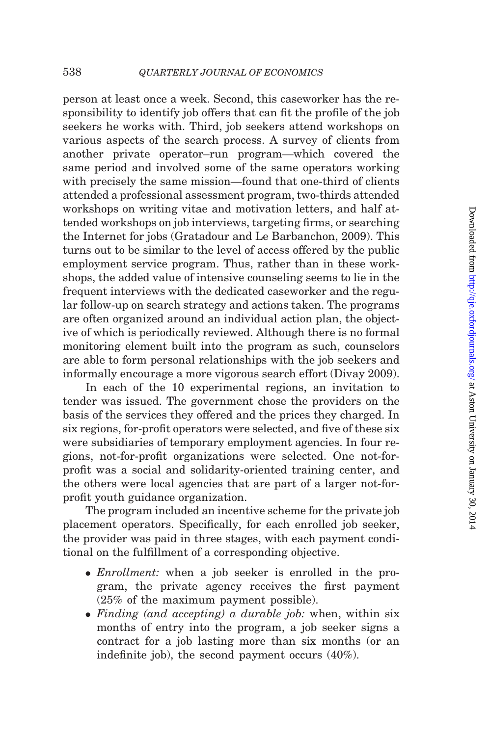person at least once a week. Second, this caseworker has the responsibility to identify job offers that can fit the profile of the job seekers he works with. Third, job seekers attend workshops on various aspects of the search process. A survey of clients from another private operator–run program—which covered the same period and involved some of the same operators working with precisely the same mission—found that one-third of clients attended a professional assessment program, two-thirds attended workshops on writing vitae and motivation letters, and half attended workshops on job interviews, targeting firms, or searching the Internet for jobs (Gratadour and Le Barbanchon, 2009). This turns out to be similar to the level of access offered by the public employment service program. Thus, rather than in these workshops, the added value of intensive counseling seems to lie in the frequent interviews with the dedicated caseworker and the regular follow-up on search strategy and actions taken. The programs are often organized around an individual action plan, the objective of which is periodically reviewed. Although there is no formal monitoring element built into the program as such, counselors are able to form personal relationships with the job seekers and informally encourage a more vigorous search effort (Divay 2009).

In each of the 10 experimental regions, an invitation to tender was issued. The government chose the providers on the basis of the services they offered and the prices they charged. In six regions, for-profit operators were selected, and five of these six were subsidiaries of temporary employment agencies. In four regions, not-for-profit organizations were selected. One not-for-profit was a social and solidarity-oriented training center, and the others were local agencies that are part of a larger not-for-profit youth guidance organization.

The program included an incentive scheme for the private job placement operators. Specifically, for each enrolled job seeker, the provider was paid in three stages, with each payment conditional on the fulfillment of a corresponding objective.

- *Enrollment:* when a job seeker is enrolled in the program, the private agency receives the first payment (25% of the maximum payment possible).
- *Finding (and accepting) a durable job:* when, within six months of entry into the program, a job seeker signs a contract for a job lasting more than six months (or an indefinite job), the second payment occurs (40%).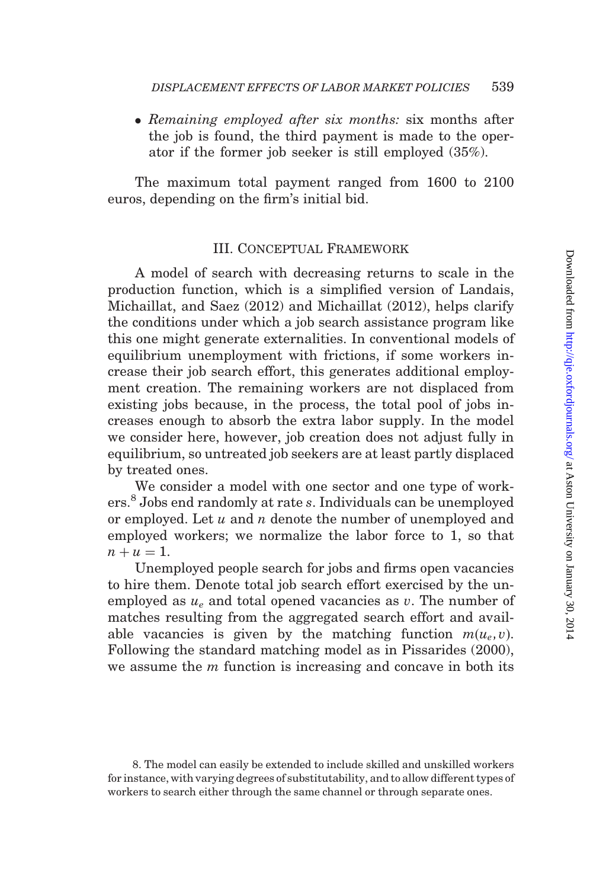- *Remaining employed after six months:* six months after the job is found, the third payment is made to the operator if the former job seeker is still employed (35%).

The maximum total payment ranged from 1600 to 2100 euros, depending on the firm's initial bid.

## III. Conceptual Framework

A model of search with decreasing returns to scale in the production function, which is a simplified version of Landais, Michaillat, and Saez (2012) and Michaillat (2012), helps clarify the conditions under which a job search assistance program like this one might generate externalities. In conventional models of equilibrium unemployment with frictions, if some workers increase their job search effort, this generates additional employment creation. The remaining workers are not displaced from existing jobs because, in the process, the total pool of jobs increases enough to absorb the extra labor supply. In the model we consider here, however, job creation does not adjust fully in equilibrium, so untreated job seekers are at least partly displaced by treated ones.

We consider a model with one sector and one type of workers.[8] Jobs end randomly at rate $s$. Individuals can be unemployed or employed. Let $u$ and $n$ denote the number of unemployed and employed workers; we normalize the labor force to 1, so that $n + u = 1$.

Unemployed people search for jobs and firms open vacancies to hire them. Denote total job search effort exercised by the unemployed as $u_e$ and total opened vacancies as $v$. The number of matches resulting from the aggregated search effort and available vacancies is given by the matching function $m(u_e, v)$. Following the standard matching model as in Pissarides (2000), we assume the $m$ function is increasing and concave in both its

8. The model can easily be extended to include skilled and unskilled workers for instance, with varying degrees of substitutability, and to allow different types of workers to search either through the same channel or through separate ones.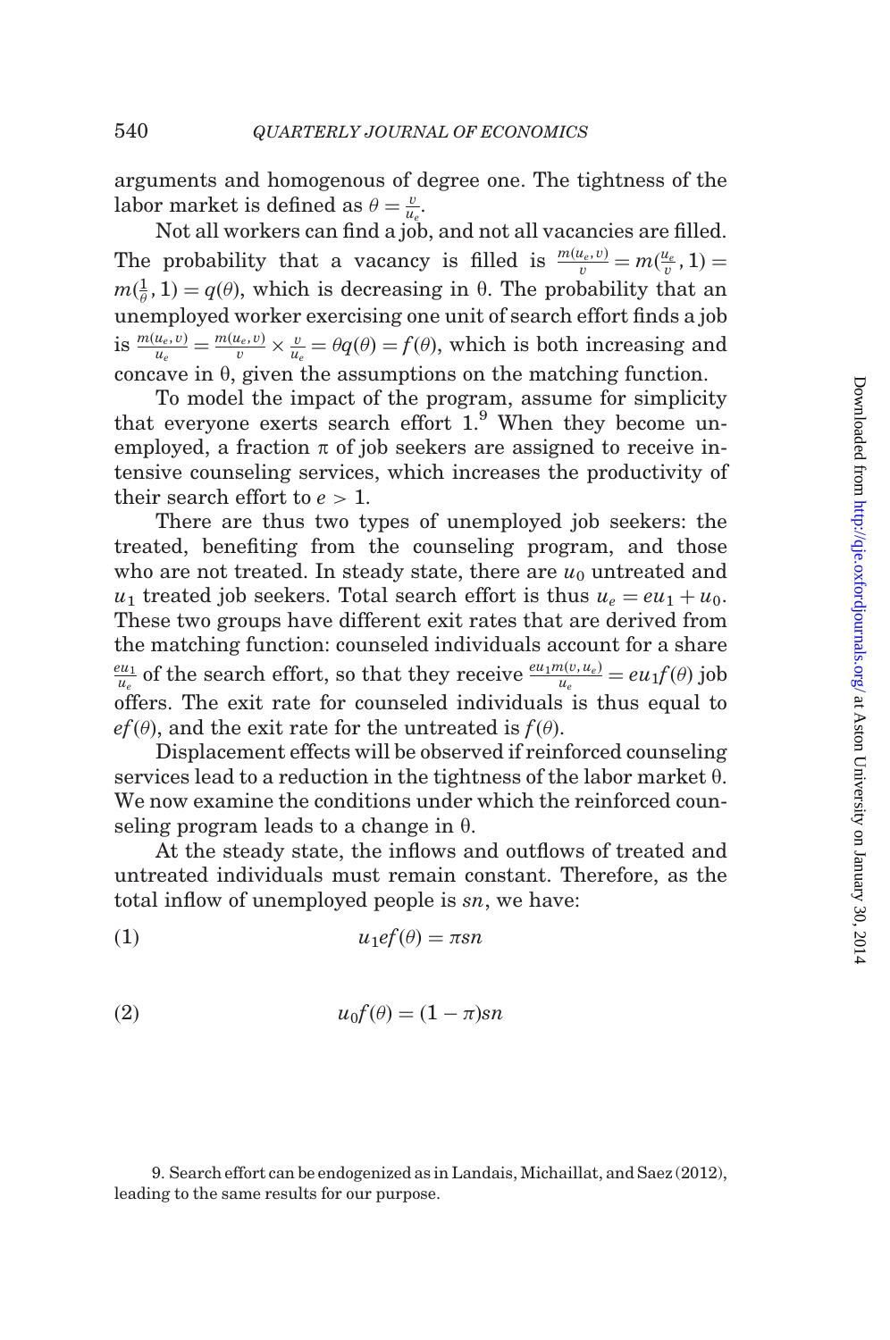arguments and homogenous of degree one. The tightness of the labor market is defined as $\theta = \frac{v}{u_e}$.

Not all workers can find a job, and not all vacancies are filled. The probability that a vacancy is filled is $\frac{m(u_e,v)}{v} = m(\frac{u_e}{v}, 1) = m(\frac{1}{\theta}, 1) = q(\theta)$, which is decreasing in θ. The probability that an unemployed worker exercising one unit of search effort finds a job is $\frac{m(u_e,v)}{u_e} = \frac{m(u_e,v)}{v} \times \frac{v}{u_e} = \theta q(\theta) = f(\theta)$, which is both increasing and concave in θ, given the assumptions on the matching function.

To model the impact of the program, assume for simplicity that everyone exerts search effort 1.[9] When they become unemployed, a fraction π of job seekers are assigned to receive intensive counseling services, which increases the productivity of their search effort to $e > 1$.

There are thus two types of unemployed job seekers: the treated, benefiting from the counseling program, and those who are not treated. In steady state, there are $u_0$ untreated and $u_1$ treated job seekers. Total search effort is thus $u_e = eu_1 + u_0$. These two groups have different exit rates that are derived from the matching function: counseled individuals account for a share $\frac{eu_1}{u_e}$ of the search effort, so that they receive $\frac{eu_1 m(v,u_e)}{u_e} = eu_1 f(\theta)$ job offers. The exit rate for counseled individuals is thus equal to $ef(\theta)$, and the exit rate for the untreated is $f(\theta)$.

Displacement effects will be observed if reinforced counseling services lead to a reduction in the tightness of the labor market θ. We now examine the conditions under which the reinforced counseling program leads to a change in θ.

At the steady state, the inflows and outflows of treated and untreated individuals must remain constant. Therefore, as the total inflow of unemployed people is $sn$, we have:

$$u_1 e f(\theta) = \pi s n \tag{1}$$

$$u_0 f(\theta) = (1 - \pi) s n \tag{2}$$

9. Search effort can be endogenized as in Landais, Michaillat, and Saez (2012), leading to the same results for our purpose.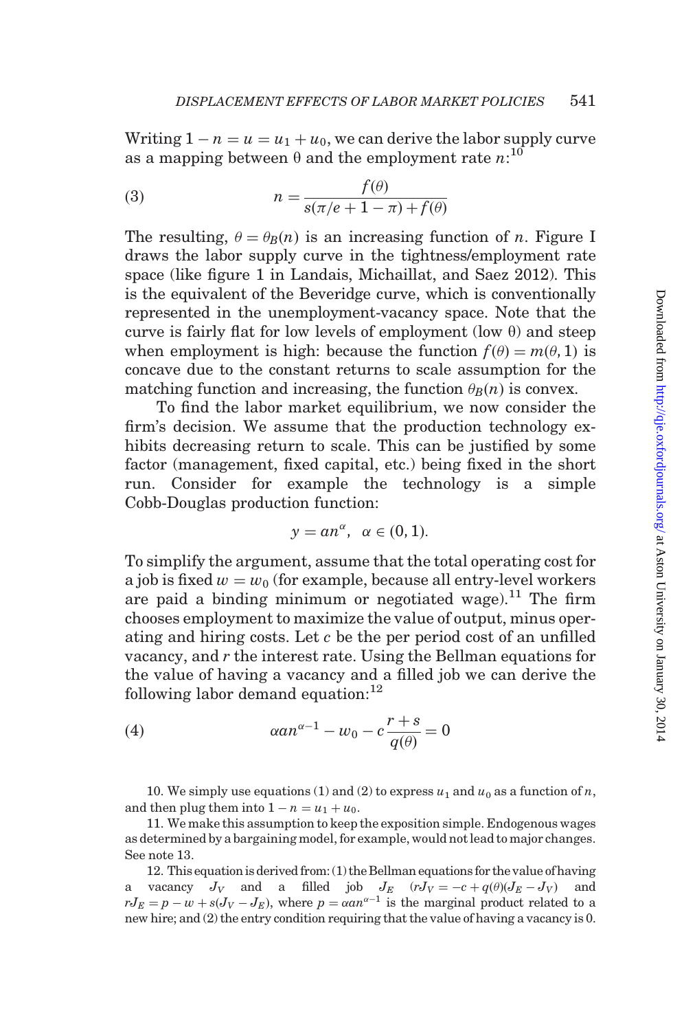Writing $1 - n = u = u_1 + u_0$, we can derive the labor supply curve as a mapping between $\theta$ and the employment rate $n$:[10]

$$n = \frac{f(\theta)}{s(\pi/e + 1 - \pi) + f(\theta)} \tag{3}$$

The resulting, $\theta = \theta_B(n)$ is an increasing function of $n$. Figure I draws the labor supply curve in the tightness/employment rate space (like figure 1 in Landais, Michaillat, and Saez 2012). This is the equivalent of the Beveridge curve, which is conventionally represented in the unemployment-vacancy space. Note that the curve is fairly flat for low levels of employment (low $\theta$) and steep when employment is high: because the function $f(\theta) = m(\theta, 1)$ is concave due to the constant returns to scale assumption for the matching function and increasing, the function $\theta_B(n)$ is convex.

To find the labor market equilibrium, we now consider the firm's decision. We assume that the production technology exhibits decreasing return to scale. This can be justified by some factor (management, fixed capital, etc.) being fixed in the short run. Consider for example the technology is a simple Cobb-Douglas production function:

$$y = an^{\alpha}, \ \ \alpha \in (0, 1).$$

To simplify the argument, assume that the total operating cost for a job is fixed $w = w_0$ (for example, because all entry-level workers are paid a binding minimum or negotiated wage).[11] The firm chooses employment to maximize the value of output, minus operating and hiring costs. Let $c$ be the per period cost of an unfilled vacancy, and $r$ the interest rate. Using the Bellman equations for the value of having a vacancy and a filled job we can derive the following labor demand equation:[12]

$$\alpha a n^{\alpha - 1} - w_0 - c\frac{r + s}{q(\theta)} = 0 \tag{4}$$

10. We simply use equations (1) and (2) to express $u_1$ and $u_0$ as a function of $n$, and then plug them into $1 - n = u_1 + u_0$.

11. We make this assumption to keep the exposition simple. Endogenous wages as determined by a bargaining model, for example, would not lead to major changes. See note 13.

12. This equation is derived from: (1) the Bellman equations for the value of having a vacancy $J_V$ and a filled job $J_E$ ($rJ_V = -c + q(\theta)(J_E - J_V)$ and $rJ_E = p - w + s(J_V - J_E)$, where $p = \alpha a n^{\alpha - 1}$ is the marginal product related to a new hire; and (2) the entry condition requiring that the value of having a vacancy is 0.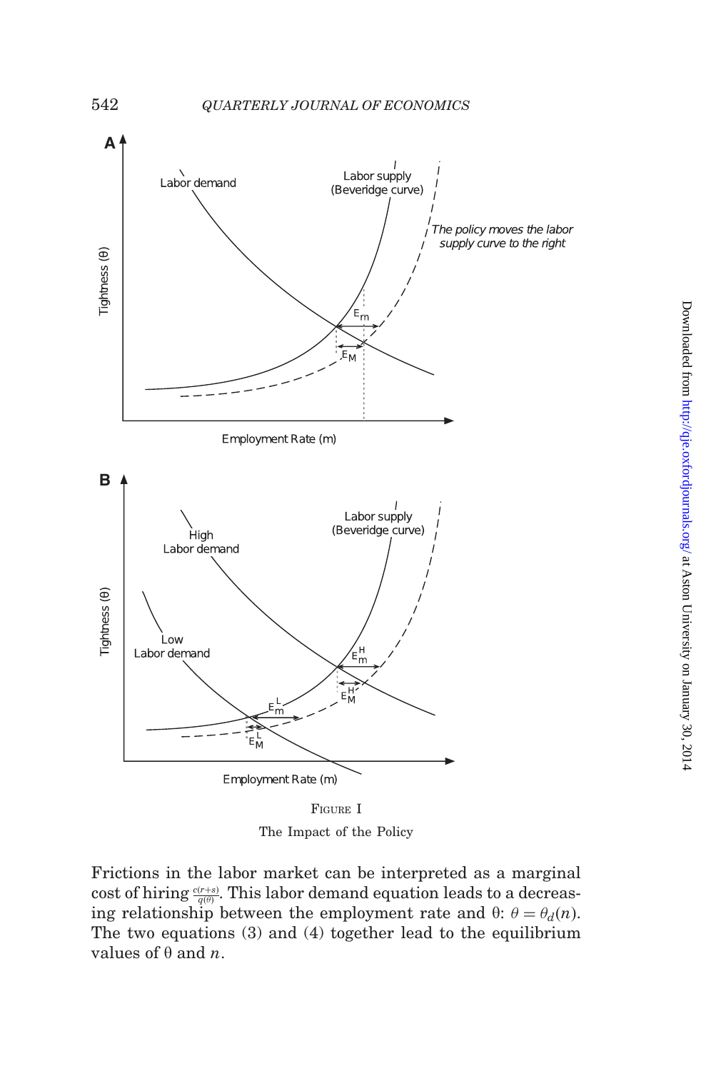FIGURE I

The Impact of the Policy

Frictions in the labor market can be interpreted as a marginal cost of hiring $\frac{c(r+s)}{q(\theta)}$. This labor demand equation leads to a decreasing relationship between the employment rate and θ: $\theta = \theta_d(n)$. The two equations (3) and (4) together lead to the equilibrium values of θ and $n$.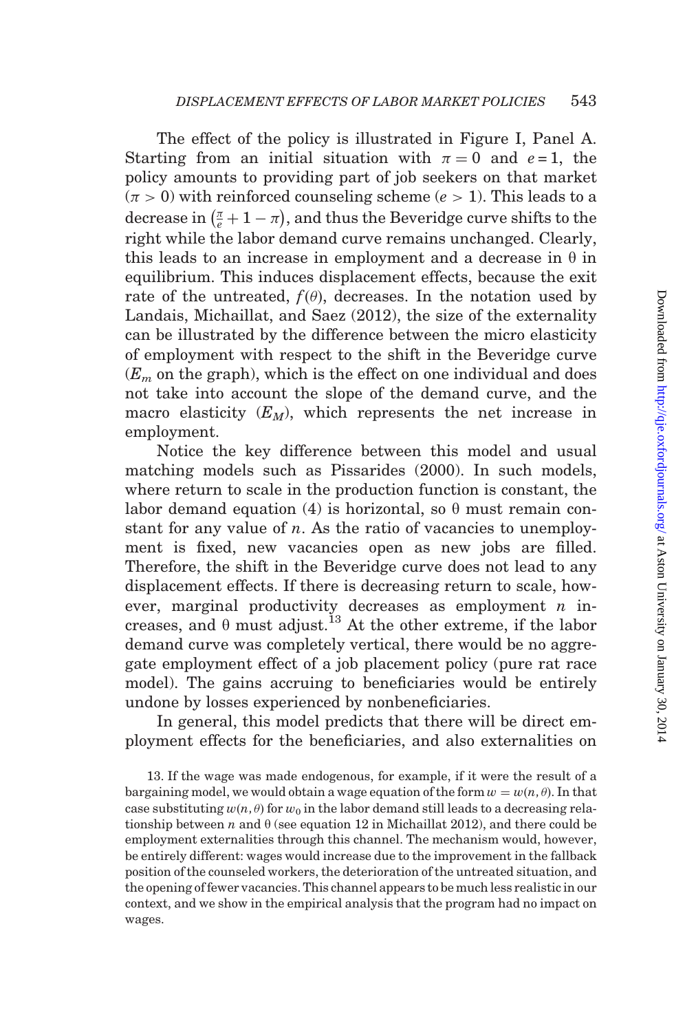The effect of the policy is illustrated in Figure I, Panel A. Starting from an initial situation with $\pi = 0$ and $e = 1$, the policy amounts to providing part of job seekers on that market ($\pi > 0$) with reinforced counseling scheme ($e > 1$). This leads to a decrease in $\left(\frac{\pi}{e} + 1 - \pi\right)$, and thus the Beveridge curve shifts to the right while the labor demand curve remains unchanged. Clearly, this leads to an increase in employment and a decrease in $\theta$ in equilibrium. This induces displacement effects, because the exit rate of the untreated, $f(\theta)$, decreases. In the notation used by Landais, Michaillat, and Saez (2012), the size of the externality can be illustrated by the difference between the micro elasticity of employment with respect to the shift in the Beveridge curve ($E_m$ on the graph), which is the effect on one individual and does not take into account the slope of the demand curve, and the macro elasticity ($E_M$), which represents the net increase in employment.

Notice the key difference between this model and usual matching models such as Pissarides (2000). In such models, where return to scale in the production function is constant, the labor demand equation (4) is horizontal, so $\theta$ must remain constant for any value of $n$. As the ratio of vacancies to unemployment is fixed, new vacancies open as new jobs are filled. Therefore, the shift in the Beveridge curve does not lead to any displacement effects. If there is decreasing return to scale, however, marginal productivity decreases as employment $n$ increases, and $\theta$ must adjust.[13] At the other extreme, if the labor demand curve was completely vertical, there would be no aggregate employment effect of a job placement policy (pure rat race model). The gains accruing to beneficiaries would be entirely undone by losses experienced by nonbeneficiaries.

In general, this model predicts that there will be direct employment effects for the beneficiaries, and also externalities on

13. If the wage was made endogenous, for example, if it were the result of a bargaining model, we would obtain a wage equation of the form $w = w(n, \theta)$. In that case substituting $w(n, \theta)$ for $w_0$ in the labor demand still leads to a decreasing relationship between $n$ and $\theta$ (see equation 12 in Michaillat 2012), and there could be employment externalities through this channel. The mechanism would, however, be entirely different: wages would increase due to the improvement in the fallback position of the counseled workers, the deterioration of the untreated situation, and the opening of fewer vacancies. This channel appears to be much less realistic in our context, and we show in the empirical analysis that the program had no impact on wages.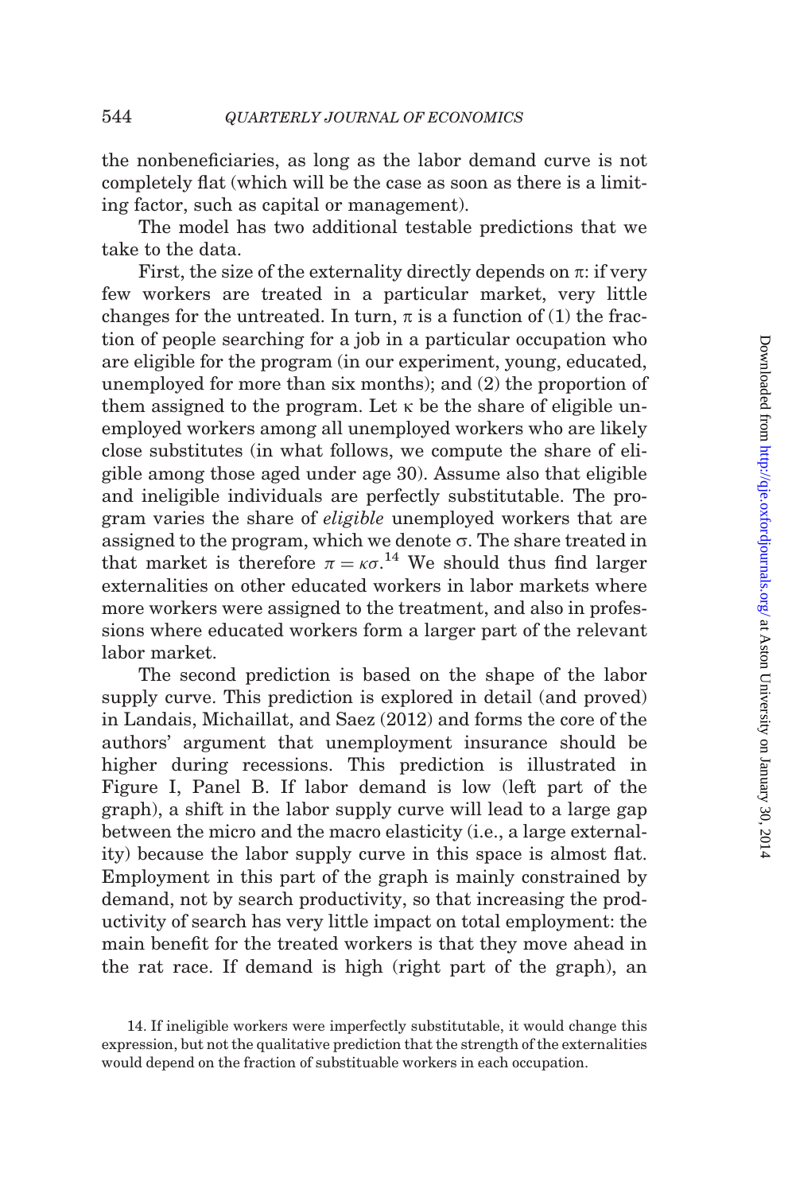the nonbeneficiaries, as long as the labor demand curve is not completely flat (which will be the case as soon as there is a limiting factor, such as capital or management).

The model has two additional testable predictions that we take to the data.

First, the size of the externality directly depends on $\pi$: if very few workers are treated in a particular market, very little changes for the untreated. In turn, $\pi$ is a function of (1) the fraction of people searching for a job in a particular occupation who are eligible for the program (in our experiment, young, educated, unemployed for more than six months); and (2) the proportion of them assigned to the program. Let $\kappa$ be the share of eligible unemployed workers among all unemployed workers who are likely close substitutes (in what follows, we compute the share of eligible among those aged under age 30). Assume also that eligible and ineligible individuals are perfectly substitutable. The program varies the share of *eligible* unemployed workers that are assigned to the program, which we denote $\sigma$. The share treated in that market is therefore $\pi = \kappa\sigma$.[14] We should thus find larger externalities on other educated workers in labor markets where more workers were assigned to the treatment, and also in professions where educated workers form a larger part of the relevant labor market.

The second prediction is based on the shape of the labor supply curve. This prediction is explored in detail (and proved) in Landais, Michaillat, and Saez (2012) and forms the core of the authors' argument that unemployment insurance should be higher during recessions. This prediction is illustrated in Figure I, Panel B. If labor demand is low (left part of the graph), a shift in the labor supply curve will lead to a large gap between the micro and the macro elasticity (i.e., a large externality) because the labor supply curve in this space is almost flat. Employment in this part of the graph is mainly constrained by demand, not by search productivity, so that increasing the productivity of search has very little impact on total employment: the main benefit for the treated workers is that they move ahead in the rat race. If demand is high (right part of the graph), an

14. If ineligible workers were imperfectly substitutable, it would change this expression, but not the qualitative prediction that the strength of the externalities would depend on the fraction of substituable workers in each occupation.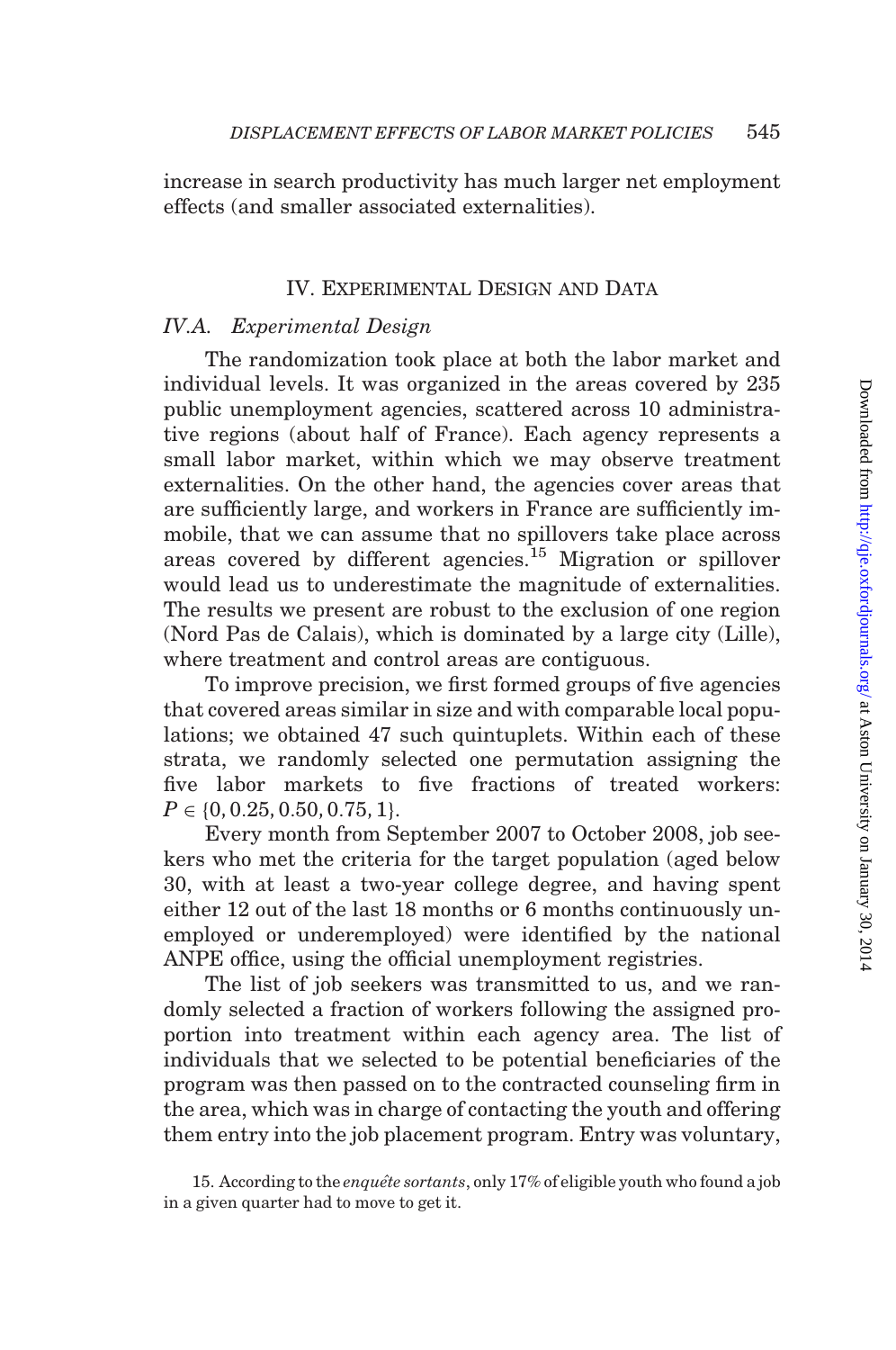increase in search productivity has much larger net employment effects (and smaller associated externalities).

## IV. Experimental Design and Data

### IV.A. *Experimental Design*

The randomization took place at both the labor market and individual levels. It was organized in the areas covered by 235 public unemployment agencies, scattered across 10 administrative regions (about half of France). Each agency represents a small labor market, within which we may observe treatment externalities. On the other hand, the agencies cover areas that are sufficiently large, and workers in France are sufficiently immobile, that we can assume that no spillovers take place across areas covered by different agencies.[15] Migration or spillover would lead us to underestimate the magnitude of externalities. The results we present are robust to the exclusion of one region (Nord Pas de Calais), which is dominated by a large city (Lille), where treatment and control areas are contiguous.

To improve precision, we first formed groups of five agencies that covered areas similar in size and with comparable local populations; we obtained 47 such quintuplets. Within each of these strata, we randomly selected one permutation assigning the five labor markets to five fractions of treated workers: $P \in \{0, 0.25, 0.50, 0.75, 1\}$.

Every month from September 2007 to October 2008, job seekers who met the criteria for the target population (aged below 30, with at least a two-year college degree, and having spent either 12 out of the last 18 months or 6 months continuously unemployed or underemployed) were identified by the national ANPE office, using the official unemployment registries.

The list of job seekers was transmitted to us, and we randomly selected a fraction of workers following the assigned proportion into treatment within each agency area. The list of individuals that we selected to be potential beneficiaries of the program was then passed on to the contracted counseling firm in the area, which was in charge of contacting the youth and offering them entry into the job placement program. Entry was voluntary,

15. According to the *enquête sortants*, only 17% of eligible youth who found a job in a given quarter had to move to get it.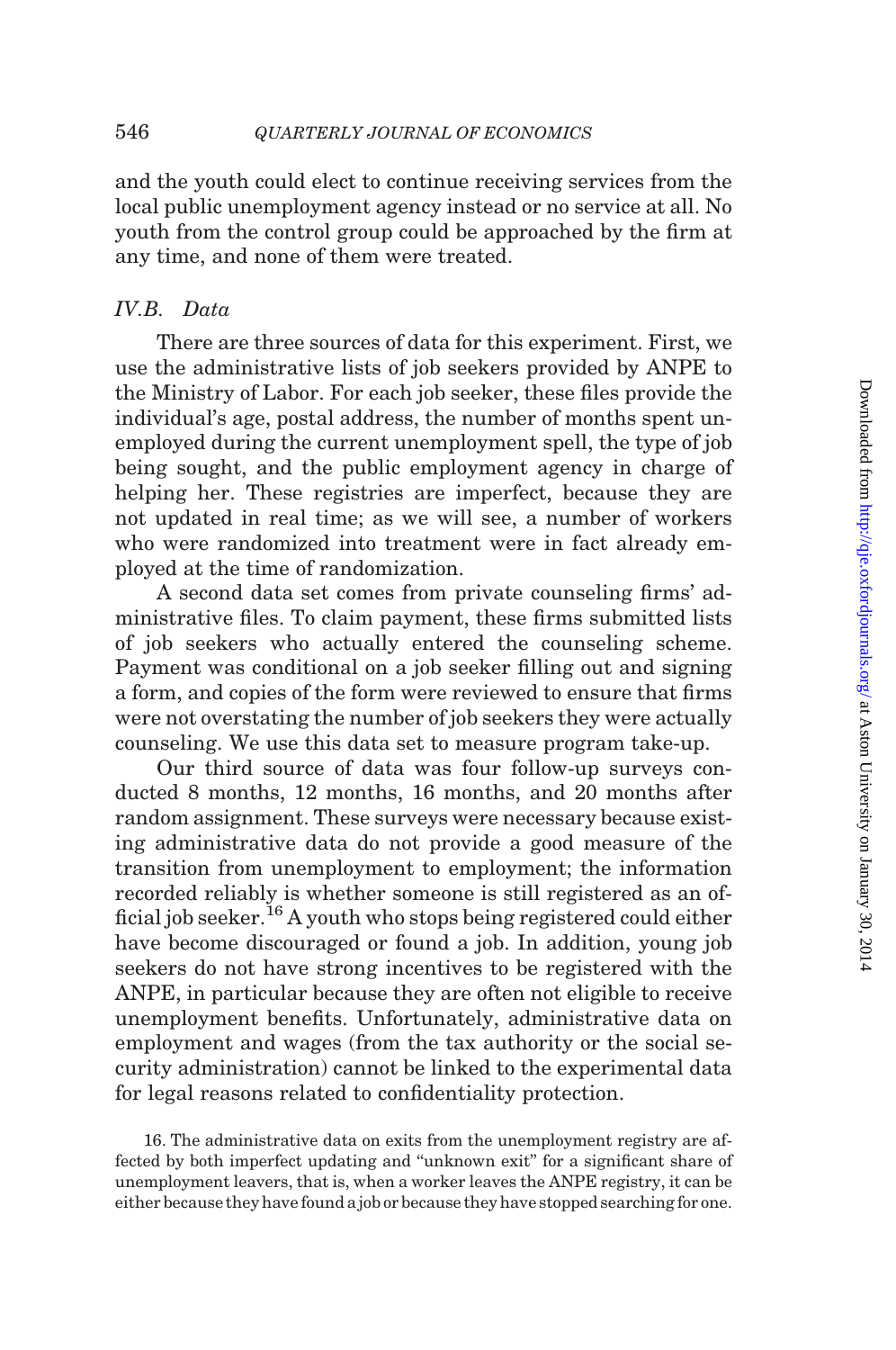and the youth could elect to continue receiving services from the local public unemployment agency instead or no service at all. No youth from the control group could be approached by the firm at any time, and none of them were treated.

### *IV.B. Data*

There are three sources of data for this experiment. First, we use the administrative lists of job seekers provided by ANPE to the Ministry of Labor. For each job seeker, these files provide the individual's age, postal address, the number of months spent unemployed during the current unemployment spell, the type of job being sought, and the public employment agency in charge of helping her. These registries are imperfect, because they are not updated in real time; as we will see, a number of workers who were randomized into treatment were in fact already employed at the time of randomization.

A second data set comes from private counseling firms' administrative files. To claim payment, these firms submitted lists of job seekers who actually entered the counseling scheme. Payment was conditional on a job seeker filling out and signing a form, and copies of the form were reviewed to ensure that firms were not overstating the number of job seekers they were actually counseling. We use this data set to measure program take-up.

Our third source of data was four follow-up surveys conducted 8 months, 12 months, 16 months, and 20 months after random assignment. These surveys were necessary because existing administrative data do not provide a good measure of the transition from unemployment to employment; the information recorded reliably is whether someone is still registered as an official job seeker.[16] A youth who stops being registered could either have become discouraged or found a job. In addition, young job seekers do not have strong incentives to be registered with the ANPE, in particular because they are often not eligible to receive unemployment benefits. Unfortunately, administrative data on employment and wages (from the tax authority or the social security administration) cannot be linked to the experimental data for legal reasons related to confidentiality protection.

16. The administrative data on exits from the unemployment registry are affected by both imperfect updating and "unknown exit" for a significant share of unemployment leavers, that is, when a worker leaves the ANPE registry, it can be either because they have found a job or because they have stopped searching for one.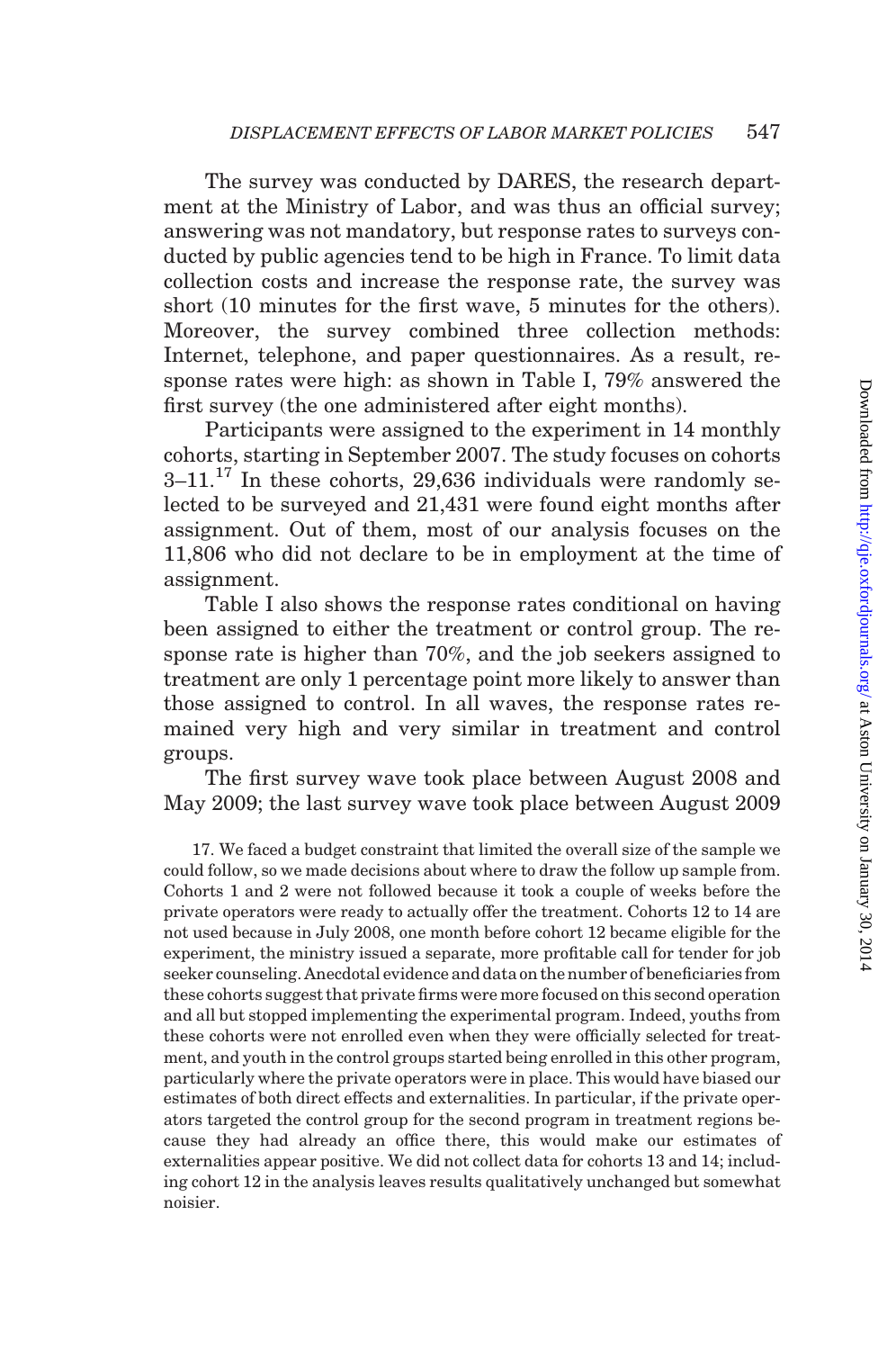The survey was conducted by DARES, the research department at the Ministry of Labor, and was thus an official survey; answering was not mandatory, but response rates to surveys conducted by public agencies tend to be high in France. To limit data collection costs and increase the response rate, the survey was short (10 minutes for the first wave, 5 minutes for the others). Moreover, the survey combined three collection methods: Internet, telephone, and paper questionnaires. As a result, response rates were high: as shown in Table I, 79% answered the first survey (the one administered after eight months).

Participants were assigned to the experiment in 14 monthly cohorts, starting in September 2007. The study focuses on cohorts 3–11.[17] In these cohorts, 29,636 individuals were randomly selected to be surveyed and 21,431 were found eight months after assignment. Out of them, most of our analysis focuses on the 11,806 who did not declare to be in employment at the time of assignment.

Table I also shows the response rates conditional on having been assigned to either the treatment or control group. The response rate is higher than 70%, and the job seekers assigned to treatment are only 1 percentage point more likely to answer than those assigned to control. In all waves, the response rates remained very high and very similar in treatment and control groups.

The first survey wave took place between August 2008 and May 2009; the last survey wave took place between August 2009

17. We faced a budget constraint that limited the overall size of the sample we could follow, so we made decisions about where to draw the follow up sample from. Cohorts 1 and 2 were not followed because it took a couple of weeks before the private operators were ready to actually offer the treatment. Cohorts 12 to 14 are not used because in July 2008, one month before cohort 12 became eligible for the experiment, the ministry issued a separate, more profitable call for tender for job seeker counseling. Anecdotal evidence and data on the number of beneficiaries from these cohorts suggest that private firms were more focused on this second operation and all but stopped implementing the experimental program. Indeed, youths from these cohorts were not enrolled even when they were officially selected for treatment, and youth in the control groups started being enrolled in this other program, particularly where the private operators were in place. This would have biased our estimates of both direct effects and externalities. In particular, if the private operators targeted the control group for the second program in treatment regions because they had already an office there, this would make our estimates of externalities appear positive. We did not collect data for cohorts 13 and 14; including cohort 12 in the analysis leaves results qualitatively unchanged but somewhat noisier.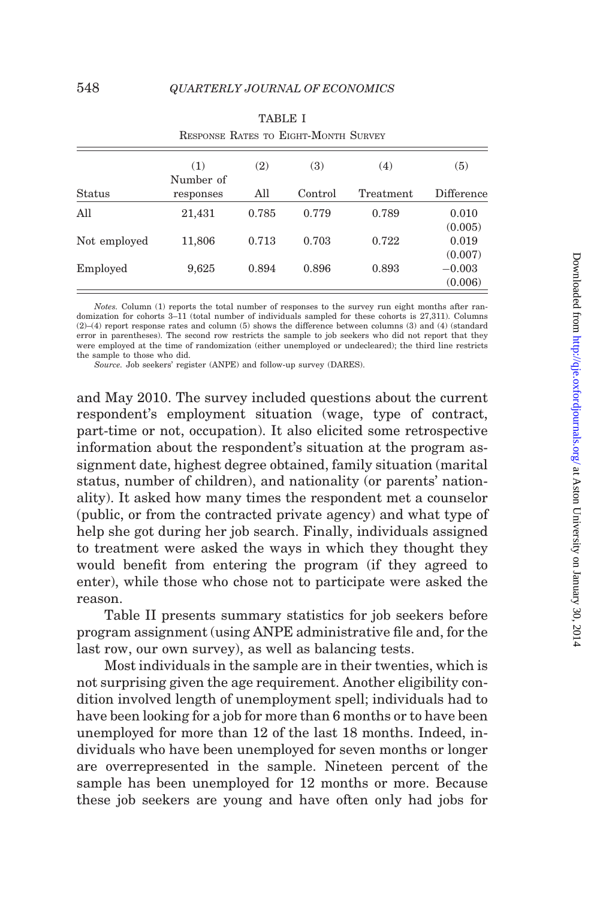TABLE I

Response Rates to Eight-Month Survey

| Status | (1) Number of responses | (2) All | (3) Control | (4) Treatment | (5) Difference |
|---|---|---|---|---|---|
| All | 21,431 | 0.785 | 0.779 | 0.789 | 0.010 (0.005) |
| Not employed | 11,806 | 0.713 | 0.703 | 0.722 | 0.019 (0.007) |
| Employed | 9,625 | 0.894 | 0.896 | 0.893 | −0.003 (0.006) |

*Notes.* Column (1) reports the total number of responses to the survey run eight months after randomization for cohorts 3–11 (total number of individuals sampled for these cohorts is 27,311). Columns (2)–(4) report response rates and column (5) shows the difference between columns (3) and (4) (standard error in parentheses). The second row restricts the sample to job seekers who did not report that they were employed at the time of randomization (either unemployed or undecleared); the third line restricts the sample to those who did.

*Source.* Job seekers' register (ANPE) and follow-up survey (DARES).

and May 2010. The survey included questions about the current respondent's employment situation (wage, type of contract, part-time or not, occupation). It also elicited some retrospective information about the respondent's situation at the program assignment date, highest degree obtained, family situation (marital status, number of children), and nationality (or parents' nationality). It asked how many times the respondent met a counselor (public, or from the contracted private agency) and what type of help she got during her job search. Finally, individuals assigned to treatment were asked the ways in which they thought they would benefit from entering the program (if they agreed to enter), while those who chose not to participate were asked the reason.

Table II presents summary statistics for job seekers before program assignment (using ANPE administrative file and, for the last row, our own survey), as well as balancing tests.

Most individuals in the sample are in their twenties, which is not surprising given the age requirement. Another eligibility condition involved length of unemployment spell; individuals had to have been looking for a job for more than 6 months or to have been unemployed for more than 12 of the last 18 months. Indeed, individuals who have been unemployed for seven months or longer are overrepresented in the sample. Nineteen percent of the sample has been unemployed for 12 months or more. Because these job seekers are young and have often only had jobs for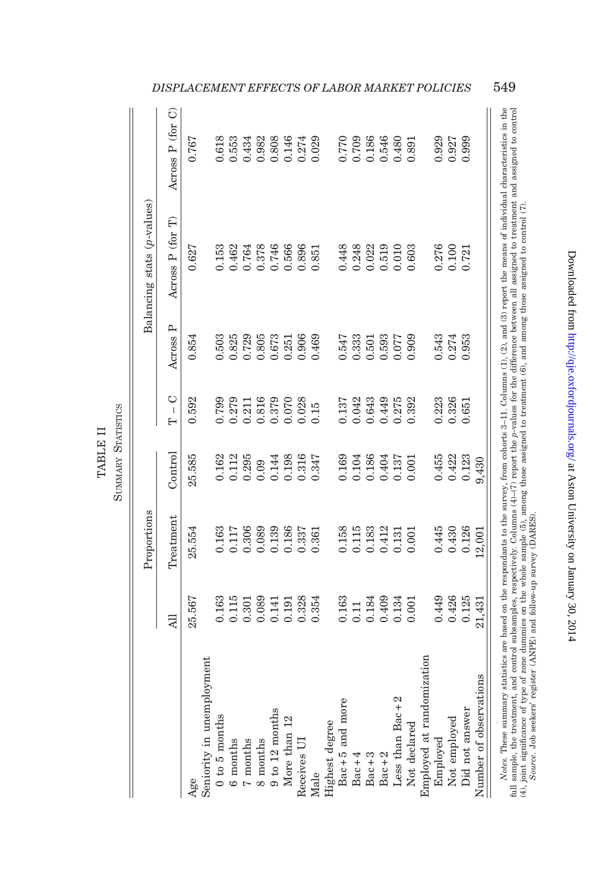TABLE II

Summary Statistics

| | Proportions | | | | Balancing stats (*p*-values) | | |
|---|---|---|---|---|---|---|---|
| | All | Treatment | Control | T − C | Across P | Across P (for T) | Across P (for C) |
| Age | 25.567 | 25.554 | 25.585 | 0.592 | 0.854 | 0.627 | 0.767 |
| Seniority in unemployment | | | | | | | |
| 0 to 5 months | 0.163 | 0.163 | 0.162 | 0.799 | 0.503 | 0.153 | 0.618 |
| 6 months | 0.115 | 0.117 | 0.112 | 0.279 | 0.825 | 0.462 | 0.553 |
| 7 months | 0.301 | 0.306 | 0.295 | 0.211 | 0.729 | 0.764 | 0.434 |
| 8 months | 0.089 | 0.089 | 0.09 | 0.816 | 0.805 | 0.378 | 0.982 |
| 9 to 12 months | 0.141 | 0.139 | 0.144 | 0.379 | 0.673 | 0.746 | 0.808 |
| More than 12 | 0.191 | 0.186 | 0.198 | 0.070 | 0.251 | 0.566 | 0.146 |
| Receives UI | 0.328 | 0.337 | 0.316 | 0.028 | 0.906 | 0.896 | 0.274 |
| Male | 0.354 | 0.361 | 0.347 | 0.15 | 0.469 | 0.851 | 0.029 |
| Highest degree | | | | | | | |
| Bac+5 and more | 0.163 | 0.158 | 0.169 | 0.137 | 0.547 | 0.448 | 0.770 |
| Bac+4 | 0.11 | 0.115 | 0.104 | 0.042 | 0.333 | 0.248 | 0.709 |
| Bac+3 | 0.184 | 0.183 | 0.186 | 0.643 | 0.501 | 0.022 | 0.186 |
| Bac+2 | 0.409 | 0.412 | 0.404 | 0.449 | 0.593 | 0.519 | 0.546 |
| Less than Bac+2 | 0.134 | 0.131 | 0.137 | 0.275 | 0.077 | 0.010 | 0.480 |
| Not declared | 0.001 | 0.001 | 0.001 | 0.392 | 0.909 | 0.603 | 0.891 |
| Employed at randomization | | | | | | | |
| Employed | 0.449 | 0.445 | 0.455 | 0.223 | 0.543 | 0.276 | 0.929 |
| Not employed | 0.426 | 0.430 | 0.422 | 0.326 | 0.274 | 0.100 | 0.927 |
| Did not answer | 0.125 | 0.126 | 0.123 | 0.651 | 0.953 | 0.721 | 0.999 |
| Number of observations | 21,431 | 12,001 | 9,430 | | | | |

*Notes.* These summary statistics are based on the respondants to the survey, from cohorts 3–11. Columns (1), (2), and (3) report the means of individual characteristics in the full sample, the treatment, and control subsamples, respectively. Columns (4)–(7) report the *p*-values for the difference between all assigned to treatment and assigned to control (4), joint significance of type of zone dummies on the whole sample (5), among those assigned to treatment (6), and among those assigned to control (7).

*Source.* Job seekers' register (ANPE) and follow-up survey (DARES).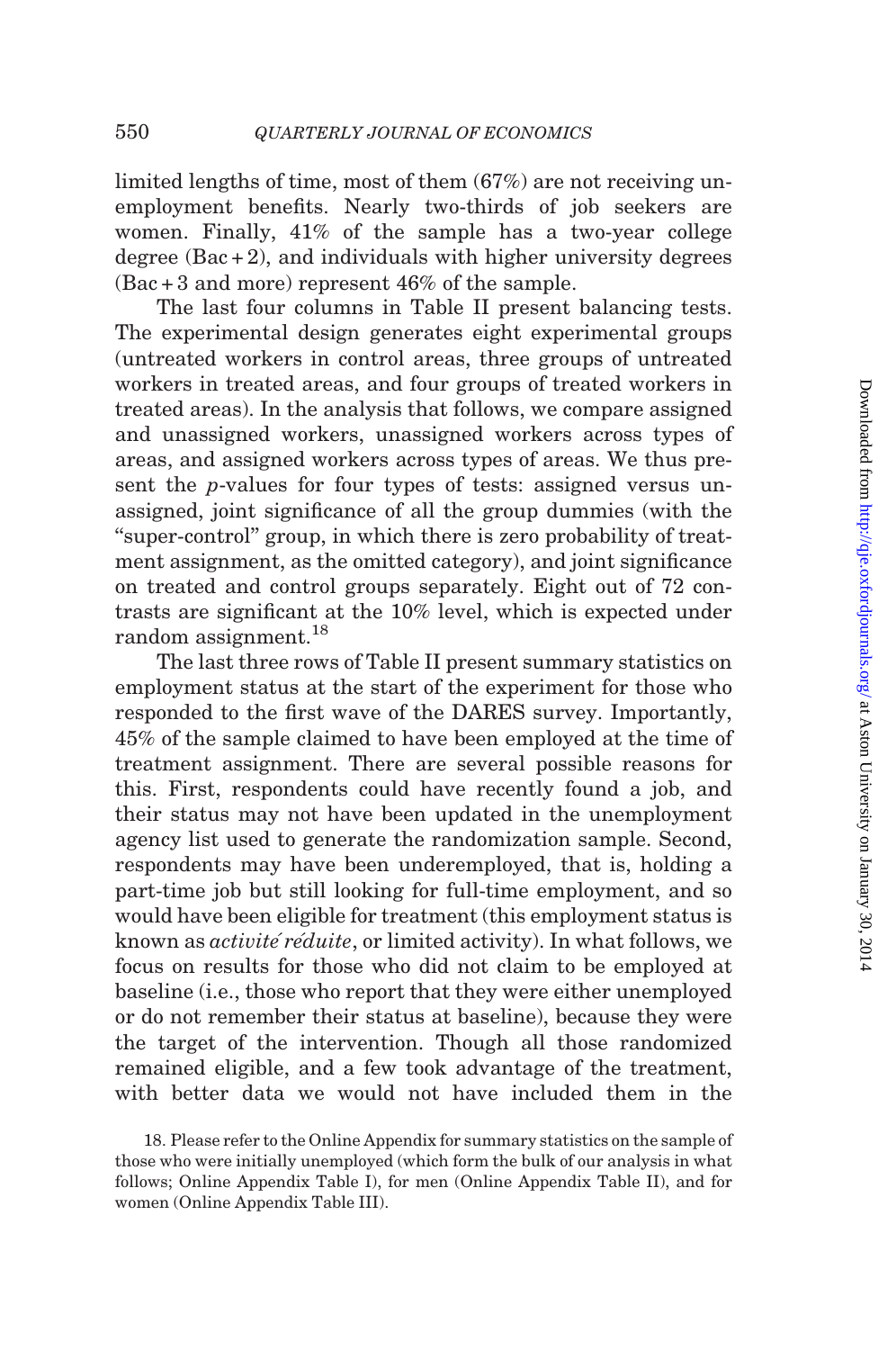limited lengths of time, most of them (67%) are not receiving unemployment benefits. Nearly two-thirds of job seekers are women. Finally, 41% of the sample has a two-year college degree (Bac + 2), and individuals with higher university degrees (Bac + 3 and more) represent 46% of the sample.

The last four columns in Table II present balancing tests. The experimental design generates eight experimental groups (untreated workers in control areas, three groups of untreated workers in treated areas, and four groups of treated workers in treated areas). In the analysis that follows, we compare assigned and unassigned workers, unassigned workers across types of areas, and assigned workers across types of areas. We thus present the $p$-values for four types of tests: assigned versus unassigned, joint significance of all the group dummies (with the "super-control" group, in which there is zero probability of treatment assignment, as the omitted category), and joint significance on treated and control groups separately. Eight out of 72 contrasts are significant at the 10% level, which is expected under random assignment.[18]

The last three rows of Table II present summary statistics on employment status at the start of the experiment for those who responded to the first wave of the DARES survey. Importantly, 45% of the sample claimed to have been employed at the time of treatment assignment. There are several possible reasons for this. First, respondents could have recently found a job, and their status may not have been updated in the unemployment agency list used to generate the randomization sample. Second, respondents may have been underemployed, that is, holding a part-time job but still looking for full-time employment, and so would have been eligible for treatment (this employment status is known as *activité réduite*, or limited activity). In what follows, we focus on results for those who did not claim to be employed at baseline (i.e., those who report that they were either unemployed or do not remember their status at baseline), because they were the target of the intervention. Though all those randomized remained eligible, and a few took advantage of the treatment, with better data we would not have included them in the

18. Please refer to the Online Appendix for summary statistics on the sample of those who were initially unemployed (which form the bulk of our analysis in what follows; Online Appendix Table I), for men (Online Appendix Table II), and for women (Online Appendix Table III).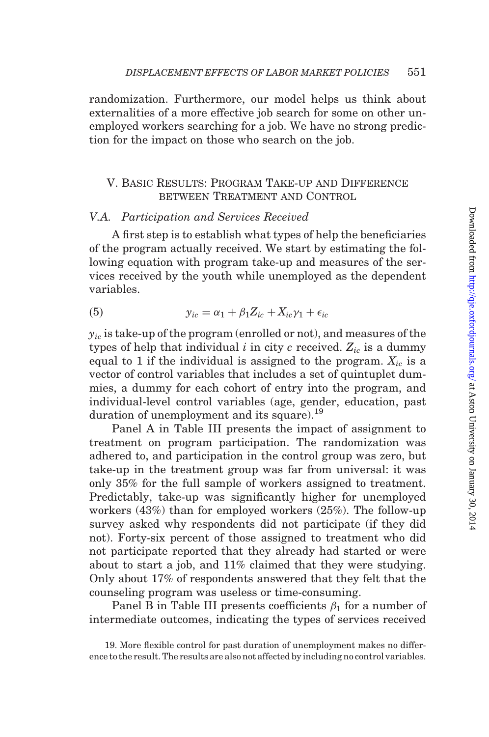randomization. Furthermore, our model helps us think about externalities of a more effective job search for some on other unemployed workers searching for a job. We have no strong prediction for the impact on those who search on the job.

## V. Basic Results: Program Take-up and Difference between Treatment and Control

### V.A. Participation and Services Received

A first step is to establish what types of help the beneficiaries of the program actually received. We start by estimating the following equation with program take-up and measures of the services received by the youth while unemployed as the dependent variables.

$$y_{ic} = \alpha_1 + \beta_1 Z_{ic} + X_{ic}\gamma_1 + \epsilon_{ic} \tag{5}$$

$y_{ic}$ is take-up of the program (enrolled or not), and measures of the types of help that individual $i$ in city $c$ received. $Z_{ic}$ is a dummy equal to 1 if the individual is assigned to the program. $X_{ic}$ is a vector of control variables that includes a set of quintuplet dummies, a dummy for each cohort of entry into the program, and individual-level control variables (age, gender, education, past duration of unemployment and its square).[19]

Panel A in Table III presents the impact of assignment to treatment on program participation. The randomization was adhered to, and participation in the control group was zero, but take-up in the treatment group was far from universal: it was only 35% for the full sample of workers assigned to treatment. Predictably, take-up was significantly higher for unemployed workers (43%) than for employed workers (25%). The follow-up survey asked why respondents did not participate (if they did not). Forty-six percent of those assigned to treatment who did not participate reported that they already had started or were about to start a job, and 11% claimed that they were studying. Only about 17% of respondents answered that they felt that the counseling program was useless or time-consuming.

Panel B in Table III presents coefficients $\beta_1$ for a number of intermediate outcomes, indicating the types of services received

19. More flexible control for past duration of unemployment makes no difference to the result. The results are also not affected by including no control variables.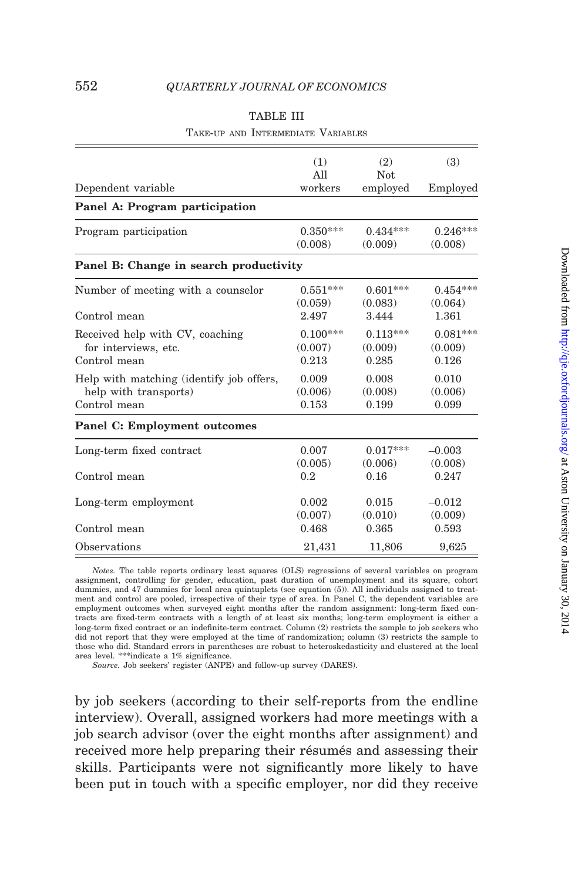TABLE III

Take-up and Intermediate Variables

| Dependent variable | (1) All workers | (2) Not employed | (3) Employed |
|---|---|---|---|
| **Panel A: Program participation** | | | |
| Program participation | 0.350*** | 0.434*** | 0.246*** |
| | (0.008) | (0.009) | (0.008) |
| **Panel B: Change in search productivity** | | | |
| Number of meeting with a counselor | 0.551*** | 0.601*** | 0.454*** |
| | (0.059) | (0.083) | (0.064) |
| Control mean | 2.497 | 3.444 | 1.361 |
| Received help with CV, coaching for interviews, etc. | 0.100*** | 0.113*** | 0.081*** |
| | (0.007) | (0.009) | (0.009) |
| Control mean | 0.213 | 0.285 | 0.126 |
| Help with matching (identify job offers, help with transports) | 0.009 | 0.008 | 0.010 |
| | (0.006) | (0.008) | (0.006) |
| Control mean | 0.153 | 0.199 | 0.099 |
| **Panel C: Employment outcomes** | | | |
| Long-term fixed contract | 0.007 | 0.017*** | –0.003 |
| | (0.005) | (0.006) | (0.008) |
| Control mean | 0.2 | 0.16 | 0.247 |
| Long-term employment | 0.002 | 0.015 | –0.012 |
| | (0.007) | (0.010) | (0.009) |
| Control mean | 0.468 | 0.365 | 0.593 |
| Observations | 21,431 | 11,806 | 9,625 |

*Notes.* The table reports ordinary least squares (OLS) regressions of several variables on program assignment, controlling for gender, education, past duration of unemployment and its square, cohort dummies, and 47 dummies for local area quintuplets (see equation (5)). All individuals assigned to treatment and control are pooled, irrespective of their type of area. In Panel C, the dependent variables are employment outcomes when surveyed eight months after the random assignment: long-term fixed contracts are fixed-term contracts with a length of at least six months; long-term employment is either a long-term fixed contract or an indefinite-term contract. Column (2) restricts the sample to job seekers who did not report that they were employed at the time of randomization; column (3) restricts the sample to those who did. Standard errors in parentheses are robust to heteroskedasticity and clustered at the local area level. ***indicate a 1% significance.

*Source.* Job seekers' register (ANPE) and follow-up survey (DARES).

by job seekers (according to their self-reports from the endline interview). Overall, assigned workers had more meetings with a job search advisor (over the eight months after assignment) and received more help preparing their résumés and assessing their skills. Participants were not significantly more likely to have been put in touch with a specific employer, nor did they receive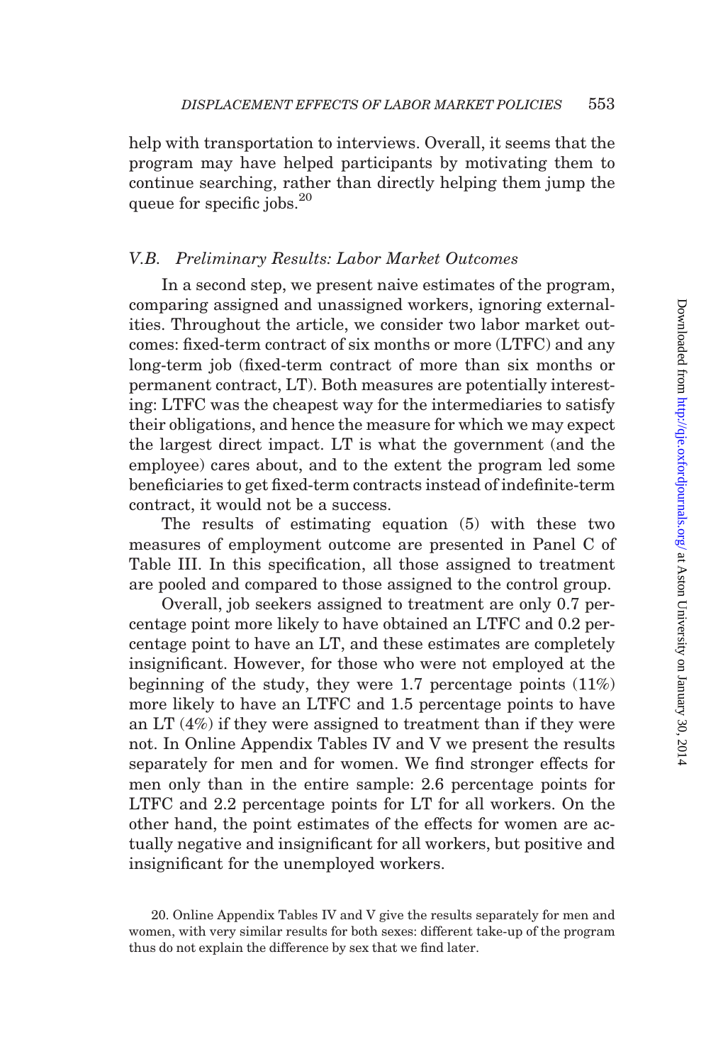help with transportation to interviews. Overall, it seems that the program may have helped participants by motivating them to continue searching, rather than directly helping them jump the queue for specific jobs.[20]

### V.B. Preliminary Results: Labor Market Outcomes

In a second step, we present naive estimates of the program, comparing assigned and unassigned workers, ignoring externalities. Throughout the article, we consider two labor market outcomes: fixed-term contract of six months or more (LTFC) and any long-term job (fixed-term contract of more than six months or permanent contract, LT). Both measures are potentially interesting: LTFC was the cheapest way for the intermediaries to satisfy their obligations, and hence the measure for which we may expect the largest direct impact. LT is what the government (and the employee) cares about, and to the extent the program led some beneficiaries to get fixed-term contracts instead of indefinite-term contract, it would not be a success.

The results of estimating equation (5) with these two measures of employment outcome are presented in Panel C of Table III. In this specification, all those assigned to treatment are pooled and compared to those assigned to the control group.

Overall, job seekers assigned to treatment are only 0.7 percentage point more likely to have obtained an LTFC and 0.2 percentage point to have an LT, and these estimates are completely insignificant. However, for those who were not employed at the beginning of the study, they were 1.7 percentage points (11%) more likely to have an LTFC and 1.5 percentage points to have an LT (4%) if they were assigned to treatment than if they were not. In Online Appendix Tables IV and V we present the results separately for men and for women. We find stronger effects for men only than in the entire sample: 2.6 percentage points for LTFC and 2.2 percentage points for LT for all workers. On the other hand, the point estimates of the effects for women are actually negative and insignificant for all workers, but positive and insignificant for the unemployed workers.

20. Online Appendix Tables IV and V give the results separately for men and women, with very similar results for both sexes: different take-up of the program thus do not explain the difference by sex that we find later.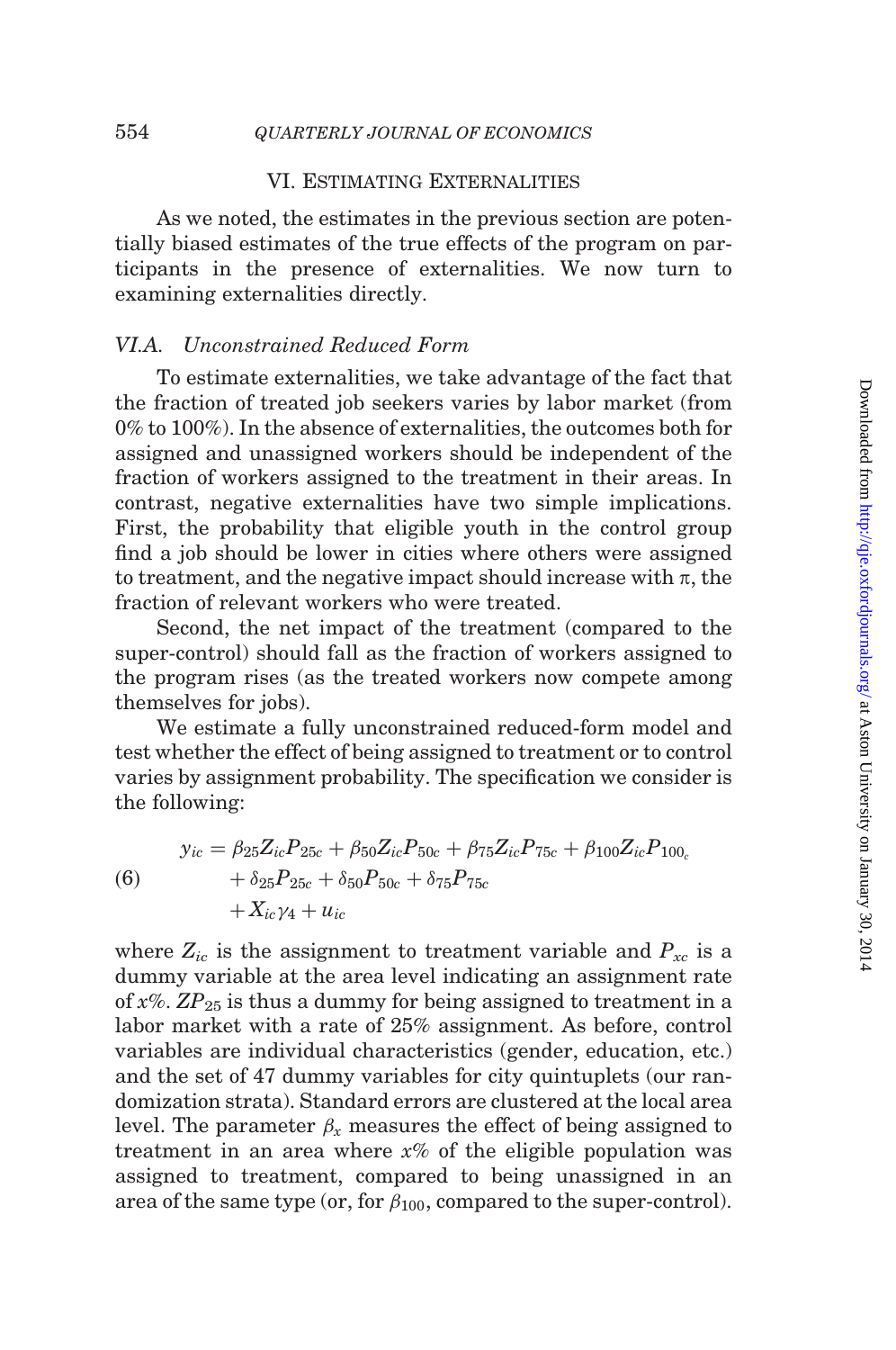## VI. Estimating Externalities

As we noted, the estimates in the previous section are potentially biased estimates of the true effects of the program on participants in the presence of externalities. We now turn to examining externalities directly.

### VI.A. *Unconstrained Reduced Form*

To estimate externalities, we take advantage of the fact that the fraction of treated job seekers varies by labor market (from 0% to 100%). In the absence of externalities, the outcomes both for assigned and unassigned workers should be independent of the fraction of workers assigned to the treatment in their areas. In contrast, negative externalities have two simple implications. First, the probability that eligible youth in the control group find a job should be lower in cities where others were assigned to treatment, and the negative impact should increase with $\pi$, the fraction of relevant workers who were treated.

Second, the net impact of the treatment (compared to the super-control) should fall as the fraction of workers assigned to the program rises (as the treated workers now compete among themselves for jobs).

We estimate a fully unconstrained reduced-form model and test whether the effect of being assigned to treatment or to control varies by assignment probability. The specification we consider is the following:

$$
\begin{aligned}
y_{ic} = {} & \beta_{25} Z_{ic} P_{25c} + \beta_{50} Z_{ic} P_{50c} + \beta_{75} Z_{ic} P_{75c} + \beta_{100} Z_{ic} P_{100_c} \\
& + \delta_{25} P_{25c} + \delta_{50} P_{50c} + \delta_{75} P_{75c} \\
& + X_{ic} \gamma_4 + u_{ic}
\end{aligned}
\tag{6}
$$

where $Z_{ic}$ is the assignment to treatment variable and $P_{xc}$ is a dummy variable at the area level indicating an assignment rate of $x$%. $ZP_{25}$ is thus a dummy for being assigned to treatment in a labor market with a rate of 25% assignment. As before, control variables are individual characteristics (gender, education, etc.) and the set of 47 dummy variables for city quintuplets (our randomization strata). Standard errors are clustered at the local area level. The parameter $\beta_x$ measures the effect of being assigned to treatment in an area where $x$% of the eligible population was assigned to treatment, compared to being unassigned in an area of the same type (or, for $\beta_{100}$, compared to the super-control).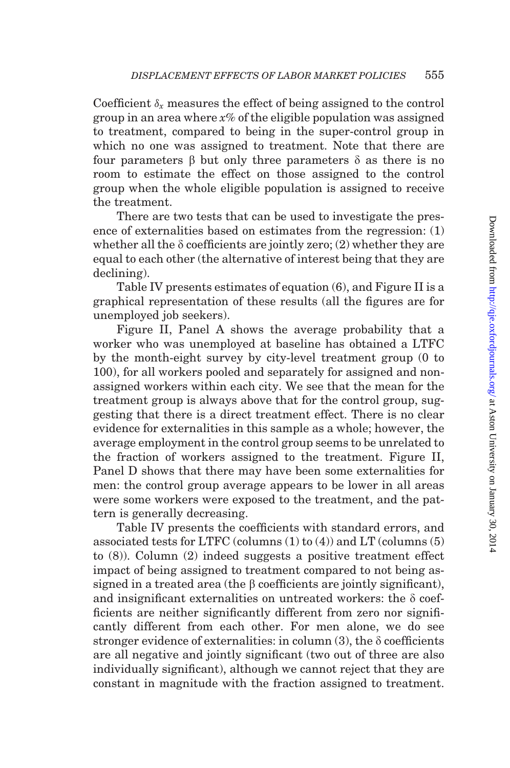Coefficient $\delta_x$ measures the effect of being assigned to the control group in an area where $x$% of the eligible population was assigned to treatment, compared to being in the super-control group in which no one was assigned to treatment. Note that there are four parameters $\beta$ but only three parameters $\delta$ as there is no room to estimate the effect on those assigned to the control group when the whole eligible population is assigned to receive the treatment.

There are two tests that can be used to investigate the presence of externalities based on estimates from the regression: (1) whether all the $\delta$ coefficients are jointly zero; (2) whether they are equal to each other (the alternative of interest being that they are declining).

Table IV presents estimates of equation (6), and Figure II is a graphical representation of these results (all the figures are for unemployed job seekers).

Figure II, Panel A shows the average probability that a worker who was unemployed at baseline has obtained a LTFC by the month-eight survey by city-level treatment group (0 to 100), for all workers pooled and separately for assigned and nonassigned workers within each city. We see that the mean for the treatment group is always above that for the control group, suggesting that there is a direct treatment effect. There is no clear evidence for externalities in this sample as a whole; however, the average employment in the control group seems to be unrelated to the fraction of workers assigned to the treatment. Figure II, Panel D shows that there may have been some externalities for men: the control group average appears to be lower in all areas were some workers were exposed to the treatment, and the pattern is generally decreasing.

Table IV presents the coefficients with standard errors, and associated tests for LTFC (columns (1) to (4)) and LT (columns (5) to (8)). Column (2) indeed suggests a positive treatment effect impact of being assigned to treatment compared to not being assigned in a treated area (the $\beta$ coefficients are jointly significant), and insignificant externalities on untreated workers: the $\delta$ coefficients are neither significantly different from zero nor significantly different from each other. For men alone, we do see stronger evidence of externalities: in column (3), the $\delta$ coefficients are all negative and jointly significant (two out of three are also individually significant), although we cannot reject that they are constant in magnitude with the fraction assigned to treatment.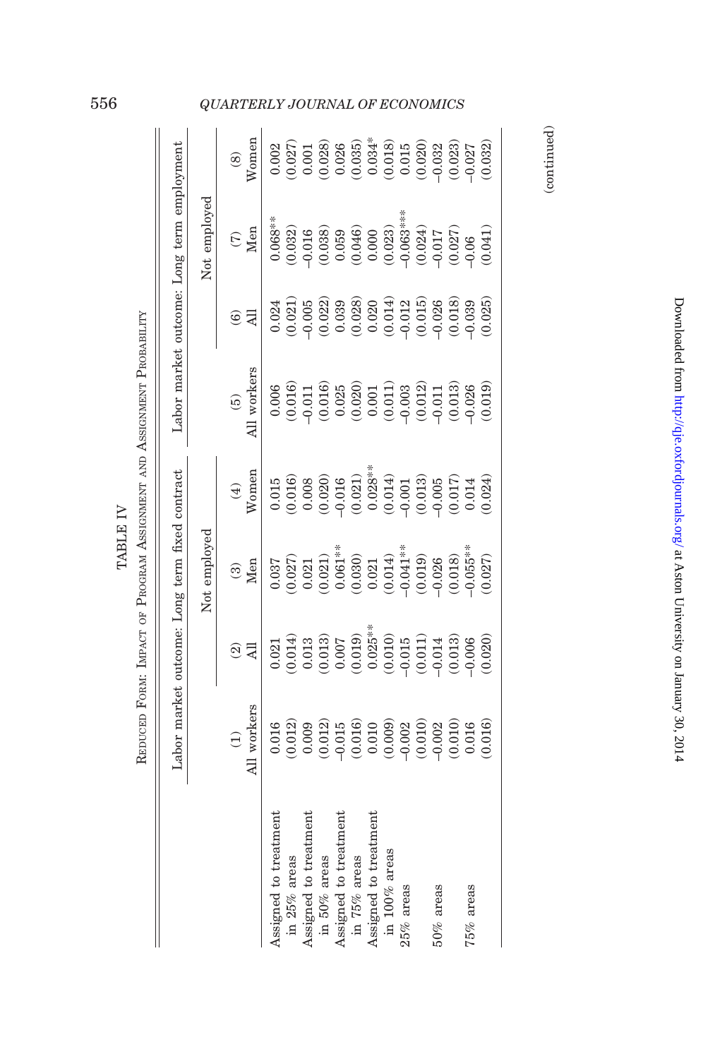TABLE IV

REDUCED FORM: IMPACT OF PROGRAM ASSIGNMENT AND ASSIGNMENT PROBABILITY

| | Labor market outcome: Long term fixed contract | | | | Labor market outcome: Long term employment | | | |
|---|---|---|---|---|---|---|---|---|
| | | Not employed | | | | Not employed | | |
| | (1) All workers | (2) All | (3) Men | (4) Women | (5) All workers | (6) All | (7) Men | (8) Women |
| Assigned to treatment in 25% areas | 0.016 | 0.021 | 0.037 | 0.015 | 0.006 | 0.024 | 0.068** | 0.002 |
| | (0.012) | (0.014) | (0.027) | (0.016) | (0.016) | (0.021) | (0.032) | (0.027) |
| Assigned to treatment in 50% areas | 0.009 | 0.013 | 0.021 | 0.008 | −0.011 | −0.005 | −0.016 | 0.001 |
| | (0.012) | (0.013) | (0.021) | (0.020) | (0.016) | (0.022) | (0.038) | (0.028) |
| Assigned to treatment in 75% areas | −0.015 | 0.007 | 0.061** | −0.016 | 0.025 | 0.039 | 0.059 | 0.026 |
| | (0.016) | (0.019) | (0.030) | (0.021) | (0.020) | (0.028) | (0.046) | (0.035) |
| Assigned to treatment in 100% areas | 0.010 | 0.025** | 0.021 | 0.028** | 0.001 | 0.020 | 0.000 | 0.034* |
| | (0.009) | (0.010) | (0.014) | (0.014) | (0.011) | (0.014) | (0.023) | (0.018) |
| 25% areas | −0.002 | −0.015 | −0.041** | −0.001 | −0.003 | −0.012 | −0.063*** | 0.015 |
| | (0.010) | (0.011) | (0.019) | (0.013) | (0.012) | (0.015) | (0.024) | (0.020) |
| 50% areas | −0.002 | −0.014 | −0.026 | −0.005 | −0.011 | −0.026 | −0.017 | −0.032 |
| | (0.010) | (0.013) | (0.018) | (0.017) | (0.013) | (0.018) | (0.027) | (0.023) |
| 75% areas | 0.016 | −0.006 | −0.055** | 0.014 | −0.026 | −0.039 | −0.06 | −0.027 |
| | (0.016) | (0.020) | (0.027) | (0.024) | (0.019) | (0.025) | (0.041) | (0.032) |

(continued)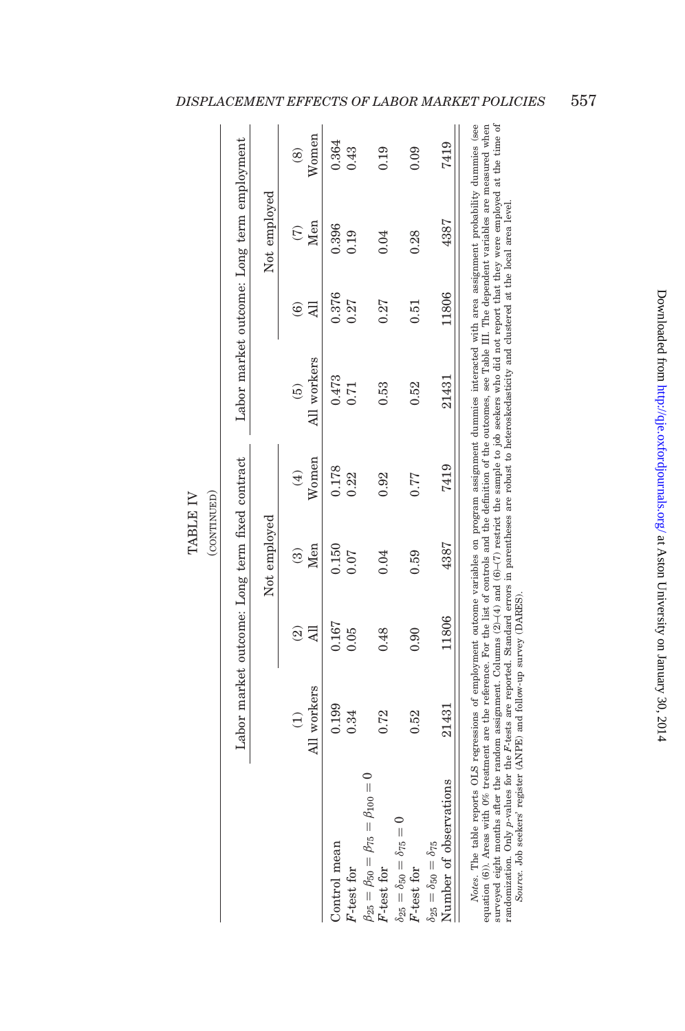TABLE IV
(CONTINUED)

| | Labor market outcome: Long term fixed contract | | | | Labor market outcome: Long term employment | | | |
|---|---|---|---|---|---|---|---|---|
| | | Not employed | | | | Not employed | | |
| | (1) All workers | (2) All | (3) Men | (4) Women | (5) All workers | (6) All | (7) Men | (8) Women |
| Control mean | 0.199 | 0.167 | 0.150 | 0.178 | 0.473 | 0.376 | 0.396 | 0.364 |
| $F$-test for $\beta_{25} = \beta_{50} = \beta_{75} = \beta_{100} = 0$ | 0.34 | 0.05 | 0.07 | 0.22 | 0.71 | 0.27 | 0.19 | 0.43 |
| $F$-test for $\delta_{25} = \delta_{50} = \delta_{75} = 0$ | 0.72 | 0.48 | 0.04 | 0.92 | 0.53 | 0.27 | 0.04 | 0.19 |
| $F$-test for $\delta_{25} = \delta_{50} = \delta_{75}$ | 0.52 | 0.90 | 0.59 | 0.77 | 0.52 | 0.51 | 0.28 | 0.09 |
| Number of observations | 21431 | 11806 | 4387 | 7419 | 21431 | 11806 | 4387 | 7419 |

*Notes.* The table reports OLS regressions of employment outcome variables on program assignment dummies interacted with area assignment probability dummies (see equation (6)). Areas with 0% treatment are the reference. For the list of controls and the definition of the outcomes, see Table III. The dependent variables are measured when surveyed eight months after the random assignment. Columns (2)–(4) and (6)–(7) restrict the sample to job seekers who did not report that they were employed at the time of randomization. Only $p$-values for the $F$-tests are reported. Standard errors in parentheses are robust to heteroskedasticity and clustered at the local area level.

*Source.* Job seekers' register (ANPE) and follow-up survey (DARES).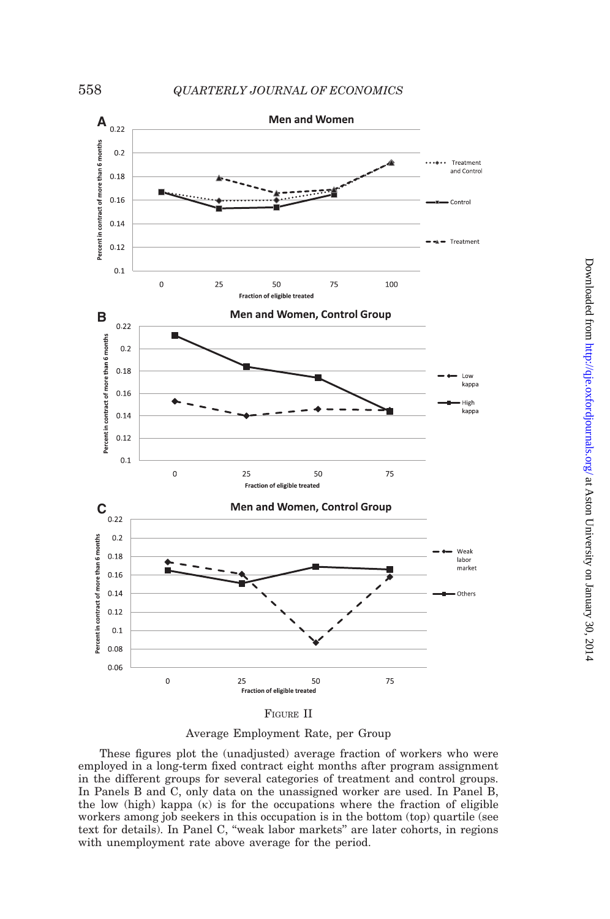FIGURE II

Average Employment Rate, per Group

These figures plot the (unadjusted) average fraction of workers who were employed in a long-term fixed contract eight months after program assignment in the different groups for several categories of treatment and control groups. In Panels B and C, only data on the unassigned worker are used. In Panel B, the low (high) kappa ($\kappa$) is for the occupations where the fraction of eligible workers among job seekers in this occupation is in the bottom (top) quartile (see text for details). In Panel C, "weak labor markets" are later cohorts, in regions with unemployment rate above average for the period.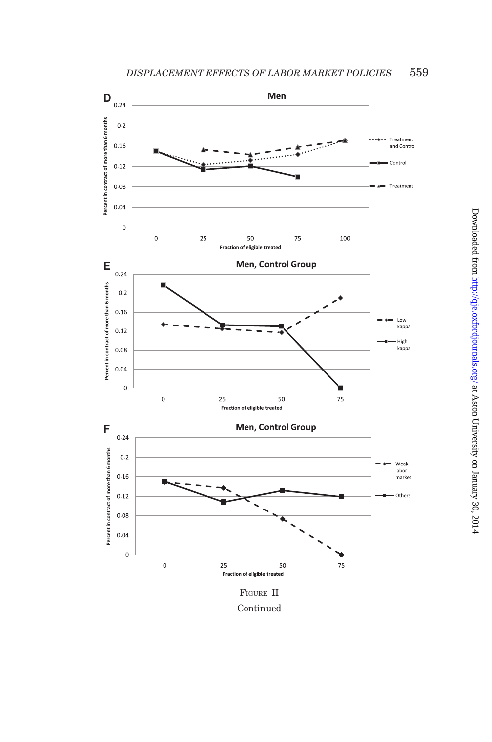FIGURE II

Continued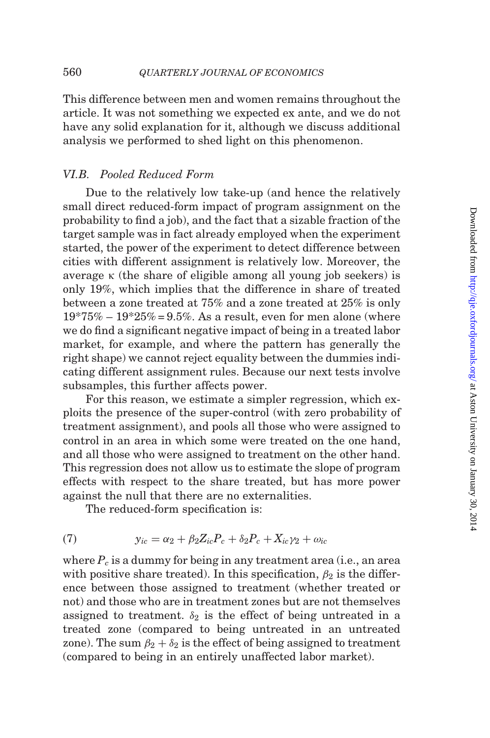This difference between men and women remains throughout the article. It was not something we expected ex ante, and we do not have any solid explanation for it, although we discuss additional analysis we performed to shed light on this phenomenon.

### VI.B. *Pooled Reduced Form*

Due to the relatively low take-up (and hence the relatively small direct reduced-form impact of program assignment on the probability to find a job), and the fact that a sizable fraction of the target sample was in fact already employed when the experiment started, the power of the experiment to detect difference between cities with different assignment is relatively low. Moreover, the average $\kappa$ (the share of eligible among all young job seekers) is only 19%, which implies that the difference in share of treated between a zone treated at 75% and a zone treated at 25% is only 19*75% – 19*25% = 9.5%. As a result, even for men alone (where we do find a significant negative impact of being in a treated labor market, for example, and where the pattern has generally the right shape) we cannot reject equality between the dummies indicating different assignment rules. Because our next tests involve subsamples, this further affects power.

For this reason, we estimate a simpler regression, which exploits the presence of the super-control (with zero probability of treatment assignment), and pools all those who were assigned to control in an area in which some were treated on the one hand, and all those who were assigned to treatment on the other hand. This regression does not allow us to estimate the slope of program effects with respect to the share treated, but has more power against the null that there are no externalities.

The reduced-form specification is:

$$y_{ic} = \alpha_2 + \beta_2 Z_{ic} P_c + \delta_2 P_c + X_{ic}\gamma_2 + \omega_{ic} \tag{7}$$

where $P_c$ is a dummy for being in any treatment area (i.e., an area with positive share treated). In this specification, $\beta_2$ is the difference between those assigned to treatment (whether treated or not) and those who are in treatment zones but are not themselves assigned to treatment. $\delta_2$ is the effect of being untreated in a treated zone (compared to being untreated in an untreated zone). The sum $\beta_2 + \delta_2$ is the effect of being assigned to treatment (compared to being in an entirely unaffected labor market).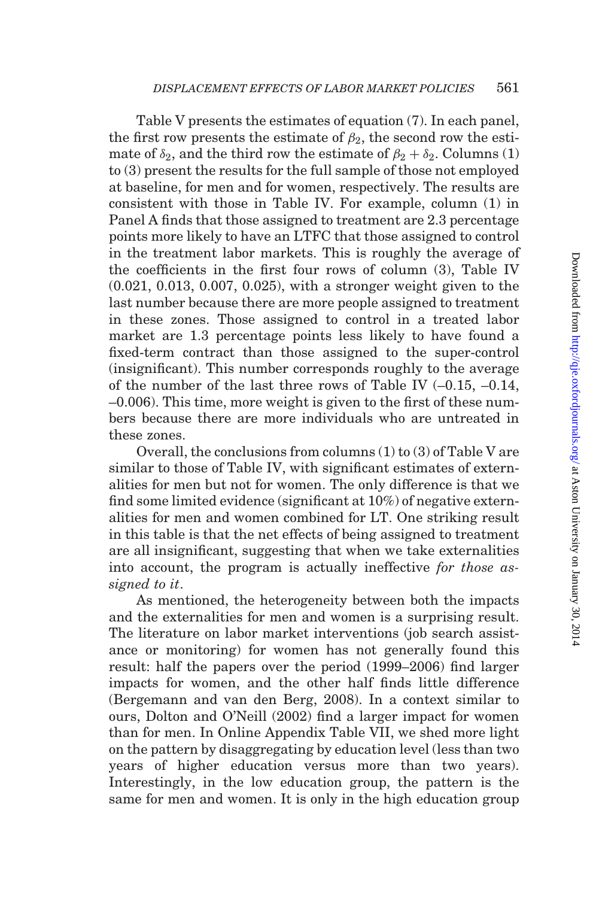Table V presents the estimates of equation (7). In each panel, the first row presents the estimate of $\beta_2$, the second row the estimate of $\delta_2$, and the third row the estimate of $\beta_2 + \delta_2$. Columns (1) to (3) present the results for the full sample of those not employed at baseline, for men and for women, respectively. The results are consistent with those in Table IV. For example, column (1) in Panel A finds that those assigned to treatment are 2.3 percentage points more likely to have an LTFC that those assigned to control in the treatment labor markets. This is roughly the average of the coefficients in the first four rows of column (3), Table IV (0.021, 0.013, 0.007, 0.025), with a stronger weight given to the last number because there are more people assigned to treatment in these zones. Those assigned to control in a treated labor market are 1.3 percentage points less likely to have found a fixed-term contract than those assigned to the super-control (insignificant). This number corresponds roughly to the average of the number of the last three rows of Table IV (–0.15, –0.14, –0.006). This time, more weight is given to the first of these numbers because there are more individuals who are untreated in these zones.

Overall, the conclusions from columns (1) to (3) of Table V are similar to those of Table IV, with significant estimates of externalities for men but not for women. The only difference is that we find some limited evidence (significant at 10%) of negative externalities for men and women combined for LT. One striking result in this table is that the net effects of being assigned to treatment are all insignificant, suggesting that when we take externalities into account, the program is actually ineffective *for those assigned to it*.

As mentioned, the heterogeneity between both the impacts and the externalities for men and women is a surprising result. The literature on labor market interventions (job search assistance or monitoring) for women has not generally found this result: half the papers over the period (1999–2006) find larger impacts for women, and the other half finds little difference (Bergemann and van den Berg, 2008). In a context similar to ours, Dolton and O'Neill (2002) find a larger impact for women than for men. In Online Appendix Table VII, we shed more light on the pattern by disaggregating by education level (less than two years of higher education versus more than two years). Interestingly, in the low education group, the pattern is the same for men and women. It is only in the high education group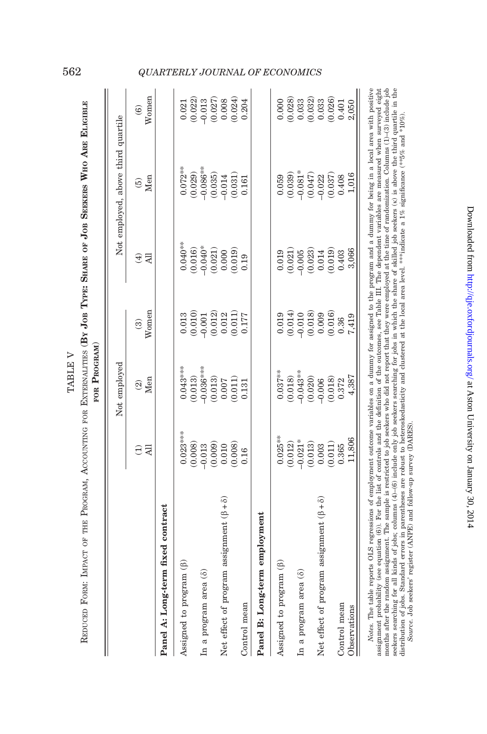TABLE V

REDUCED FORM: IMPACT OF THE PROGRAM, ACCOUNTING FOR EXTERNALITIES (**BY JOB TYPE: SHARE OF JOB SEEKERS WHO ARE ELIGIBLE FOR PROGRAM**)

| | Not employed | | | Not employed, above third quartile | | |
|---|---|---|---|---|---|---|
| | (1) All | (2) Men | (3) Women | (4) All | (5) Men | (6) Women |
| **Panel A: Long-term fixed contract** | | | | | | |
| Assigned to program (β) | 0.023*** | 0.043*** | 0.013 | 0.040** | 0.072** | 0.021 |
| | (0.008) | (0.013) | (0.010) | (0.016) | (0.029) | (0.022) |
| In a program area (δ) | −0.013 | −0.036*** | −0.001 | −0.040* | −0.086** | −0.013 |
| | (0.009) | (0.013) | (0.012) | (0.021) | (0.035) | (0.027) |
| Net effect of program assignment (β + δ) | 0.010 | 0.007 | 0.012 | 0.000 | −0.014 | 0.008 |
| | (0.008) | (0.011) | (0.011) | (0.019) | (0.031) | (0.024) |
| Control mean | 0.16 | 0.131 | 0.177 | 0.19 | 0.161 | 0.204 |
| **Panel B: Long-term employment** | | | | | | |
| Assigned to program (β) | 0.025** | 0.037** | 0.019 | 0.019 | 0.059 | 0.000 |
| | (0.012) | (0.018) | (0.014) | (0.021) | (0.039) | (0.028) |
| In a program area (δ) | −0.021* | −0.043** | −0.010 | −0.005 | −0.081* | 0.033 |
| | (0.013) | (0.020) | (0.018) | (0.023) | (0.047) | (0.032) |
| Net effect of program assignment (β + δ) | 0.003 | −0.006 | 0.009 | 0.014 | −0.022 | 0.033 |
| | (0.011) | (0.018) | (0.016) | (0.019) | (0.037) | (0.026) |
| Control mean | 0.365 | 0.372 | 0.36 | 0.403 | 0.408 | 0.401 |
| Observations | 11,806 | 4,387 | 7,419 | 3,066 | 1,016 | 2,050 |

*Notes.* The table reports OLS regressions of employment outcome variables on a dummy for assigned to the program and a dummy for being in a local area with positive assignment probability (see equation (6)). For the list of controls and the definition of the outcomes, see Table III. The dependent variables are measured when surveyed eight months after the random assignment. The sample is restricted to job seekers who did not report that they were employed at the time of randomization. Columns (1)–(3) include job seekers searching for all kinds of jobs; columns (4)–(6) include only job seekers searching for jobs in which the share of skilled job seekers (κ) is above the third quartile in the distribution of jobs. Standard errors in parentheses are robust to heteroskedasticity and clustered at the local area level. ***indicate a 1% significance (**5% and *10%).

*Source.* Job seekers' register (ANPE) and follow-up survey (DARES).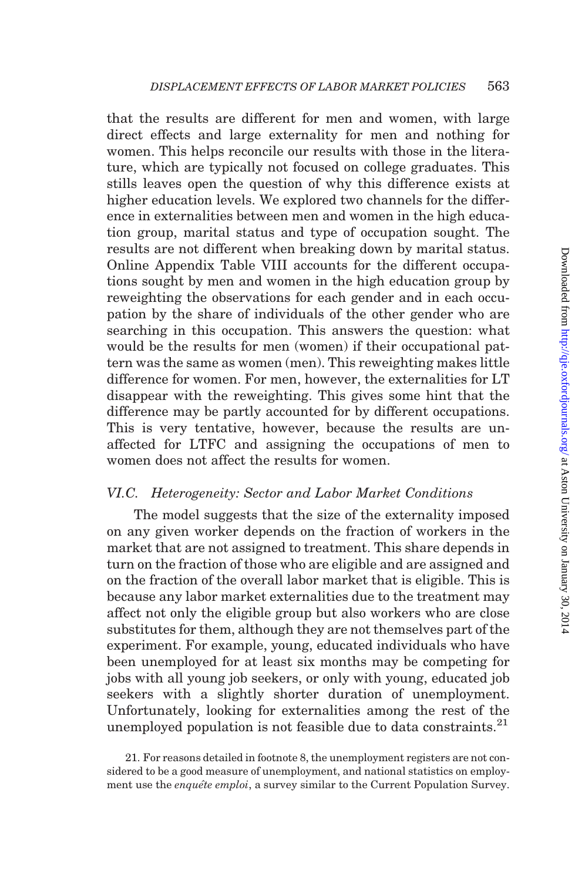that the results are different for men and women, with large direct effects and large externality for men and nothing for women. This helps reconcile our results with those in the literature, which are typically not focused on college graduates. This stills leaves open the question of why this difference exists at higher education levels. We explored two channels for the difference in externalities between men and women in the high education group, marital status and type of occupation sought. The results are not different when breaking down by marital status. Online Appendix Table VIII accounts for the different occupations sought by men and women in the high education group by reweighting the observations for each gender and in each occupation by the share of individuals of the other gender who are searching in this occupation. This answers the question: what would be the results for men (women) if their occupational pattern was the same as women (men). This reweighting makes little difference for women. For men, however, the externalities for LT disappear with the reweighting. This gives some hint that the difference may be partly accounted for by different occupations. This is very tentative, however, because the results are unaffected for LTFC and assigning the occupations of men to women does not affect the results for women.

### *VI.C. Heterogeneity: Sector and Labor Market Conditions*

The model suggests that the size of the externality imposed on any given worker depends on the fraction of workers in the market that are not assigned to treatment. This share depends in turn on the fraction of those who are eligible and are assigned and on the fraction of the overall labor market that is eligible. This is because any labor market externalities due to the treatment may affect not only the eligible group but also workers who are close substitutes for them, although they are not themselves part of the experiment. For example, young, educated individuals who have been unemployed for at least six months may be competing for jobs with all young job seekers, or only with young, educated job seekers with a slightly shorter duration of unemployment. Unfortunately, looking for externalities among the rest of the unemployed population is not feasible due to data constraints.[21]

21. For reasons detailed in footnote 8, the unemployment registers are not considered to be a good measure of unemployment, and national statistics on employment use the *enquête emploi*, a survey similar to the Current Population Survey.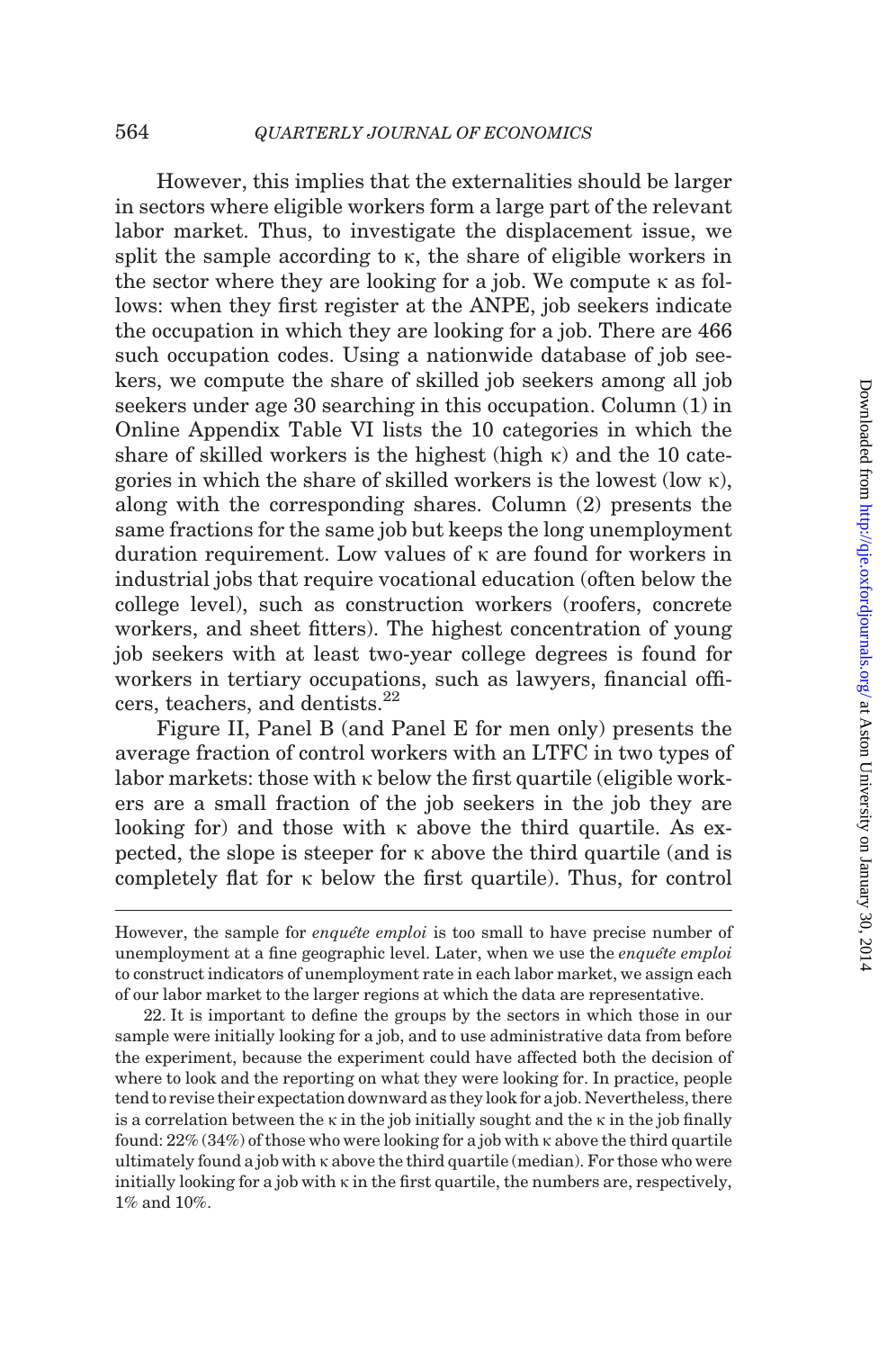However, this implies that the externalities should be larger in sectors where eligible workers form a large part of the relevant labor market. Thus, to investigate the displacement issue, we split the sample according to $\kappa$, the share of eligible workers in the sector where they are looking for a job. We compute $\kappa$ as follows: when they first register at the ANPE, job seekers indicate the occupation in which they are looking for a job. There are 466 such occupation codes. Using a nationwide database of job seekers, we compute the share of skilled job seekers among all job seekers under age 30 searching in this occupation. Column (1) in Online Appendix Table VI lists the 10 categories in which the share of skilled workers is the highest (high $\kappa$) and the 10 categories in which the share of skilled workers is the lowest (low $\kappa$), along with the corresponding shares. Column (2) presents the same fractions for the same job but keeps the long unemployment duration requirement. Low values of $\kappa$ are found for workers in industrial jobs that require vocational education (often below the college level), such as construction workers (roofers, concrete workers, and sheet fitters). The highest concentration of young job seekers with at least two-year college degrees is found for workers in tertiary occupations, such as lawyers, financial officers, teachers, and dentists.[22]

Figure II, Panel B (and Panel E for men only) presents the average fraction of control workers with an LTFC in two types of labor markets: those with $\kappa$ below the first quartile (eligible workers are a small fraction of the job seekers in the job they are looking for) and those with $\kappa$ above the third quartile. As expected, the slope is steeper for $\kappa$ above the third quartile (and is completely flat for $\kappa$ below the first quartile). Thus, for control

---

However, the sample for *enquête emploi* is too small to have precise number of unemployment at a fine geographic level. Later, when we use the *enquête emploi* to construct indicators of unemployment rate in each labor market, we assign each of our labor market to the larger regions at which the data are representative.

22. It is important to define the groups by the sectors in which those in our sample were initially looking for a job, and to use administrative data from before the experiment, because the experiment could have affected both the decision of where to look and the reporting on what they were looking for. In practice, people tend to revise their expectation downward as they look for a job. Nevertheless, there is a correlation between the $\kappa$ in the job initially sought and the $\kappa$ in the job finally found: 22% (34%) of those who were looking for a job with $\kappa$ above the third quartile ultimately found a job with $\kappa$ above the third quartile (median). For those who were initially looking for a job with $\kappa$ in the first quartile, the numbers are, respectively, 1% and 10%.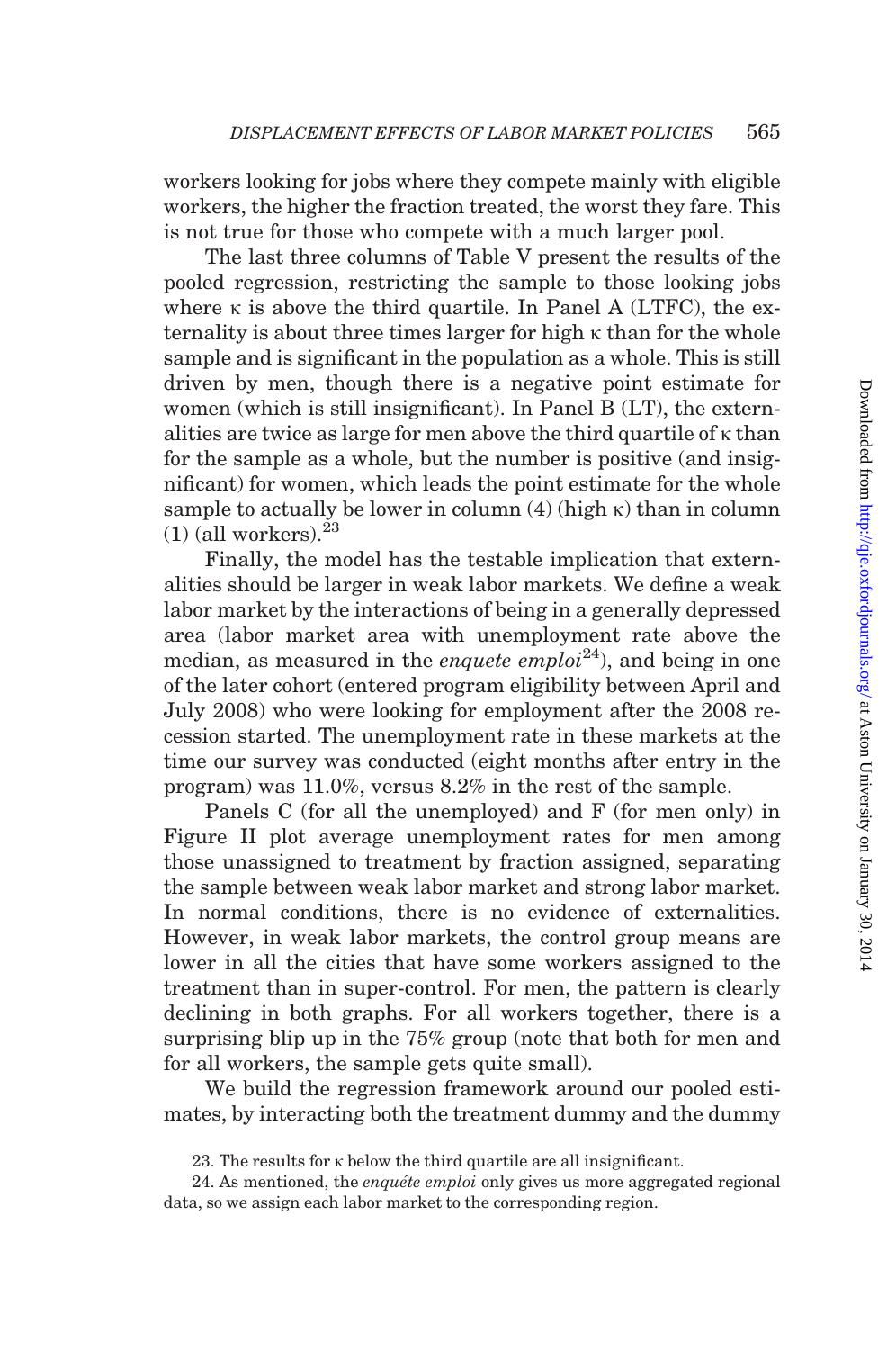workers looking for jobs where they compete mainly with eligible workers, the higher the fraction treated, the worst they fare. This is not true for those who compete with a much larger pool.

The last three columns of Table V present the results of the pooled regression, restricting the sample to those looking jobs where $\kappa$ is above the third quartile. In Panel A (LTFC), the externality is about three times larger for high $\kappa$ than for the whole sample and is significant in the population as a whole. This is still driven by men, though there is a negative point estimate for women (which is still insignificant). In Panel B (LT), the externalities are twice as large for men above the third quartile of $\kappa$ than for the sample as a whole, but the number is positive (and insignificant) for women, which leads the point estimate for the whole sample to actually be lower in column (4) (high $\kappa$) than in column (1) (all workers).[23]

Finally, the model has the testable implication that externalities should be larger in weak labor markets. We define a weak labor market by the interactions of being in a generally depressed area (labor market area with unemployment rate above the median, as measured in the *enquete emploi*[24]), and being in one of the later cohort (entered program eligibility between April and July 2008) who were looking for employment after the 2008 recession started. The unemployment rate in these markets at the time our survey was conducted (eight months after entry in the program) was 11.0%, versus 8.2% in the rest of the sample.

Panels C (for all the unemployed) and F (for men only) in Figure II plot average unemployment rates for men among those unassigned to treatment by fraction assigned, separating the sample between weak labor market and strong labor market. In normal conditions, there is no evidence of externalities. However, in weak labor markets, the control group means are lower in all the cities that have some workers assigned to the treatment than in super-control. For men, the pattern is clearly declining in both graphs. For all workers together, there is a surprising blip up in the 75% group (note that both for men and for all workers, the sample gets quite small).

We build the regression framework around our pooled estimates, by interacting both the treatment dummy and the dummy

23. The results for $\kappa$ below the third quartile are all insignificant.

24. As mentioned, the *enquête emploi* only gives us more aggregated regional data, so we assign each labor market to the corresponding region.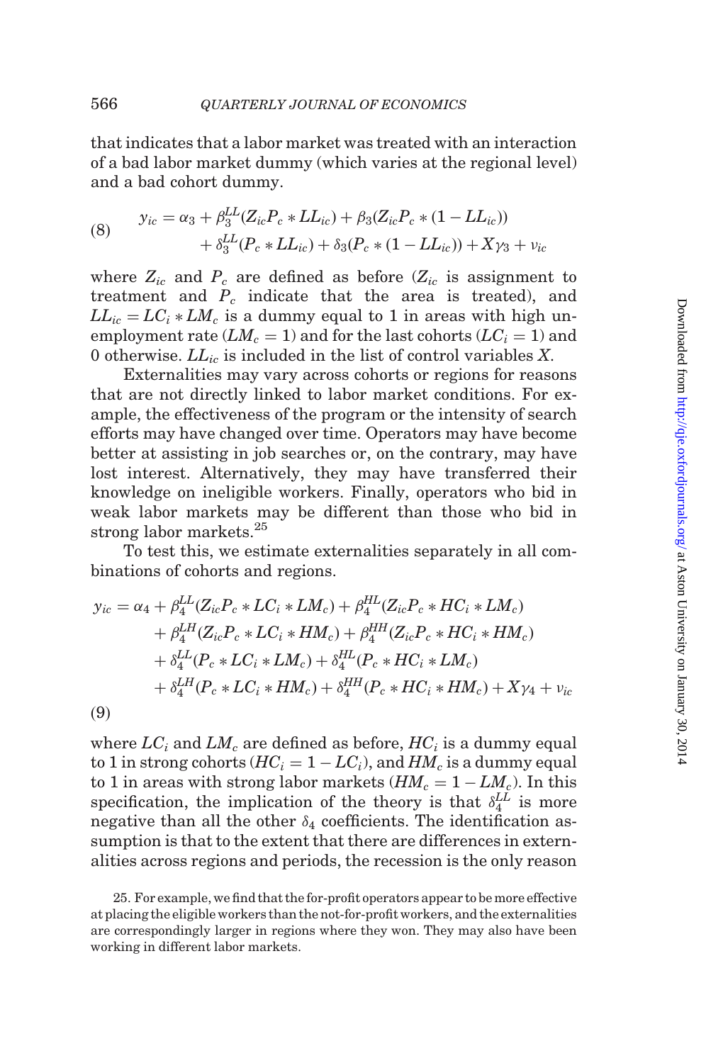that indicates that a labor market was treated with an interaction of a bad labor market dummy (which varies at the regional level) and a bad cohort dummy.

$$
\begin{aligned}
y_{ic} = \alpha_3 &+ \beta_3^{LL}(Z_{ic}P_c * LL_{ic}) + \beta_3(Z_{ic}P_c * (1 - LL_{ic})) \\
&+ \delta_3^{LL}(P_c * LL_{ic}) + \delta_3(P_c * (1 - LL_{ic})) + X\gamma_3 + \nu_{ic}
\end{aligned}
\tag{8}
$$

where $Z_{ic}$ and $P_c$ are defined as before ($Z_{ic}$ is assignment to treatment and $P_c$ indicate that the area is treated), and $LL_{ic} = LC_i * LM_c$ is a dummy equal to 1 in areas with high unemployment rate ($LM_c = 1$) and for the last cohorts ($LC_i = 1$) and 0 otherwise. $LL_{ic}$ is included in the list of control variables $X$.

Externalities may vary across cohorts or regions for reasons that are not directly linked to labor market conditions. For example, the effectiveness of the program or the intensity of search efforts may have changed over time. Operators may have become better at assisting in job searches or, on the contrary, may have lost interest. Alternatively, they may have transferred their knowledge on ineligible workers. Finally, operators who bid in weak labor markets may be different than those who bid in strong labor markets.[25]

To test this, we estimate externalities separately in all combinations of cohorts and regions.

$$
\begin{aligned}
y_{ic} = \alpha_4 &+ \beta_4^{LL}(Z_{ic}P_c * LC_i * LM_c) + \beta_4^{HL}(Z_{ic}P_c * HC_i * LM_c) \\
&+ \beta_4^{LH}(Z_{ic}P_c * LC_i * HM_c) + \beta_4^{HH}(Z_{ic}P_c * HC_i * HM_c) \\
&+ \delta_4^{LL}(P_c * LC_i * LM_c) + \delta_4^{HL}(P_c * HC_i * LM_c) \\
&+ \delta_4^{LH}(P_c * LC_i * HM_c) + \delta_4^{HH}(P_c * HC_i * HM_c) + X\gamma_4 + \nu_{ic}
\end{aligned}
\tag{9}
$$

where $LC_i$ and $LM_c$ are defined as before, $HC_i$ is a dummy equal to 1 in strong cohorts ($HC_i = 1 - LC_i$), and $HM_c$ is a dummy equal to 1 in areas with strong labor markets ($HM_c = 1 - LM_c$). In this specification, the implication of the theory is that $\delta_4^{LL}$ is more negative than all the other $\delta_4$ coefficients. The identification assumption is that to the extent that there are differences in externalities across regions and periods, the recession is the only reason

25. For example, we find that the for-profit operators appear to be more effective at placing the eligible workers than the not-for-profit workers, and the externalities are correspondingly larger in regions where they won. They may also have been working in different labor markets.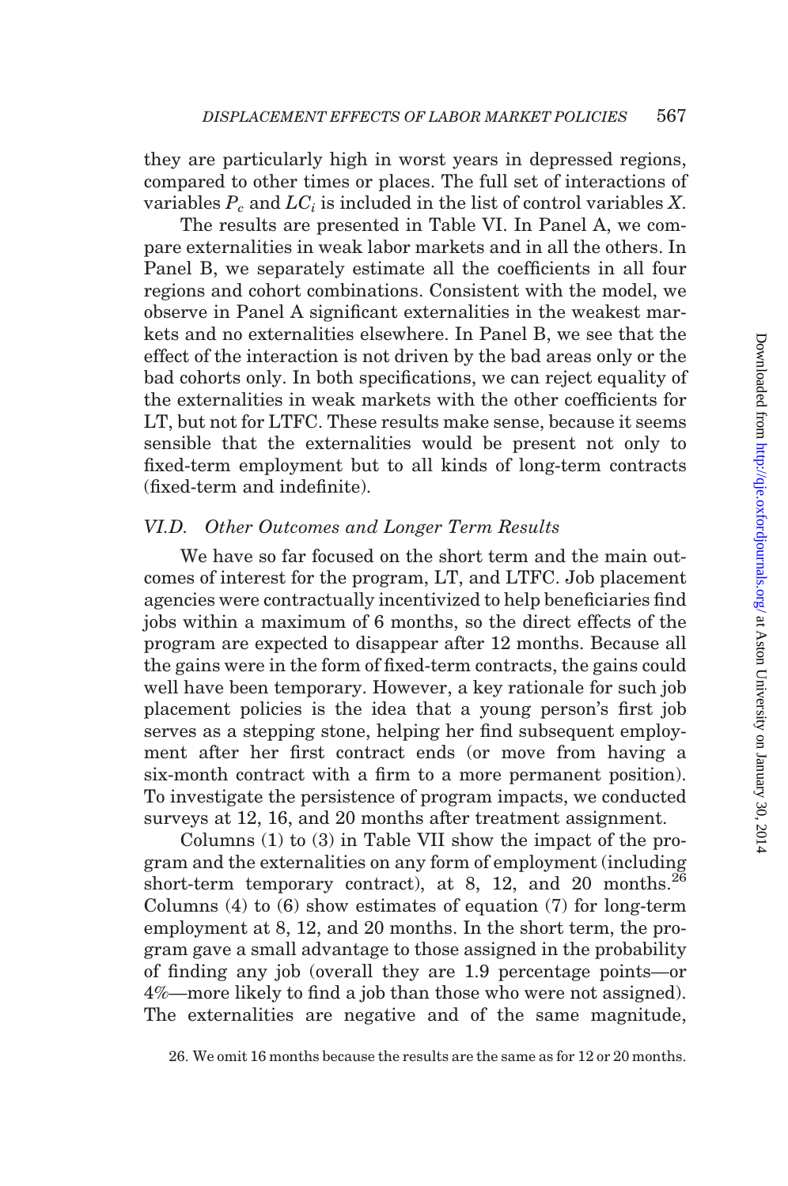they are particularly high in worst years in depressed regions, compared to other times or places. The full set of interactions of variables $P_c$ and $LC_i$ is included in the list of control variables $X$.

The results are presented in Table VI. In Panel A, we compare externalities in weak labor markets and in all the others. In Panel B, we separately estimate all the coefficients in all four regions and cohort combinations. Consistent with the model, we observe in Panel A significant externalities in the weakest markets and no externalities elsewhere. In Panel B, we see that the effect of the interaction is not driven by the bad areas only or the bad cohorts only. In both specifications, we can reject equality of the externalities in weak markets with the other coefficients for LT, but not for LTFC. These results make sense, because it seems sensible that the externalities would be present not only to fixed-term employment but to all kinds of long-term contracts (fixed-term and indefinite).

### *VI.D. Other Outcomes and Longer Term Results*

We have so far focused on the short term and the main outcomes of interest for the program, LT, and LTFC. Job placement agencies were contractually incentivized to help beneficiaries find jobs within a maximum of 6 months, so the direct effects of the program are expected to disappear after 12 months. Because all the gains were in the form of fixed-term contracts, the gains could well have been temporary. However, a key rationale for such job placement policies is the idea that a young person's first job serves as a stepping stone, helping her find subsequent employment after her first contract ends (or move from having a six-month contract with a firm to a more permanent position). To investigate the persistence of program impacts, we conducted surveys at 12, 16, and 20 months after treatment assignment.

Columns (1) to (3) in Table VII show the impact of the program and the externalities on any form of employment (including short-term temporary contract), at 8, 12, and 20 months.[26] Columns (4) to (6) show estimates of equation (7) for long-term employment at 8, 12, and 20 months. In the short term, the program gave a small advantage to those assigned in the probability of finding any job (overall they are 1.9 percentage points—or 4%—more likely to find a job than those who were not assigned). The externalities are negative and of the same magnitude,

26. We omit 16 months because the results are the same as for 12 or 20 months.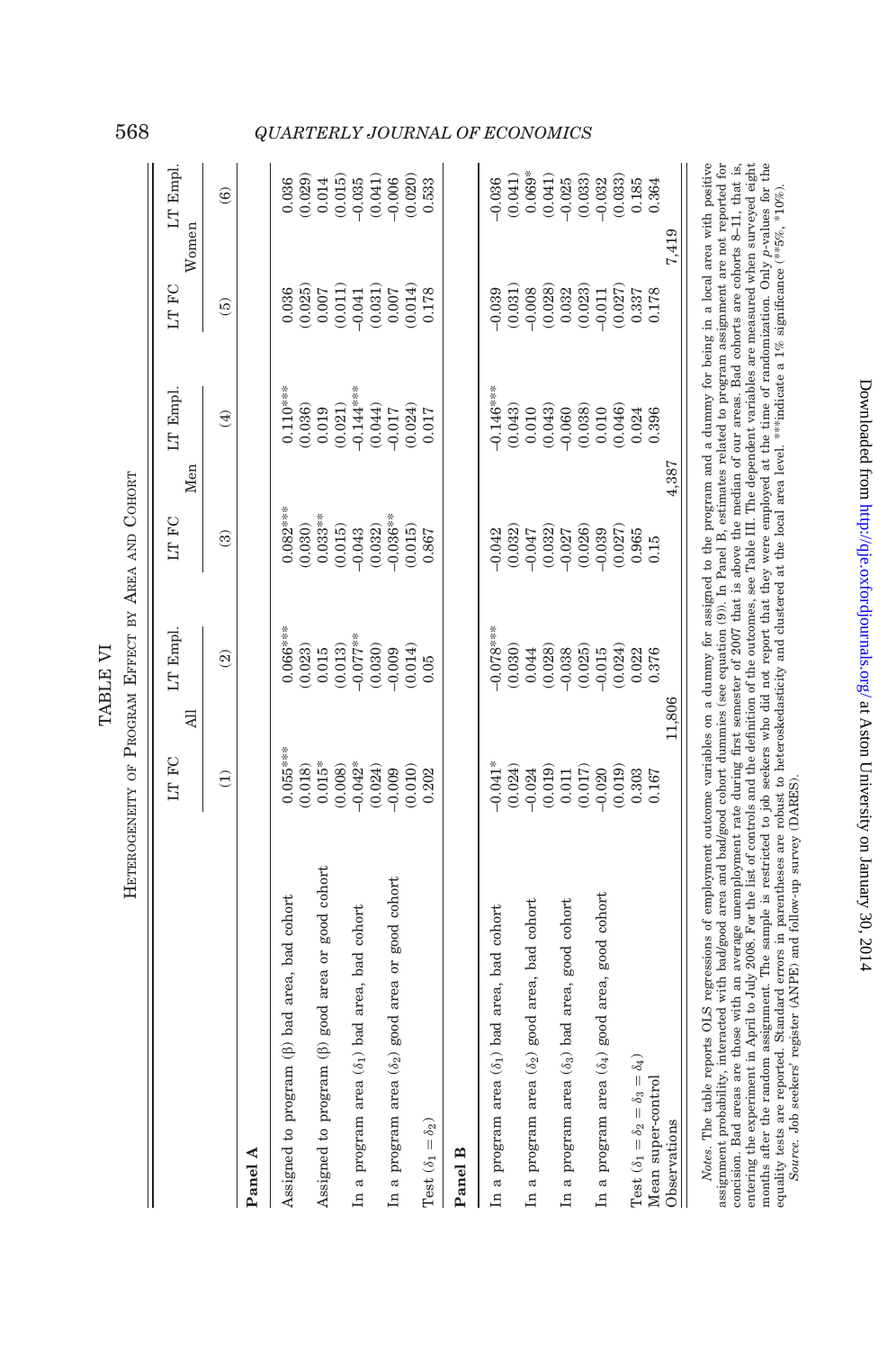TABLE VI

Heterogeneity of Program Effect by Area and Cohort

| | All | | Men | | Women | |
|---|---|---|---|---|---|---|
| | LT FC | LT Empl. | LT FC | LT Empl. | LT FC | LT Empl. |
| | (1) | (2) | (3) | (4) | (5) | (6) |
| **Panel A** | | | | | | |
| Assigned to program (β) bad area, bad cohort | 0.055*** | 0.066*** | 0.082*** | 0.110*** | 0.036 | 0.036 |
| | (0.018) | (0.023) | (0.030) | (0.036) | (0.025) | (0.029) |
| Assigned to program (β) good area or good cohort | 0.015* | 0.015 | 0.033** | 0.019 | 0.007 | 0.014 |
| | (0.008) | (0.013) | (0.015) | (0.021) | (0.011) | (0.015) |
| In a program area ($\delta_1$) bad area, bad cohort | -0.042* | -0.077** | -0.043 | -0.144*** | -0.041 | -0.035 |
| | (0.024) | (0.030) | (0.032) | (0.044) | (0.031) | (0.041) |
| In a program area ($\delta_2$) good area or good cohort | -0.009 | -0.009 | -0.036** | -0.017 | 0.007 | -0.006 |
| | (0.010) | (0.014) | (0.015) | (0.024) | (0.014) | (0.020) |
| Test ($\delta_1 = \delta_2$) | 0.202 | 0.05 | 0.867 | 0.017 | 0.178 | 0.533 |
| **Panel B** | | | | | | |
| In a program area ($\delta_1$) bad area, bad cohort | -0.041* | -0.078*** | -0.042 | -0.146*** | -0.039 | -0.036 |
| | (0.024) | (0.030) | (0.032) | (0.043) | (0.031) | (0.041) |
| In a program area ($\delta_2$) good area, bad cohort | -0.024 | 0.044 | -0.047 | 0.010 | -0.008 | 0.069* |
| | (0.019) | (0.028) | (0.032) | (0.043) | (0.028) | (0.041) |
| In a program area ($\delta_3$) bad area, good cohort | 0.011 | -0.038 | -0.027 | -0.060 | 0.032 | -0.025 |
| | (0.017) | (0.025) | (0.026) | (0.038) | (0.023) | (0.033) |
| In a program area ($\delta_4$) good area, good cohort | -0.020 | -0.015 | -0.039 | 0.010 | -0.011 | -0.032 |
| | (0.019) | (0.024) | (0.027) | (0.046) | (0.027) | (0.033) |
| Test ($\delta_1 = \delta_2 = \delta_3 = \delta_4$) | 0.303 | 0.022 | 0.965 | 0.024 | 0.337 | 0.185 |
| Mean super-control | 0.167 | 0.376 | 0.15 | 0.396 | 0.178 | 0.364 |
| Observations | 11,806 | | 4,387 | | 7,419 | |

*Notes.* The table reports OLS regressions of employment outcome variables on a dummy for assigned to the program and a dummy for being in a local area with positive assignment probability, interacted with bad/good area and bad/good cohort dummies (see equation (9)). In Panel B, estimates related to program assignment are not reported for concision. Bad areas are those with an average unemployment rate during first semester of 2007 that is above the median of our areas. Bad cohorts are cohorts 8–11, that is, entering the experiment in April to July 2008. For the list of controls and the definition of the outcomes, see Table III. The dependent variables are measured when surveyed eight months after the random assignment. The sample is restricted to job seekers who did not report that they were employed at the time of randomization. Only *p*-values for the equality tests are reported. Standard errors in parentheses are robust to heteroskedasticity and clustered at the local area level. ***indicate a 1% significance (**5%, *10%).

*Source.* Job seekers' register (ANPE) and follow-up survey (DARES).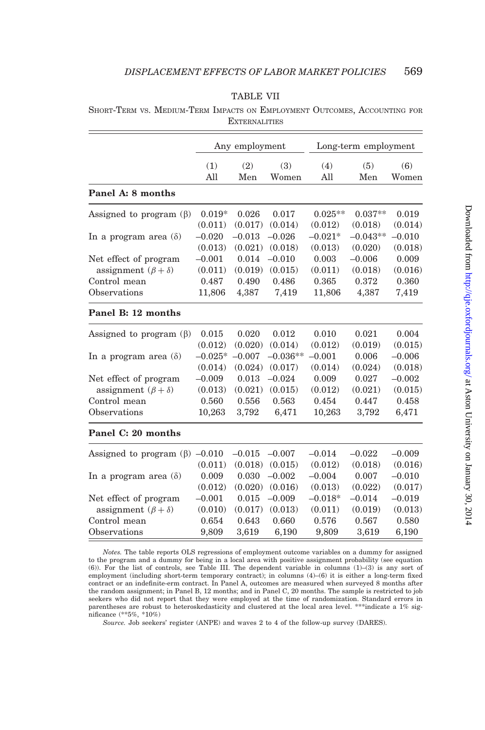TABLE VII

SHORT-TERM VS. MEDIUM-TERM IMPACTS ON EMPLOYMENT OUTCOMES, ACCOUNTING FOR EXTERNALITIES

| | Any employment | | | Long-term employment | | |
|---|---|---|---|---|---|---|
| | (1) All | (2) Men | (3) Women | (4) All | (5) Men | (6) Women |
| **Panel A: 8 months** | | | | | | |
| Assigned to program ($\beta$) | 0.019* | 0.026 | 0.017 | 0.025** | 0.037** | 0.019 |
| | (0.011) | (0.017) | (0.014) | (0.012) | (0.018) | (0.014) |
| In a program area ($\delta$) | −0.020 | −0.013 | −0.026 | −0.021* | −0.043** | −0.010 |
| | (0.013) | (0.021) | (0.018) | (0.013) | (0.020) | (0.018) |
| Net effect of program assignment ($\beta + \delta$) | −0.001 | 0.014 | −0.010 | 0.003 | −0.006 | 0.009 |
| | (0.011) | (0.019) | (0.015) | (0.011) | (0.018) | (0.016) |
| Control mean | 0.487 | 0.490 | 0.486 | 0.365 | 0.372 | 0.360 |
| Observations | 11,806 | 4,387 | 7,419 | 11,806 | 4,387 | 7,419 |
| **Panel B: 12 months** | | | | | | |
| Assigned to program ($\beta$) | 0.015 | 0.020 | 0.012 | 0.010 | 0.021 | 0.004 |
| | (0.012) | (0.020) | (0.014) | (0.012) | (0.019) | (0.015) |
| In a program area ($\delta$) | −0.025* | −0.007 | −0.036** | −0.001 | 0.006 | −0.006 |
| | (0.014) | (0.024) | (0.017) | (0.014) | (0.024) | (0.018) |
| Net effect of program assignment ($\beta + \delta$) | −0.009 | 0.013 | −0.024 | 0.009 | 0.027 | −0.002 |
| | (0.013) | (0.021) | (0.015) | (0.012) | (0.021) | (0.015) |
| Control mean | 0.560 | 0.556 | 0.563 | 0.454 | 0.447 | 0.458 |
| Observations | 10,263 | 3,792 | 6,471 | 10,263 | 3,792 | 6,471 |
| **Panel C: 20 months** | | | | | | |
| Assigned to program ($\beta$) | −0.010 | −0.015 | −0.007 | −0.014 | −0.022 | −0.009 |
| | (0.011) | (0.018) | (0.015) | (0.012) | (0.018) | (0.016) |
| In a program area ($\delta$) | 0.009 | 0.030 | −0.002 | −0.004 | 0.007 | −0.010 |
| | (0.012) | (0.020) | (0.016) | (0.013) | (0.022) | (0.017) |
| Net effect of program assignment ($\beta + \delta$) | −0.001 | 0.015 | −0.009 | −0.018* | −0.014 | −0.019 |
| | (0.010) | (0.017) | (0.013) | (0.011) | (0.019) | (0.013) |
| Control mean | 0.654 | 0.643 | 0.660 | 0.576 | 0.567 | 0.580 |
| Observations | 9,809 | 3,619 | 6,190 | 9,809 | 3,619 | 6,190 |

*Notes.* The table reports OLS regressions of employment outcome variables on a dummy for assigned to the program and a dummy for being in a local area with positive assignment probability (see equation (6)). For the list of controls, see Table III. The dependent variable in columns (1)–(3) is any sort of employment (including short-term temporary contract); in columns (4)–(6) it is either a long-term fixed contract or an indefinite-erm contract. In Panel A, outcomes are measured when surveyed 8 months after the random assignment; in Panel B, 12 months; and in Panel C, 20 months. The sample is restricted to job seekers who did not report that they were employed at the time of randomization. Standard errors in parentheses are robust to heteroskedasticity and clustered at the local area level. ***indicate a 1% significance (**5%, *10%)

*Source.* Job seekers' register (ANPE) and waves 2 to 4 of the follow-up survey (DARES).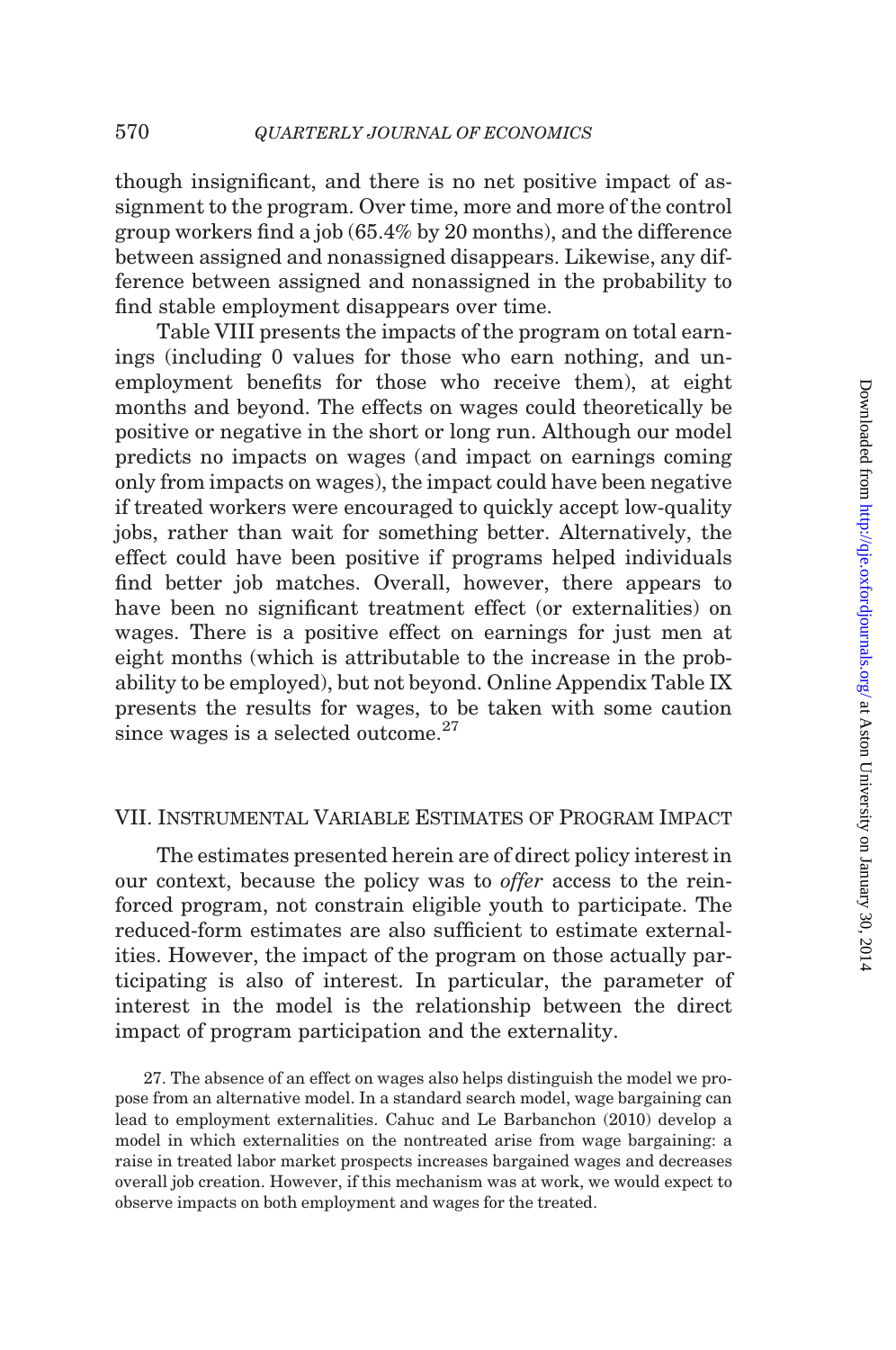though insignificant, and there is no net positive impact of assignment to the program. Over time, more and more of the control group workers find a job (65.4% by 20 months), and the difference between assigned and nonassigned disappears. Likewise, any difference between assigned and nonassigned in the probability to find stable employment disappears over time.

Table VIII presents the impacts of the program on total earnings (including 0 values for those who earn nothing, and unemployment benefits for those who receive them), at eight months and beyond. The effects on wages could theoretically be positive or negative in the short or long run. Although our model predicts no impacts on wages (and impact on earnings coming only from impacts on wages), the impact could have been negative if treated workers were encouraged to quickly accept low-quality jobs, rather than wait for something better. Alternatively, the effect could have been positive if programs helped individuals find better job matches. Overall, however, there appears to have been no significant treatment effect (or externalities) on wages. There is a positive effect on earnings for just men at eight months (which is attributable to the increase in the probability to be employed), but not beyond. Online Appendix Table IX presents the results for wages, to be taken with some caution since wages is a selected outcome.[27]

## VII. Instrumental Variable Estimates of Program Impact

The estimates presented herein are of direct policy interest in our context, because the policy was to *offer* access to the reinforced program, not constrain eligible youth to participate. The reduced-form estimates are also sufficient to estimate externalities. However, the impact of the program on those actually participating is also of interest. In particular, the parameter of interest in the model is the relationship between the direct impact of program participation and the externality.

27. The absence of an effect on wages also helps distinguish the model we propose from an alternative model. In a standard search model, wage bargaining can lead to employment externalities. Cahuc and Le Barbanchon (2010) develop a model in which externalities on the nontreated arise from wage bargaining: a raise in treated labor market prospects increases bargained wages and decreases overall job creation. However, if this mechanism was at work, we would expect to observe impacts on both employment and wages for the treated.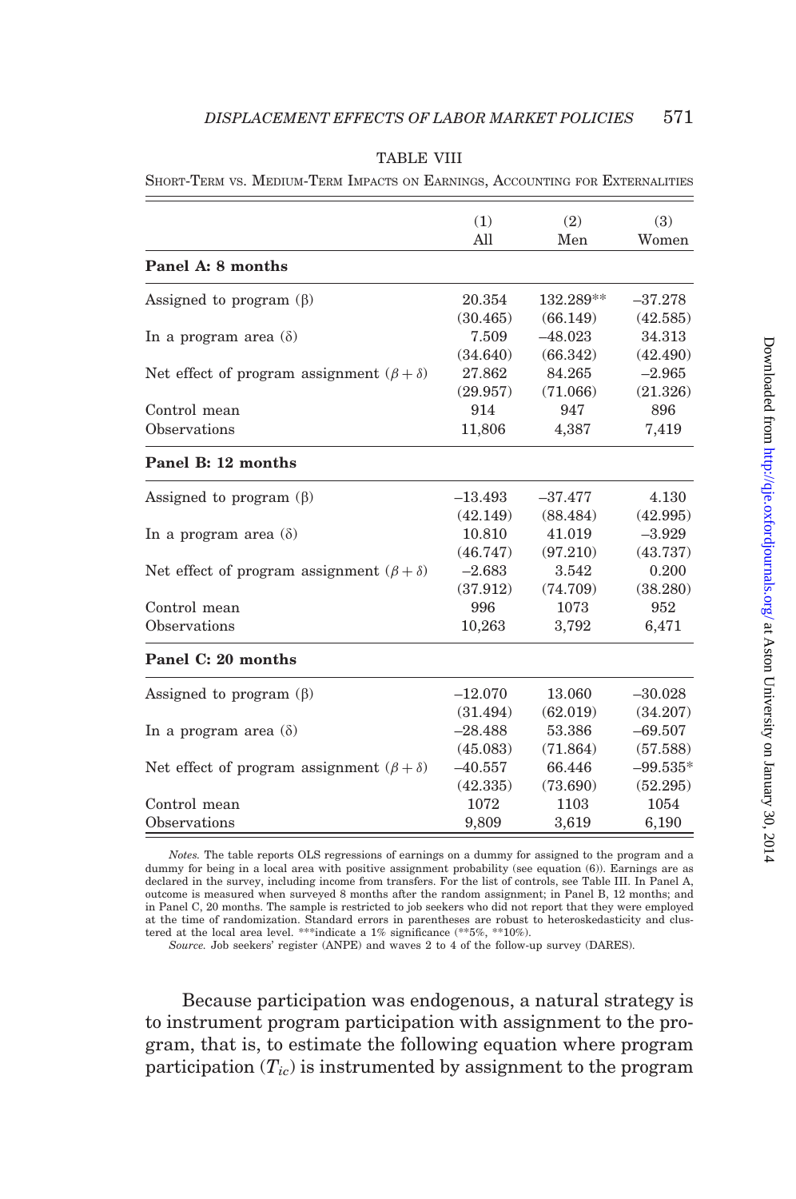TABLE VIII

Short-Term vs. Medium-Term Impacts on Earnings, Accounting for Externalities

| | (1) All | (2) Men | (3) Women |
|---|---|---|---|
| **Panel A: 8 months** | | | |
| Assigned to program (β) | 20.354 | 132.289** | −37.278 |
| | (30.465) | (66.149) | (42.585) |
| In a program area (δ) | 7.509 | −48.023 | 34.313 |
| | (34.640) | (66.342) | (42.490) |
| Net effect of program assignment ($\beta+\delta$) | 27.862 | 84.265 | −2.965 |
| | (29.957) | (71.066) | (21.326) |
| Control mean | 914 | 947 | 896 |
| Observations | 11,806 | 4,387 | 7,419 |
| **Panel B: 12 months** | | | |
| Assigned to program (β) | −13.493 | −37.477 | 4.130 |
| | (42.149) | (88.484) | (42.995) |
| In a program area (δ) | 10.810 | 41.019 | −3.929 |
| | (46.747) | (97.210) | (43.737) |
| Net effect of program assignment ($\beta+\delta$) | −2.683 | 3.542 | 0.200 |
| | (37.912) | (74.709) | (38.280) |
| Control mean | 996 | 1073 | 952 |
| Observations | 10,263 | 3,792 | 6,471 |
| **Panel C: 20 months** | | | |
| Assigned to program (β) | −12.070 | 13.060 | −30.028 |
| | (31.494) | (62.019) | (34.207) |
| In a program area (δ) | −28.488 | 53.386 | −69.507 |
| | (45.083) | (71.864) | (57.588) |
| Net effect of program assignment ($\beta+\delta$) | −40.557 | 66.446 | −99.535* |
| | (42.335) | (73.690) | (52.295) |
| Control mean | 1072 | 1103 | 1054 |
| Observations | 9,809 | 3,619 | 6,190 |

*Notes.* The table reports OLS regressions of earnings on a dummy for assigned to the program and a dummy for being in a local area with positive assignment probability (see equation (6)). Earnings are as declared in the survey, including income from transfers. For the list of controls, see Table III. In Panel A, outcome is measured when surveyed 8 months after the random assignment; in Panel B, 12 months; and in Panel C, 20 months. The sample is restricted to job seekers who did not report that they were employed at the time of randomization. Standard errors in parentheses are robust to heteroskedasticity and clustered at the local area level. ***indicate a 1% significance (**5%, **10%).

*Source.* Job seekers' register (ANPE) and waves 2 to 4 of the follow-up survey (DARES).

Because participation was endogenous, a natural strategy is to instrument program participation with assignment to the program, that is, to estimate the following equation where program participation ($T_{ic}$) is instrumented by assignment to the program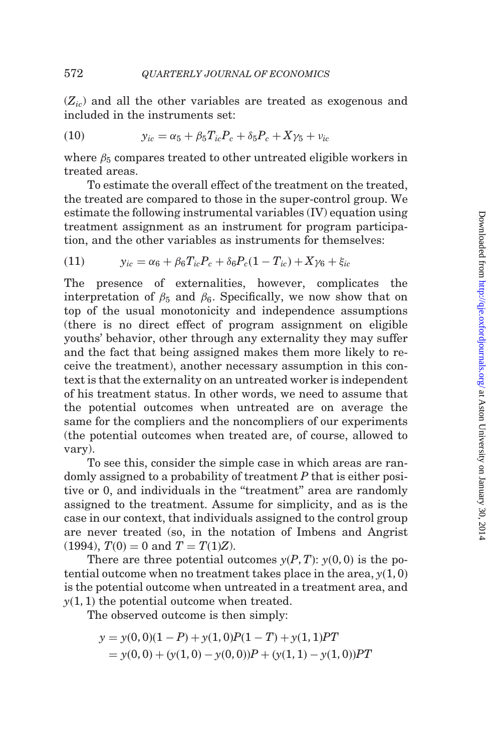($Z_{ic}$) and all the other variables are treated as exogenous and included in the instruments set:

$$y_{ic} = \alpha_5 + \beta_5 T_{ic} P_c + \delta_5 P_c + X\gamma_5 + \nu_{ic} \tag{10}$$

where $\beta_5$ compares treated to other untreated eligible workers in treated areas.

To estimate the overall effect of the treatment on the treated, the treated are compared to those in the super-control group. We estimate the following instrumental variables (IV) equation using treatment assignment as an instrument for program participation, and the other variables as instruments for themselves:

$$y_{ic} = \alpha_6 + \beta_6 T_{ic} P_c + \delta_6 P_c (1 - T_{ic}) + X\gamma_6 + \xi_{ic} \tag{11}$$

The presence of externalities, however, complicates the interpretation of $\beta_5$ and $\beta_6$. Specifically, we now show that on top of the usual monotonicity and independence assumptions (there is no direct effect of program assignment on eligible youths' behavior, other through any externality they may suffer and the fact that being assigned makes them more likely to receive the treatment), another necessary assumption in this context is that the externality on an untreated worker is independent of his treatment status. In other words, we need to assume that the potential outcomes when untreated are on average the same for the compliers and the noncompliers of our experiments (the potential outcomes when treated are, of course, allowed to vary).

To see this, consider the simple case in which areas are randomly assigned to a probability of treatment $P$ that is either positive or 0, and individuals in the "treatment" area are randomly assigned to the treatment. Assume for simplicity, and as is the case in our context, that individuals assigned to the control group are never treated (so, in the notation of Imbens and Angrist (1994), $T(0) = 0$ and $T = T(1)Z$).

There are three potential outcomes $y(P, T)$: $y(0, 0)$ is the potential outcome when no treatment takes place in the area, $y(1, 0)$ is the potential outcome when untreated in a treatment area, and $y(1, 1)$ the potential outcome when treated.

The observed outcome is then simply:

$$\begin{aligned} y &= y(0,0)(1-P) + y(1,0)P(1-T) + y(1,1)PT \\ &= y(0,0) + (y(1,0) - y(0,0))P + (y(1,1) - y(1,0))PT \end{aligned}$$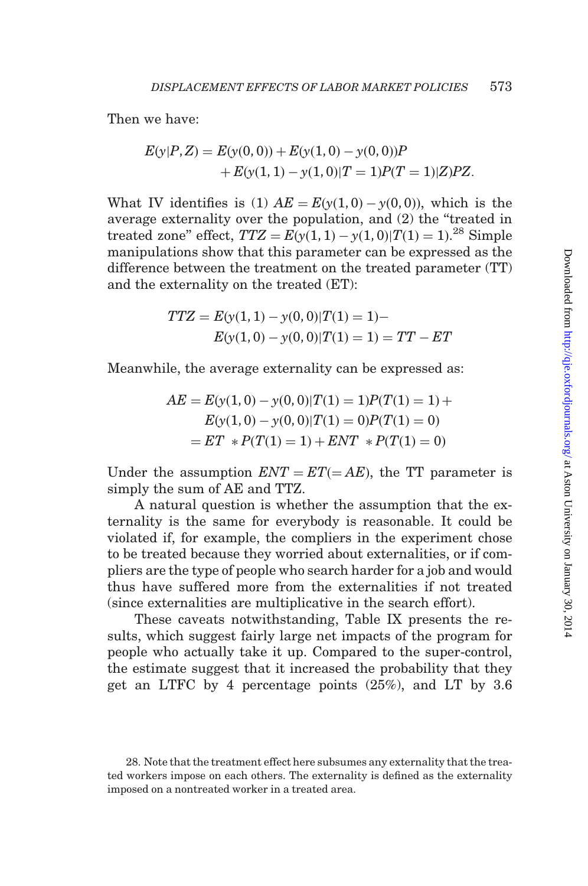Then we have:

$$E(y|P,Z) = E(y(0,0)) + E(y(1,0) - y(0,0))P + E(y(1,1) - y(1,0)|T=1)P(T=1)|Z)PZ.$$

What IV identifies is (1) $AE = E(y(1,0) - y(0,0))$, which is the average externality over the population, and (2) the "treated in treated zone" effect, $TTZ = E(y(1,1) - y(1,0)|T(1) = 1)$.[28] Simple manipulations show that this parameter can be expressed as the difference between the treatment on the treated parameter (TT) and the externality on the treated (ET):

$$TTZ = E(y(1,1) - y(0,0)|T(1) = 1) - E(y(1,0) - y(0,0)|T(1) = 1) = TT - ET$$

Meanwhile, the average externality can be expressed as:

$$\begin{aligned} AE &= E(y(1,0) - y(0,0)|T(1) = 1)P(T(1) = 1) + \\ &\quad E(y(1,0) - y(0,0)|T(1) = 0)P(T(1) = 0) \\ &= ET * P(T(1) = 1) + ENT * P(T(1) = 0) \end{aligned}$$

Under the assumption $ENT = ET (= AE)$, the TT parameter is simply the sum of AE and TTZ.

A natural question is whether the assumption that the externality is the same for everybody is reasonable. It could be violated if, for example, the compliers in the experiment chose to be treated because they worried about externalities, or if compliers are the type of people who search harder for a job and would thus have suffered more from the externalities if not treated (since externalities are multiplicative in the search effort).

These caveats notwithstanding, Table IX presents the results, which suggest fairly large net impacts of the program for people who actually take it up. Compared to the super-control, the estimate suggest that it increased the probability that they get an LTFC by 4 percentage points (25%), and LT by 3.6

28. Note that the treatment effect here subsumes any externality that the treated workers impose on each others. The externality is defined as the externality imposed on a nontreated worker in a treated area.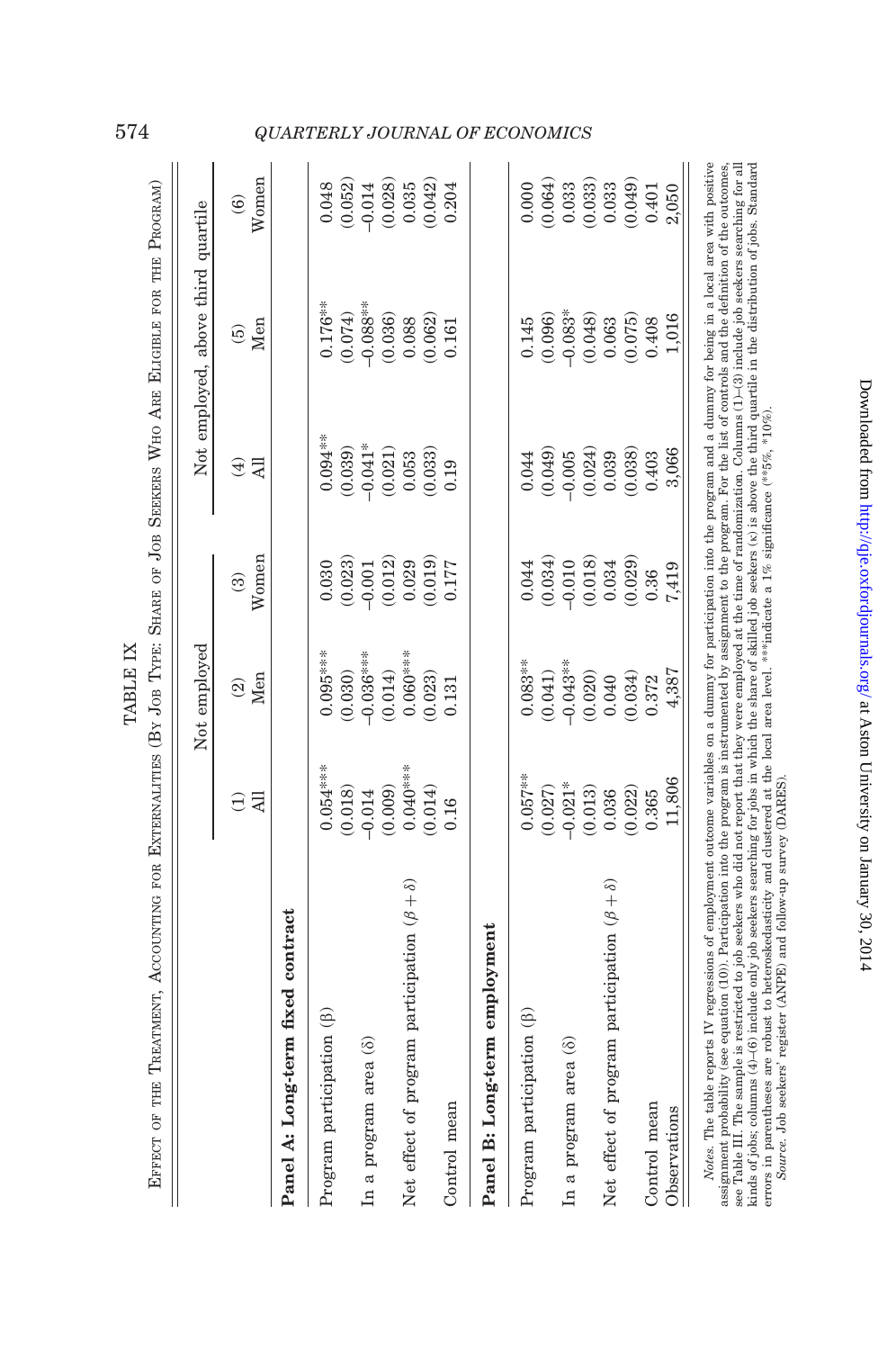TABLE IX

Effect of the Treatment, Accounting for Externalities (By Job Type: Share of Job Seekers Who Are Eligible for the Program)

| | Not employed | | | Not employed, above third quartile | | |
|---|---|---|---|---|---|---|
| | (1) All | (2) Men | (3) Women | (4) All | (5) Men | (6) Women |
| **Panel A: Long-term fixed contract** | | | | | | |
| Program participation (β) | 0.054*** | 0.095*** | 0.030 | 0.094** | 0.176** | 0.048 |
| | (0.018) | (0.030) | (0.023) | (0.039) | (0.074) | (0.052) |
| In a program area (δ) | -0.014 | -0.036*** | -0.001 | -0.041* | -0.088** | -0.014 |
| | (0.009) | (0.014) | (0.012) | (0.021) | (0.036) | (0.028) |
| Net effect of program participation ($\beta + \delta$) | 0.040*** | 0.060*** | 0.029 | 0.053 | 0.088 | 0.035 |
| | (0.014) | (0.023) | (0.019) | (0.033) | (0.062) | (0.042) |
| Control mean | 0.16 | 0.131 | 0.177 | 0.19 | 0.161 | 0.204 |
| **Panel B: Long-term employment** | | | | | | |
| Program participation (β) | 0.057** | 0.083** | 0.044 | 0.044 | 0.145 | 0.000 |
| | (0.027) | (0.041) | (0.034) | (0.049) | (0.096) | (0.064) |
| In a program area (δ) | -0.021* | -0.043** | -0.010 | -0.005 | -0.083* | 0.033 |
| | (0.013) | (0.020) | (0.018) | (0.024) | (0.048) | (0.033) |
| Net effect of program participation ($\beta + \delta$) | 0.036 | 0.040 | 0.034 | 0.039 | 0.063 | 0.033 |
| | (0.022) | (0.034) | (0.029) | (0.038) | (0.075) | (0.049) |
| Control mean | 0.365 | 0.372 | 0.36 | 0.403 | 0.408 | 0.401 |
| Observations | 11,806 | 4,387 | 7,419 | 3,066 | 1,016 | 2,050 |

*Notes.* The table reports IV regressions of employment outcome variables on a dummy for participation into the program and a dummy for being in a local area with positive assignment probability (see equation (10)). Participation into the program is instrumented by assignment to the program. For the list of controls and the definition of the outcomes, see Table III. The sample is restricted to job seekers who did not report that they were employed at the time of randomization. Columns (1)–(3) include job seekers searching for all kinds of jobs; columns (4)–(6) include only job seekers searching for jobs in which the share of skilled job seekers (κ) is above the third quartile in the distribution of jobs. Standard errors in parentheses are robust to heteroskedasticity and clustered at the local area level. ***indicate a 1% significance (**5%, *10%).

*Source.* Job seekers' register (ANPE) and follow-up survey (DARES).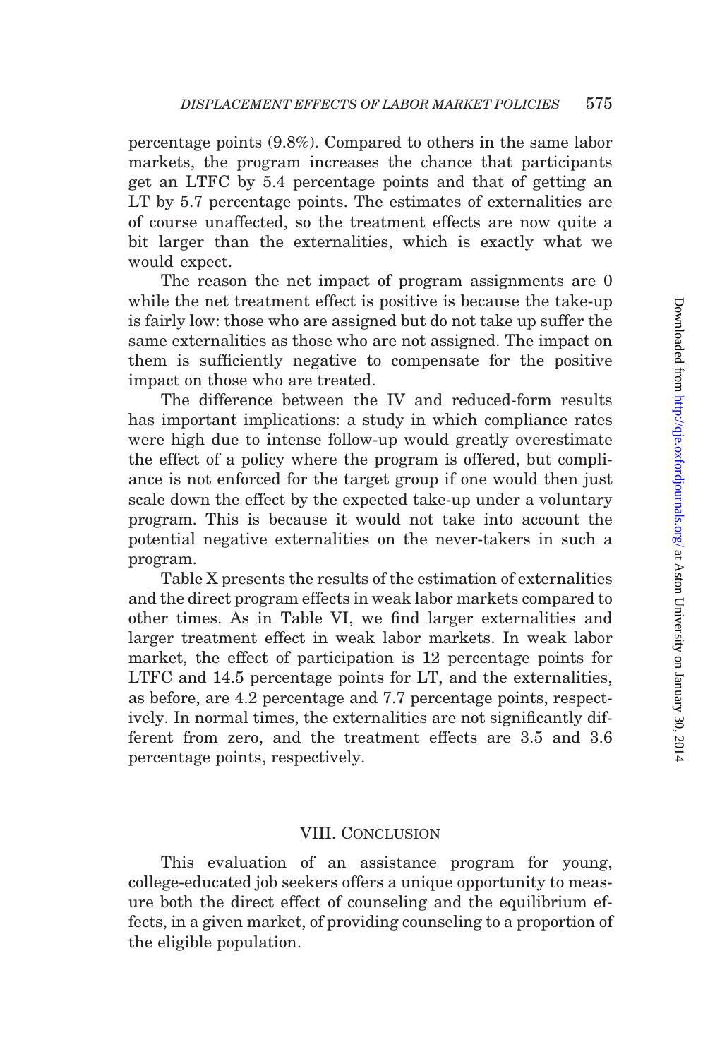percentage points (9.8%). Compared to others in the same labor markets, the program increases the chance that participants get an LTFC by 5.4 percentage points and that of getting an LT by 5.7 percentage points. The estimates of externalities are of course unaffected, so the treatment effects are now quite a bit larger than the externalities, which is exactly what we would expect.

The reason the net impact of program assignments are 0 while the net treatment effect is positive is because the take-up is fairly low: those who are assigned but do not take up suffer the same externalities as those who are not assigned. The impact on them is sufficiently negative to compensate for the positive impact on those who are treated.

The difference between the IV and reduced-form results has important implications: a study in which compliance rates were high due to intense follow-up would greatly overestimate the effect of a policy where the program is offered, but compliance is not enforced for the target group if one would then just scale down the effect by the expected take-up under a voluntary program. This is because it would not take into account the potential negative externalities on the never-takers in such a program.

Table X presents the results of the estimation of externalities and the direct program effects in weak labor markets compared to other times. As in Table VI, we find larger externalities and larger treatment effect in weak labor markets. In weak labor market, the effect of participation is 12 percentage points for LTFC and 14.5 percentage points for LT, and the externalities, as before, are 4.2 percentage and 7.7 percentage points, respectively. In normal times, the externalities are not significantly different from zero, and the treatment effects are 3.5 and 3.6 percentage points, respectively.

## VIII. Conclusion

This evaluation of an assistance program for young, college-educated job seekers offers a unique opportunity to measure both the direct effect of counseling and the equilibrium effects, in a given market, of providing counseling to a proportion of the eligible population.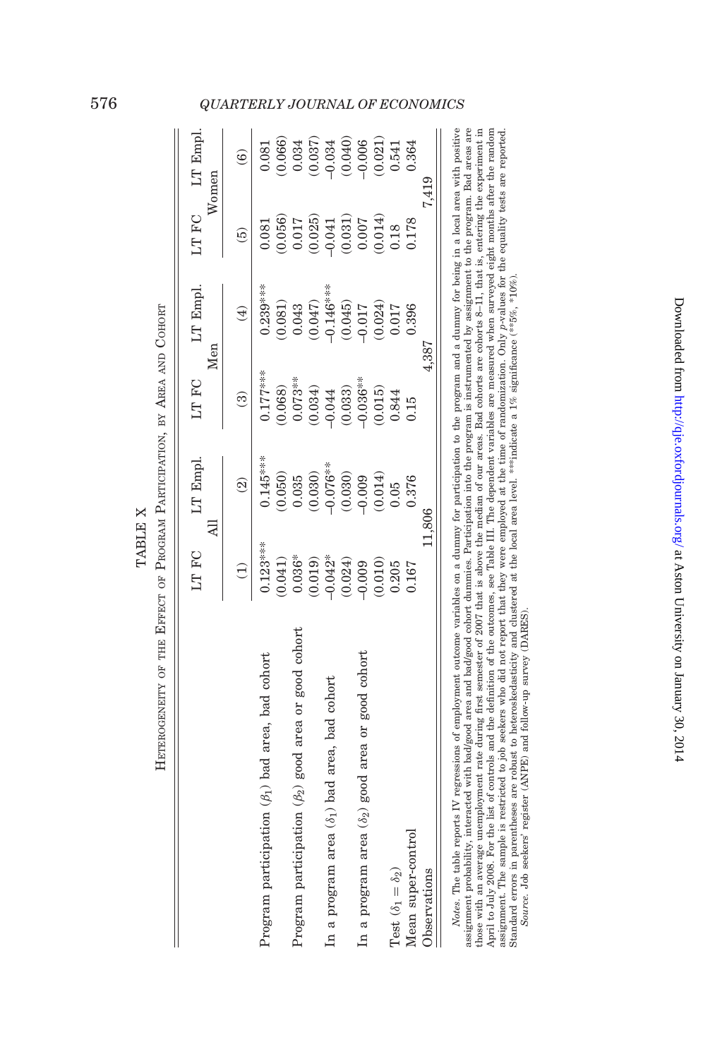TABLE X

HETEROGENEITY OF THE EFFECT OF PROGRAM PARTICIPATION, BY AREA AND COHORT

| | All | | Men | | Women | |
|---|---|---|---|---|---|---|
| | LT FC | LT Empl. | LT FC | LT Empl. | LT FC | LT Empl. |
| | (1) | (2) | (3) | (4) | (5) | (6) |
| Program participation ($\beta_1$) bad area, bad cohort | 0.123*** | 0.145*** | 0.177*** | 0.239*** | 0.081 | 0.081 |
| | (0.041) | (0.050) | (0.068) | (0.081) | (0.056) | (0.066) |
| Program participation ($\beta_2$) good area or good cohort | 0.036* | 0.035 | 0.073** | 0.043 | 0.017 | 0.034 |
| | (0.019) | (0.030) | (0.034) | (0.047) | (0.025) | (0.037) |
| In a program area ($\delta_1$) bad area, bad cohort | −0.042* | −0.076** | −0.044 | −0.146*** | −0.041 | −0.034 |
| | (0.024) | (0.030) | (0.033) | (0.045) | (0.031) | (0.040) |
| In a program area ($\delta_2$) good area or good cohort | −0.009 | −0.009 | −0.036** | −0.017 | 0.007 | −0.006 |
| | (0.010) | (0.014) | (0.015) | (0.024) | (0.014) | (0.021) |
| Test ($\delta_1 = \delta_2$) | 0.205 | 0.05 | 0.844 | 0.017 | 0.18 | 0.541 |
| Mean super-control | 0.167 | 0.376 | 0.15 | 0.396 | 0.178 | 0.364 |
| Observations | 11,806 | | 4,387 | | 7,419 | |

*Notes.* The table reports IV regressions of employment outcome variables on a dummy for participation to the program and a dummy for being in a local area with positive assignment probability, interacted with bad/good area and bad/good cohort dummies. Participation into the program is instrumented by assignment to the program. Bad areas are those with an average unemployment rate during first semester of 2007 that is above the median of our areas. Bad cohorts are cohorts 8–11, that is, entering the experiment in April to July 2008. For the list of controls and the definition of the outcomes, see Table III. The dependent variables are measured when surveyed eight months after the random assignment. The sample is restricted to job seekers who did not report that they were employed at the time of randomization. Only *p*-values for the equality tests are reported. Standard errors in parentheses are robust to heteroskedasticity and clustered at the local area level. ***indicate a 1% significance (**5%, *10%).

*Source.* Job seekers' register (ANPE) and follow-up survey (DARES).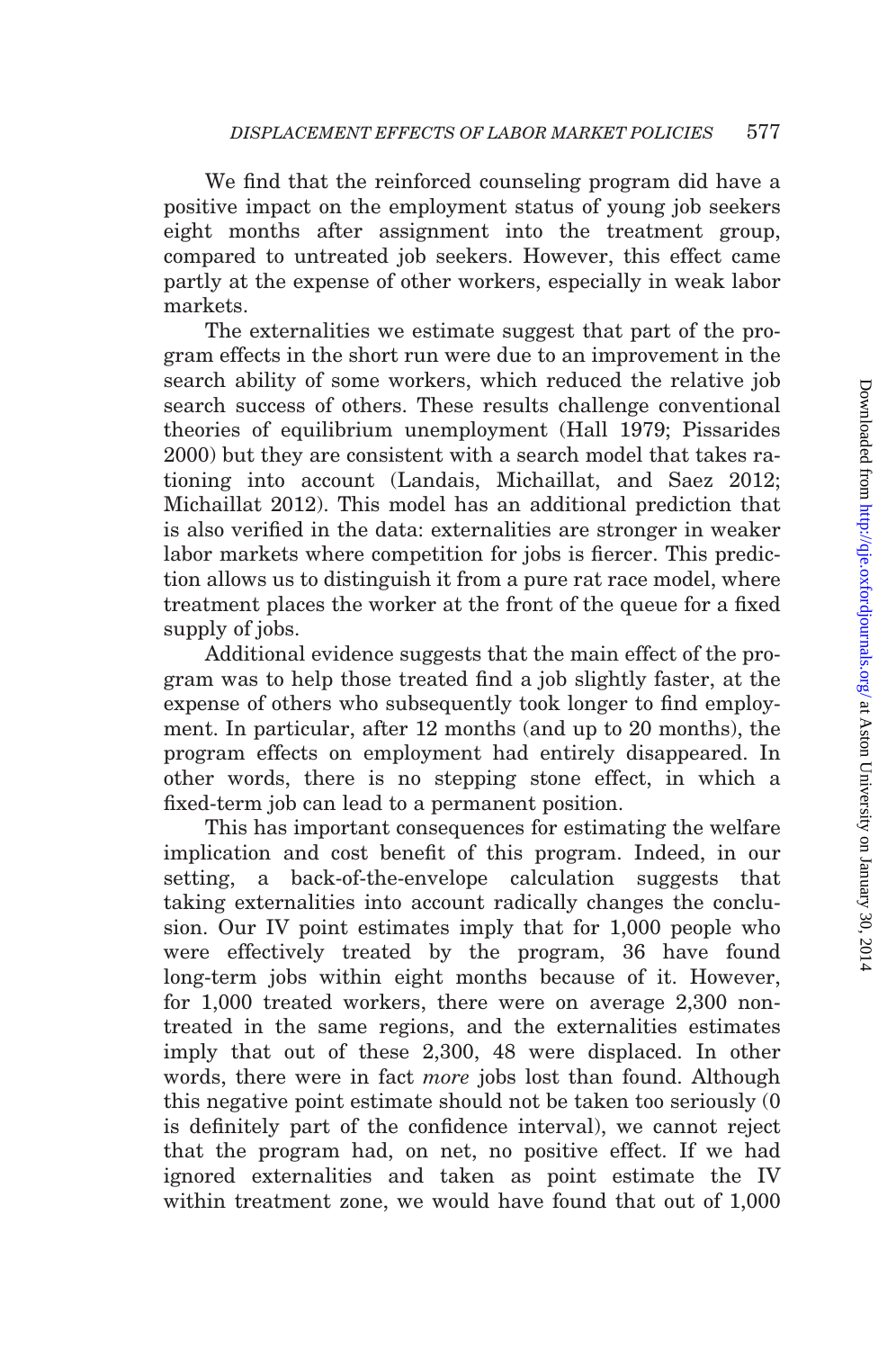We find that the reinforced counseling program did have a positive impact on the employment status of young job seekers eight months after assignment into the treatment group, compared to untreated job seekers. However, this effect came partly at the expense of other workers, especially in weak labor markets.

The externalities we estimate suggest that part of the program effects in the short run were due to an improvement in the search ability of some workers, which reduced the relative job search success of others. These results challenge conventional theories of equilibrium unemployment (Hall 1979; Pissarides 2000) but they are consistent with a search model that takes rationing into account (Landais, Michaillat, and Saez 2012; Michaillat 2012). This model has an additional prediction that is also verified in the data: externalities are stronger in weaker labor markets where competition for jobs is fiercer. This prediction allows us to distinguish it from a pure rat race model, where treatment places the worker at the front of the queue for a fixed supply of jobs.

Additional evidence suggests that the main effect of the program was to help those treated find a job slightly faster, at the expense of others who subsequently took longer to find employment. In particular, after 12 months (and up to 20 months), the program effects on employment had entirely disappeared. In other words, there is no stepping stone effect, in which a fixed-term job can lead to a permanent position.

This has important consequences for estimating the welfare implication and cost benefit of this program. Indeed, in our setting, a back-of-the-envelope calculation suggests that taking externalities into account radically changes the conclusion. Our IV point estimates imply that for 1,000 people who were effectively treated by the program, 36 have found long-term jobs within eight months because of it. However, for 1,000 treated workers, there were on average 2,300 non-treated in the same regions, and the externalities estimates imply that out of these 2,300, 48 were displaced. In other words, there were in fact *more* jobs lost than found. Although this negative point estimate should not be taken too seriously (0 is definitely part of the confidence interval), we cannot reject that the program had, on net, no positive effect. If we had ignored externalities and taken as point estimate the IV within treatment zone, we would have found that out of 1,000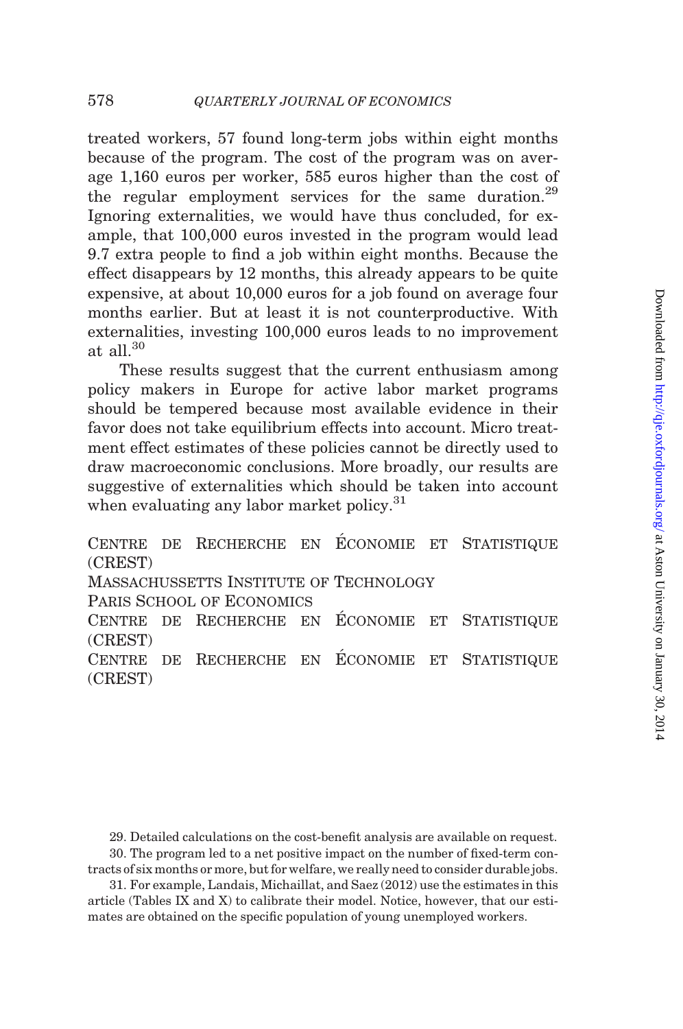treated workers, 57 found long-term jobs within eight months because of the program. The cost of the program was on average 1,160 euros per worker, 585 euros higher than the cost of the regular employment services for the same duration.[29] Ignoring externalities, we would have thus concluded, for example, that 100,000 euros invested in the program would lead 9.7 extra people to find a job within eight months. Because the effect disappears by 12 months, this already appears to be quite expensive, at about 10,000 euros for a job found on average four months earlier. But at least it is not counterproductive. With externalities, investing 100,000 euros leads to no improvement at all.[30]

These results suggest that the current enthusiasm among policy makers in Europe for active labor market programs should be tempered because most available evidence in their favor does not take equilibrium effects into account. Micro treatment effect estimates of these policies cannot be directly used to draw macroeconomic conclusions. More broadly, our results are suggestive of externalities which should be taken into account when evaluating any labor market policy.[31]

Centre de Recherche en Économie et Statistique (CREST)
Massachussetts Institute of Technology
Paris School of Economics
Centre de Recherche en Économie et Statistique (CREST)
Centre de Recherche en Économie et Statistique (CREST)

29. Detailed calculations on the cost-benefit analysis are available on request.

30. The program led to a net positive impact on the number of fixed-term contracts of six months or more, but for welfare, we really need to consider durable jobs.

31. For example, Landais, Michaillat, and Saez (2012) use the estimates in this article (Tables IX and X) to calibrate their model. Notice, however, that our estimates are obtained on the specific population of young unemployed workers.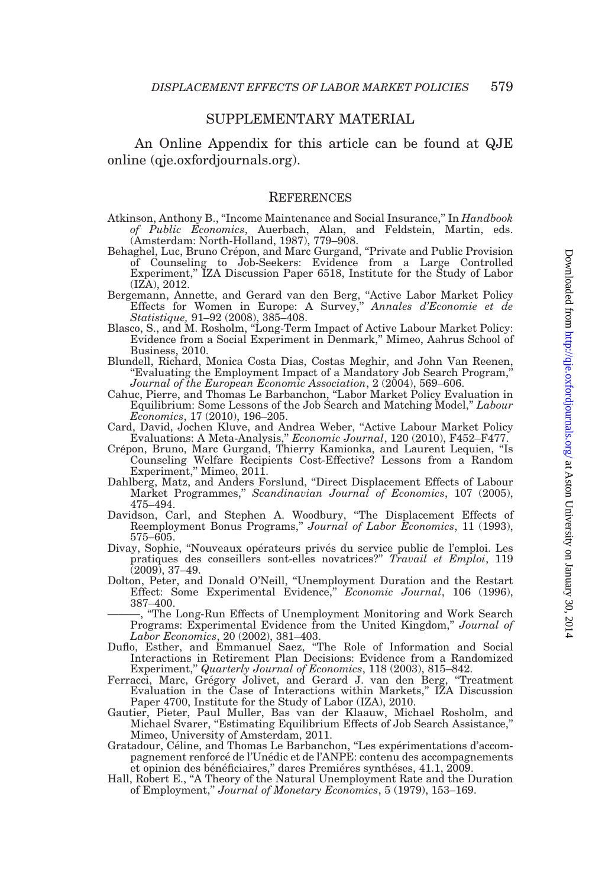## SUPPLEMENTARY MATERIAL

An Online Appendix for this article can be found at QJE online (qje.oxfordjournals.org).

## REFERENCES

Atkinson, Anthony B., "Income Maintenance and Social Insurance," In *Handbook of Public Economics*, Auerbach, Alan, and Feldstein, Martin, eds. (Amsterdam: North-Holland, 1987), 779–908.

Behaghel, Luc, Bruno Crépon, and Marc Gurgand, "Private and Public Provision of Counseling to Job-Seekers: Evidence from a Large Controlled Experiment," IZA Discussion Paper 6518, Institute for the Study of Labor (IZA), 2012.

Bergemann, Annette, and Gerard van den Berg, "Active Labor Market Policy Effects for Women in Europe: A Survey," *Annales d'Economie et de Statistique,* 91–92 (2008), 385–408.

Blasco, S., and M. Rosholm, "Long-Term Impact of Active Labour Market Policy: Evidence from a Social Experiment in Denmark," Mimeo, Aahrus School of Business, 2010.

Blundell, Richard, Monica Costa Dias, Costas Meghir, and John Van Reenen, "Evaluating the Employment Impact of a Mandatory Job Search Program," *Journal of the European Economic Association*, 2 (2004), 569–606.

Cahuc, Pierre, and Thomas Le Barbanchon, "Labor Market Policy Evaluation in Equilibrium: Some Lessons of the Job Search and Matching Model," *Labour Economics*, 17 (2010), 196–205.

Card, David, Jochen Kluve, and Andrea Weber, "Active Labour Market Policy Evaluations: A Meta-Analysis," *Economic Journal*, 120 (2010), F452–F477.

Crépon, Bruno, Marc Gurgand, Thierry Kamionka, and Laurent Lequien, "Is Counseling Welfare Recipients Cost-Effective? Lessons from a Random Experiment," Mimeo, 2011.

Dahlberg, Matz, and Anders Forslund, "Direct Displacement Effects of Labour Market Programmes," *Scandinavian Journal of Economics*, 107 (2005), 475–494.

Davidson, Carl, and Stephen A. Woodbury, "The Displacement Effects of Reemployment Bonus Programs," *Journal of Labor Economics*, 11 (1993), 575–605.

Divay, Sophie, "Nouveaux opérateurs privés du service public de l'emploi. Les pratiques des conseillers sont-elles novatrices?" *Travail et Emploi*, 119 (2009), 37–49.

Dolton, Peter, and Donald O'Neill, "Unemployment Duration and the Restart Effect: Some Experimental Evidence," *Economic Journal*, 106 (1996), 387–400.

———, "The Long-Run Effects of Unemployment Monitoring and Work Search Programs: Experimental Evidence from the United Kingdom," *Journal of Labor Economics*, 20 (2002), 381–403.

Duflo, Esther, and Emmanuel Saez, "The Role of Information and Social Interactions in Retirement Plan Decisions: Evidence from a Randomized Experiment," *Quarterly Journal of Economics*, 118 (2003), 815–842.

Ferracci, Marc, Grégory Jolivet, and Gerard J. van den Berg, "Treatment Evaluation in the Case of Interactions within Markets," IZA Discussion Paper 4700, Institute for the Study of Labor (IZA), 2010.

Gautier, Pieter, Paul Muller, Bas van der Klaauw, Michael Rosholm, and Michael Svarer, "Estimating Equilibrium Effects of Job Search Assistance," Mimeo, University of Amsterdam, 2011.

Gratadour, Céline, and Thomas Le Barbanchon, "Les expérimentations d'accompagnement renforcé de l'Unédic et de l'ANPE: contenu des accompagnements et opinion des bénéficiaires," dares Premiéres synthéses, 41.1, 2009.

Hall, Robert E., "A Theory of the Natural Unemployment Rate and the Duration of Employment," *Journal of Monetary Economics*, 5 (1979), 153–169.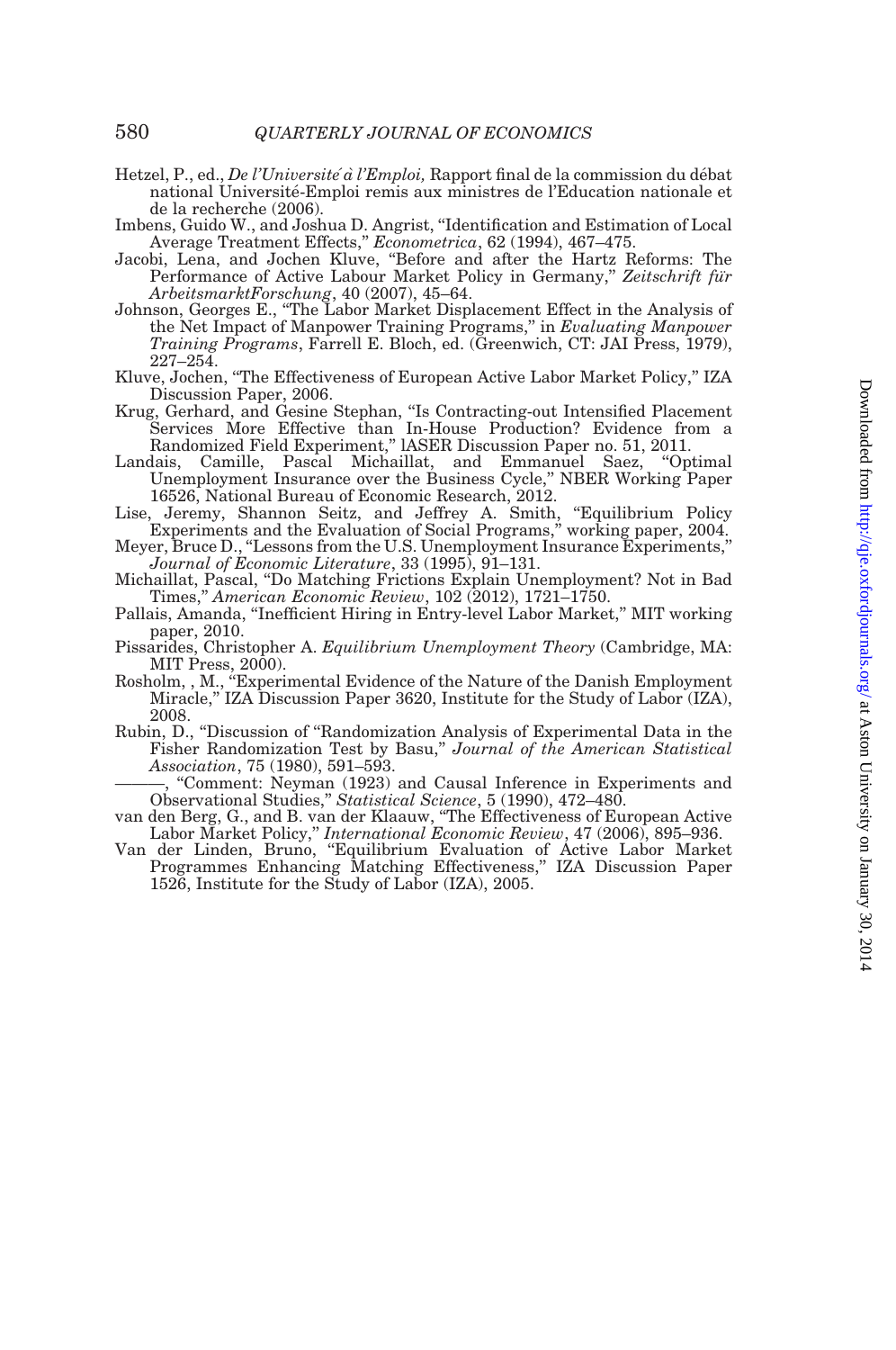Hetzel, P., ed., *De l'Universite ́ à l'Emploi,* Rapport final de la commission du débat national Université-Emploi remis aux ministres de l'Education nationale et de la recherche (2006).

Imbens, Guido W., and Joshua D. Angrist, "Identification and Estimation of Local Average Treatment Effects," *Econometrica*, 62 (1994), 467–475.

Jacobi, Lena, and Jochen Kluve, "Before and after the Hartz Reforms: The Performance of Active Labour Market Policy in Germany," *Zeitschrift für ArbeitsmarktForschung*, 40 (2007), 45–64.

Johnson, Georges E., "The Labor Market Displacement Effect in the Analysis of the Net Impact of Manpower Training Programs," in *Evaluating Manpower Training Programs*, Farrell E. Bloch, ed. (Greenwich, CT: JAI Press, 1979), 227–254.

Kluve, Jochen, "The Effectiveness of European Active Labor Market Policy," IZA Discussion Paper, 2006.

Krug, Gerhard, and Gesine Stephan, "Is Contracting-out Intensified Placement Services More Effective than In-House Production? Evidence from a Randomized Field Experiment," lASER Discussion Paper no. 51, 2011.

Landais, Camille, Pascal Michaillat, and Emmanuel Saez, "Optimal Unemployment Insurance over the Business Cycle," NBER Working Paper 16526, National Bureau of Economic Research, 2012.

Lise, Jeremy, Shannon Seitz, and Jeffrey A. Smith, "Equilibrium Policy Experiments and the Evaluation of Social Programs," working paper, 2004.

Meyer, Bruce D., "Lessons from the U.S. Unemployment Insurance Experiments," *Journal of Economic Literature*, 33 (1995), 91–131.

Michaillat, Pascal, "Do Matching Frictions Explain Unemployment? Not in Bad Times," *American Economic Review*, 102 (2012), 1721–1750.

Pallais, Amanda, "Inefficient Hiring in Entry-level Labor Market," MIT working paper, 2010.

Pissarides, Christopher A. *Equilibrium Unemployment Theory* (Cambridge, MA: MIT Press, 2000).

Rosholm, , M., "Experimental Evidence of the Nature of the Danish Employment Miracle," IZA Discussion Paper 3620, Institute for the Study of Labor (IZA), 2008.

Rubin, D., "Discussion of "Randomization Analysis of Experimental Data in the Fisher Randomization Test by Basu," *Journal of the American Statistical Association*, 75 (1980), 591–593.

———, "Comment: Neyman (1923) and Causal Inference in Experiments and Observational Studies," *Statistical Science*, 5 (1990), 472–480.

van den Berg, G., and B. van der Klaauw, "The Effectiveness of European Active Labor Market Policy," *International Economic Review*, 47 (2006), 895–936.

Van der Linden, Bruno, "Equilibrium Evaluation of Active Labor Market Programmes Enhancing Matching Effectiveness," IZA Discussion Paper 1526, Institute for the Study of Labor (IZA), 2005.